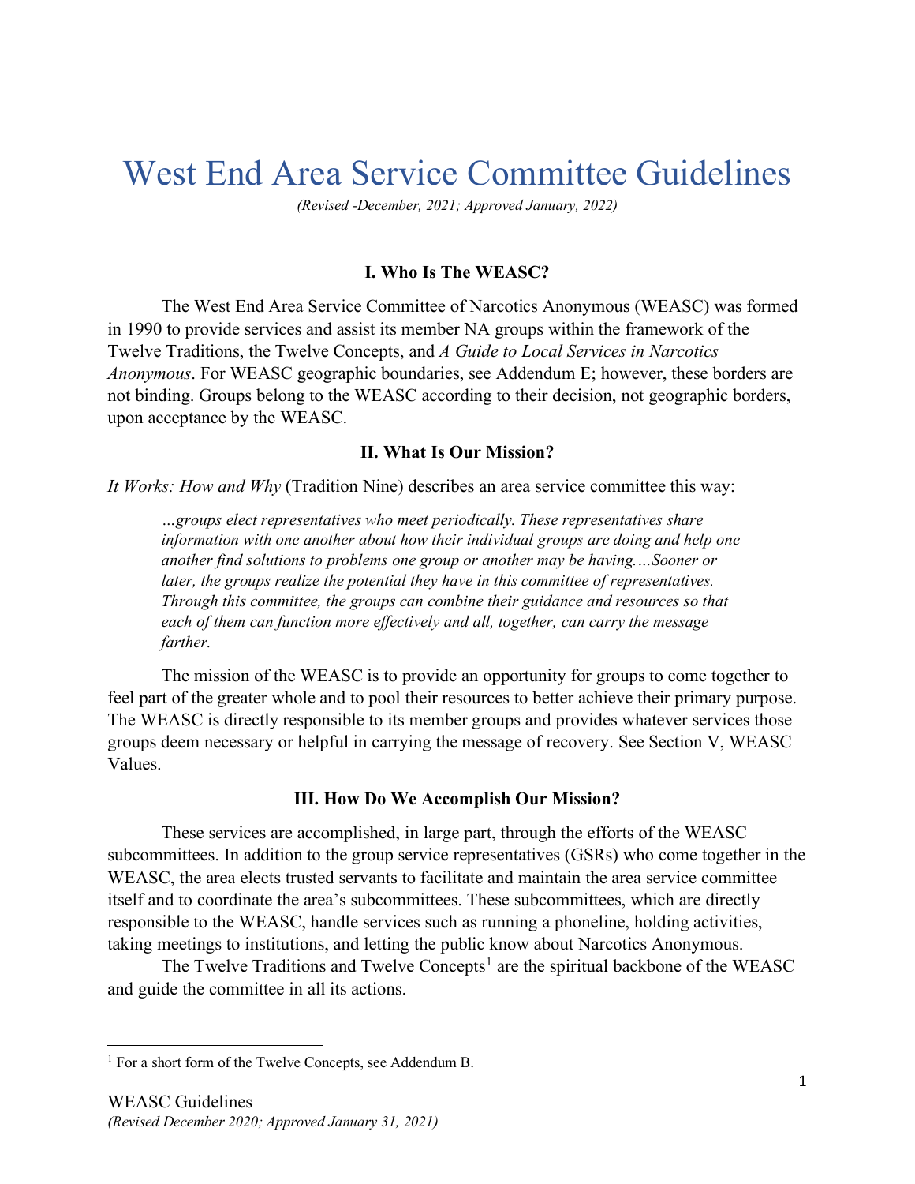# West End Area Service Committee Guidelines

*(Revised -December, 2021; Approved January, 2022)*

### I. Who Is The WEASC?

The West End Area Service Committee of Narcotics Anonymous (WEASC) was formed in 1990 to provide services and assist its member NA groups within the framework of the Twelve Traditions, the Twelve Concepts, and *A Guide to Local Services in Narcotics Anonymous*. For WEASC geographic boundaries, see Addendum E; however, these borders are not binding. Groups belong to the WEASC according to their decision, not geographic borders, upon acceptance by the WEASC.

### II. What Is Our Mission?

*It Works: How and Why* (Tradition Nine) describes an area service committee this way:

> *…groups elect representatives who meet periodically. These representatives share information with one another about how their individual groups are doing and help one another find solutions to problems one group or another may be having.…Sooner or later, the groups realize the potential they have in this committee of representatives. Through this committee, the groups can combine their guidance and resources so that each of them can function more effectively and all, together, can carry the message farther.*

The mission of the WEASC is to provide an opportunity for groups to come together to feel part of the greater whole and to pool their resources to better achieve their primary purpose. The WEASC is directly responsible to its member groups and provides whatever services those groups deem necessary or helpful in carrying the message of recovery. See Section V, WEASC Values.

### III. How Do We Accomplish Our Mission?

These services are accomplished, in large part, through the efforts of the WEASC subcommittees. In addition to the group service representatives (GSRs) who come together in the WEASC, the area elects trusted servants to facilitate and maintain the area service committee itself and to coordinate the area's subcommittees. These subcommittees, which are directly responsible to the WEASC, handle services such as running a phoneline, holding activities, taking meetings to institutions, and letting the public know about Narcotics Anonymous.

The Twelve Traditions and Twelve Concepts[1] are the spiritual backbone of the WEASC and guide the committee in all its actions.

[1] For a short form of the Twelve Concepts, see Addendum B.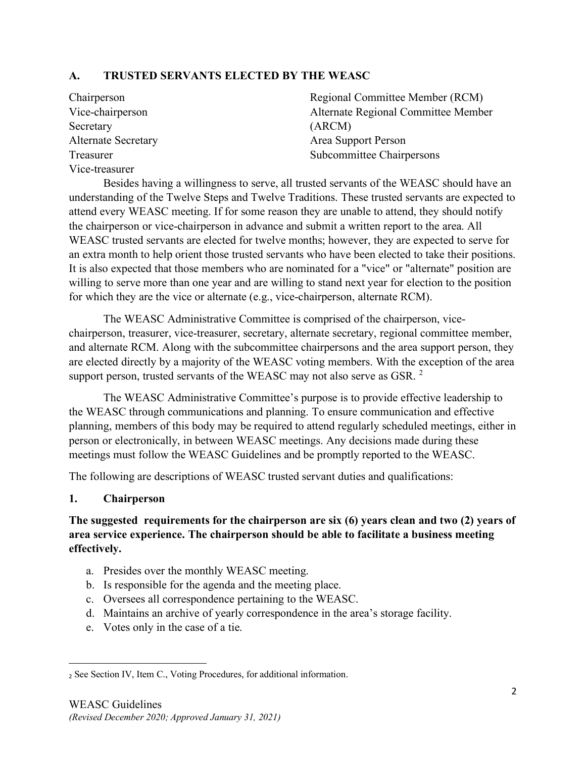## A. TRUSTED SERVANTS ELECTED BY THE WEASC

- Chairperson
- Vice-chairperson
- Secretary
- Alternate Secretary
- Treasurer
- Vice-treasurer
- Regional Committee Member (RCM)
- Alternate Regional Committee Member (ARCM)
- Area Support Person
- Subcommittee Chairpersons

Besides having a willingness to serve, all trusted servants of the WEASC should have an understanding of the Twelve Steps and Twelve Traditions. These trusted servants are expected to attend every WEASC meeting. If for some reason they are unable to attend, they should notify the chairperson or vice-chairperson in advance and submit a written report to the area. All WEASC trusted servants are elected for twelve months; however, they are expected to serve for an extra month to help orient those trusted servants who have been elected to take their positions. It is also expected that those members who are nominated for a "vice" or "alternate" position are willing to serve more than one year and are willing to stand next year for election to the position for which they are the vice or alternate (e.g., vice-chairperson, alternate RCM).

The WEASC Administrative Committee is comprised of the chairperson, vice-chairperson, treasurer, vice-treasurer, secretary, alternate secretary, regional committee member, and alternate RCM. Along with the subcommittee chairpersons and the area support person, they are elected directly by a majority of the WEASC voting members. With the exception of the area support person, trusted servants of the WEASC may not also serve as GSR. [2]

The WEASC Administrative Committee's purpose is to provide effective leadership to the WEASC through communications and planning. To ensure communication and effective planning, members of this body may be required to attend regularly scheduled meetings, either in person or electronically, in between WEASC meetings. Any decisions made during these meetings must follow the WEASC Guidelines and be promptly reported to the WEASC.

The following are descriptions of WEASC trusted servant duties and qualifications:

### 1. Chairperson

**The suggested requirements for the chairperson are six (6) years clean and two (2) years of area service experience. The chairperson should be able to facilitate a business meeting effectively.**

a. Presides over the monthly WEASC meeting.
b. Is responsible for the agenda and the meeting place.
c. Oversees all correspondence pertaining to the WEASC.
d. Maintains an archive of yearly correspondence in the area's storage facility.
e. Votes only in the case of a tie.

---

[2] See Section IV, Item C., Voting Procedures, for additional information.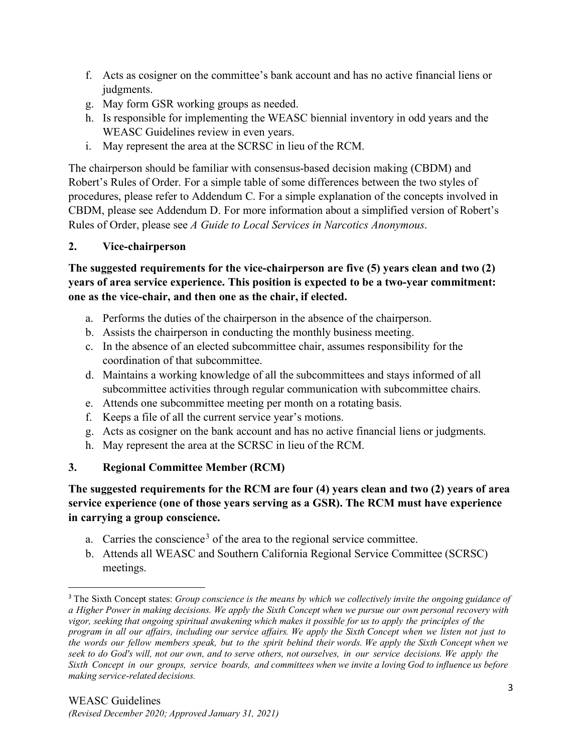f. Acts as cosigner on the committee's bank account and has no active financial liens or judgments.
g. May form GSR working groups as needed.
h. Is responsible for implementing the WEASC biennial inventory in odd years and the WEASC Guidelines review in even years.
i. May represent the area at the SCRSC in lieu of the RCM.

The chairperson should be familiar with consensus-based decision making (CBDM) and Robert's Rules of Order. For a simple table of some differences between the two styles of procedures, please refer to Addendum C. For a simple explanation of the concepts involved in CBDM, please see Addendum D. For more information about a simplified version of Robert's Rules of Order, please see *A Guide to Local Services in Narcotics Anonymous*.

### 2. Vice-chairperson

**The suggested requirements for the vice-chairperson are five (5) years clean and two (2) years of area service experience. This position is expected to be a two-year commitment: one as the vice-chair, and then one as the chair, if elected.**

a. Performs the duties of the chairperson in the absence of the chairperson.
b. Assists the chairperson in conducting the monthly business meeting.
c. In the absence of an elected subcommittee chair, assumes responsibility for the coordination of that subcommittee.
d. Maintains a working knowledge of all the subcommittees and stays informed of all subcommittee activities through regular communication with subcommittee chairs.
e. Attends one subcommittee meeting per month on a rotating basis.
f. Keeps a file of all the current service year's motions.
g. Acts as cosigner on the bank account and has no active financial liens or judgments.
h. May represent the area at the SCRSC in lieu of the RCM.

### 3. Regional Committee Member (RCM)

**The suggested requirements for the RCM are four (4) years clean and two (2) years of area service experience (one of those years serving as a GSR). The RCM must have experience in carrying a group conscience.**

a. Carries the conscience[3] of the area to the regional service committee.
b. Attends all WEASC and Southern California Regional Service Committee (SCRSC) meetings.

---

[3] The Sixth Concept states: *Group conscience is the means by which we collectively invite the ongoing guidance of a Higher Power in making decisions. We apply the Sixth Concept when we pursue our own personal recovery with vigor, seeking that ongoing spiritual awakening which makes it possible for us to apply the principles of the program in all our affairs, including our service affairs. We apply the Sixth Concept when we listen not just to the words our fellow members speak, but to the spirit behind their words. We apply the Sixth Concept when we seek to do God's will, not our own, and to serve others, not ourselves, in our service decisions. We apply the Sixth Concept in our groups, service boards, and committees when we invite a loving God to influence us before making service-related decisions.*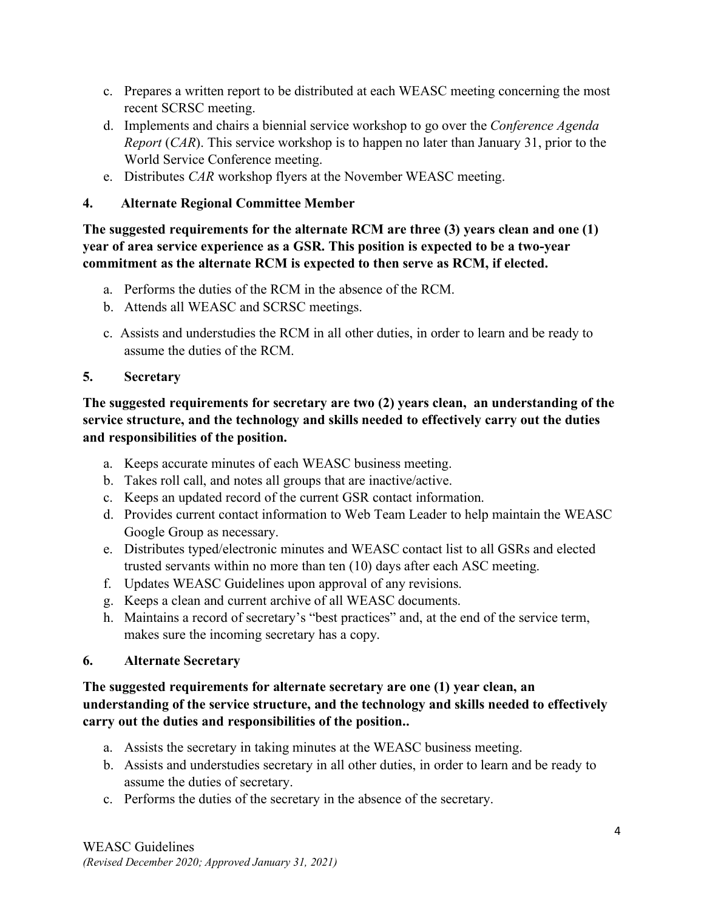c. Prepares a written report to be distributed at each WEASC meeting concerning the most recent SCRSC meeting.
d. Implements and chairs a biennial service workshop to go over the *Conference Agenda Report* (*CAR*). This service workshop is to happen no later than January 31, prior to the World Service Conference meeting.
e. Distributes *CAR* workshop flyers at the November WEASC meeting.

## 4. Alternate Regional Committee Member

**The suggested requirements for the alternate RCM are three (3) years clean and one (1) year of area service experience as a GSR. This position is expected to be a two-year commitment as the alternate RCM is expected to then serve as RCM, if elected.**

a. Performs the duties of the RCM in the absence of the RCM.
b. Attends all WEASC and SCRSC meetings.
c. Assists and understudies the RCM in all other duties, in order to learn and be ready to assume the duties of the RCM.

## 5. Secretary

**The suggested requirements for secretary are two (2) years clean, an understanding of the service structure, and the technology and skills needed to effectively carry out the duties and responsibilities of the position.**

a. Keeps accurate minutes of each WEASC business meeting.
b. Takes roll call, and notes all groups that are inactive/active.
c. Keeps an updated record of the current GSR contact information.
d. Provides current contact information to Web Team Leader to help maintain the WEASC Google Group as necessary.
e. Distributes typed/electronic minutes and WEASC contact list to all GSRs and elected trusted servants within no more than ten (10) days after each ASC meeting.
f. Updates WEASC Guidelines upon approval of any revisions.
g. Keeps a clean and current archive of all WEASC documents.
h. Maintains a record of secretary's "best practices" and, at the end of the service term, makes sure the incoming secretary has a copy.

## 6. Alternate Secretary

**The suggested requirements for alternate secretary are one (1) year clean, an understanding of the service structure, and the technology and skills needed to effectively carry out the duties and responsibilities of the position..**

a. Assists the secretary in taking minutes at the WEASC business meeting.
b. Assists and understudies secretary in all other duties, in order to learn and be ready to assume the duties of secretary.
c. Performs the duties of the secretary in the absence of the secretary.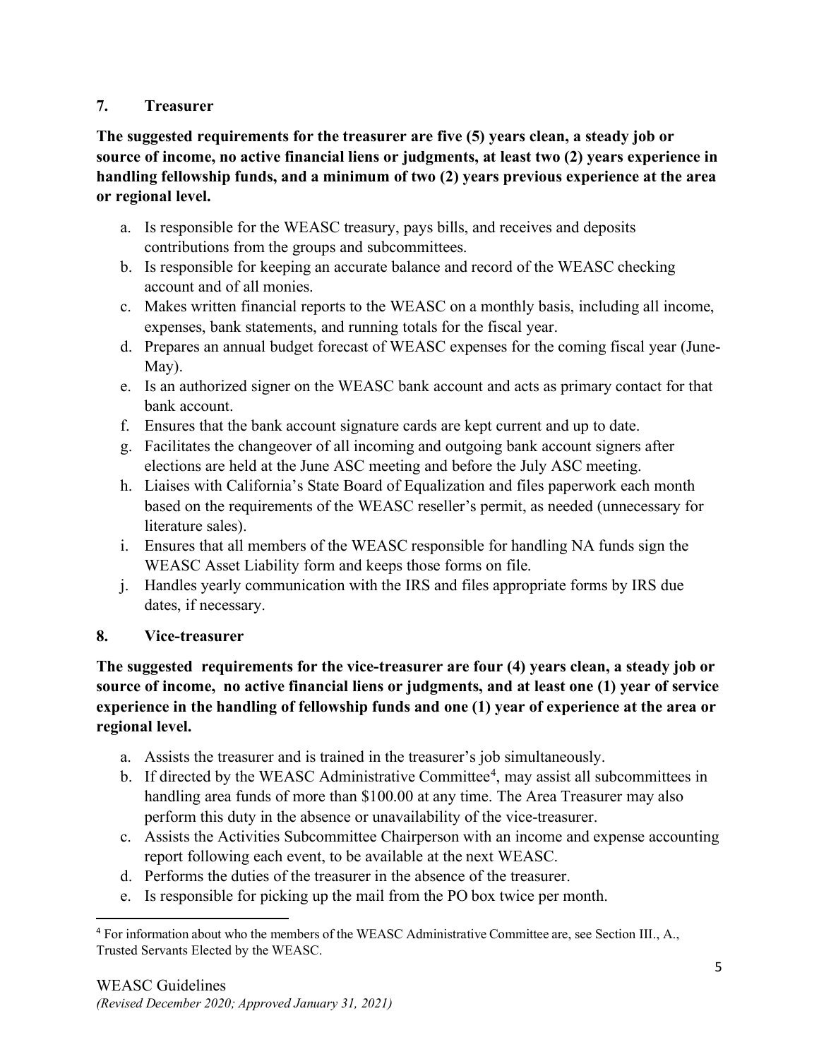### 7. Treasurer

**The suggested requirements for the treasurer are five (5) years clean, a steady job or source of income, no active financial liens or judgments, at least two (2) years experience in handling fellowship funds, and a minimum of two (2) years previous experience at the area or regional level.**

a. Is responsible for the WEASC treasury, pays bills, and receives and deposits contributions from the groups and subcommittees.
b. Is responsible for keeping an accurate balance and record of the WEASC checking account and of all monies.
c. Makes written financial reports to the WEASC on a monthly basis, including all income, expenses, bank statements, and running totals for the fiscal year.
d. Prepares an annual budget forecast of WEASC expenses for the coming fiscal year (June-May).
e. Is an authorized signer on the WEASC bank account and acts as primary contact for that bank account.
f. Ensures that the bank account signature cards are kept current and up to date.
g. Facilitates the changeover of all incoming and outgoing bank account signers after elections are held at the June ASC meeting and before the July ASC meeting.
h. Liaises with California's State Board of Equalization and files paperwork each month based on the requirements of the WEASC reseller's permit, as needed (unnecessary for literature sales).
i. Ensures that all members of the WEASC responsible for handling NA funds sign the WEASC Asset Liability form and keeps those forms on file.
j. Handles yearly communication with the IRS and files appropriate forms by IRS due dates, if necessary.

### 8. Vice-treasurer

**The suggested requirements for the vice-treasurer are four (4) years clean, a steady job or source of income, no active financial liens or judgments, and at least one (1) year of service experience in the handling of fellowship funds and one (1) year of experience at the area or regional level.**

a. Assists the treasurer and is trained in the treasurer's job simultaneously.
b. If directed by the WEASC Administrative Committee[4], may assist all subcommittees in handling area funds of more than $100.00 at any time. The Area Treasurer may also perform this duty in the absence or unavailability of the vice-treasurer.
c. Assists the Activities Subcommittee Chairperson with an income and expense accounting report following each event, to be available at the next WEASC.
d. Performs the duties of the treasurer in the absence of the treasurer.
e. Is responsible for picking up the mail from the PO box twice per month.

[4] For information about who the members of the WEASC Administrative Committee are, see Section III., A., Trusted Servants Elected by the WEASC.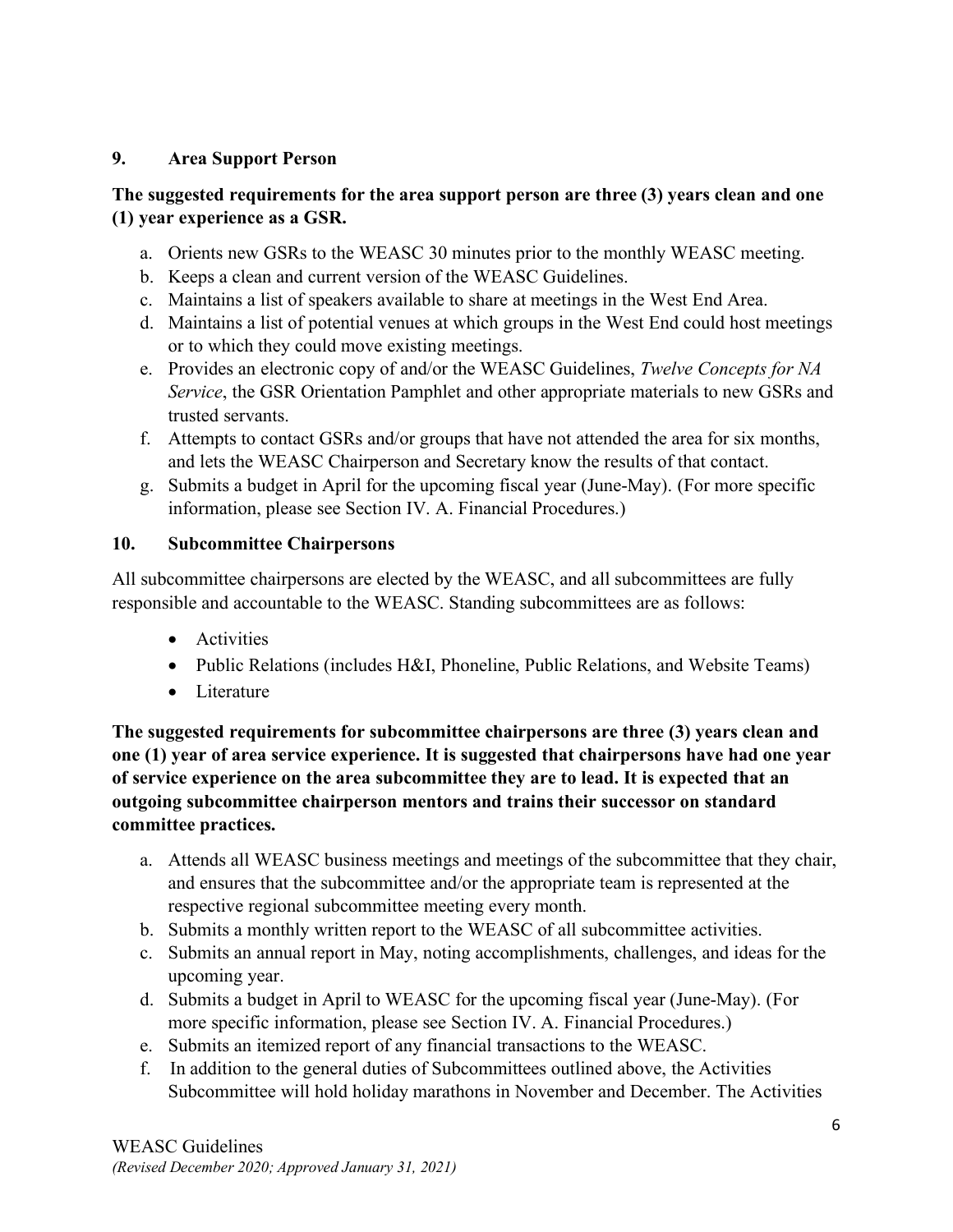**9. Area Support Person**

**The suggested requirements for the area support person are three (3) years clean and one (1) year experience as a GSR.**

a. Orients new GSRs to the WEASC 30 minutes prior to the monthly WEASC meeting.
b. Keeps a clean and current version of the WEASC Guidelines.
c. Maintains a list of speakers available to share at meetings in the West End Area.
d. Maintains a list of potential venues at which groups in the West End could host meetings or to which they could move existing meetings.
e. Provides an electronic copy of and/or the WEASC Guidelines, *Twelve Concepts for NA Service*, the GSR Orientation Pamphlet and other appropriate materials to new GSRs and trusted servants.
f. Attempts to contact GSRs and/or groups that have not attended the area for six months, and lets the WEASC Chairperson and Secretary know the results of that contact.
g. Submits a budget in April for the upcoming fiscal year (June-May). (For more specific information, please see Section IV. A. Financial Procedures.)

**10. Subcommittee Chairpersons**

All subcommittee chairpersons are elected by the WEASC, and all subcommittees are fully responsible and accountable to the WEASC. Standing subcommittees are as follows:

- Activities
- Public Relations (includes H&I, Phoneline, Public Relations, and Website Teams)
- Literature

**The suggested requirements for subcommittee chairpersons are three (3) years clean and one (1) year of area service experience. It is suggested that chairpersons have had one year of service experience on the area subcommittee they are to lead. It is expected that an outgoing subcommittee chairperson mentors and trains their successor on standard committee practices.**

a. Attends all WEASC business meetings and meetings of the subcommittee that they chair, and ensures that the subcommittee and/or the appropriate team is represented at the respective regional subcommittee meeting every month.
b. Submits a monthly written report to the WEASC of all subcommittee activities.
c. Submits an annual report in May, noting accomplishments, challenges, and ideas for the upcoming year.
d. Submits a budget in April to WEASC for the upcoming fiscal year (June-May). (For more specific information, please see Section IV. A. Financial Procedures.)
e. Submits an itemized report of any financial transactions to the WEASC.
f. In addition to the general duties of Subcommittees outlined above, the Activities Subcommittee will hold holiday marathons in November and December. The Activities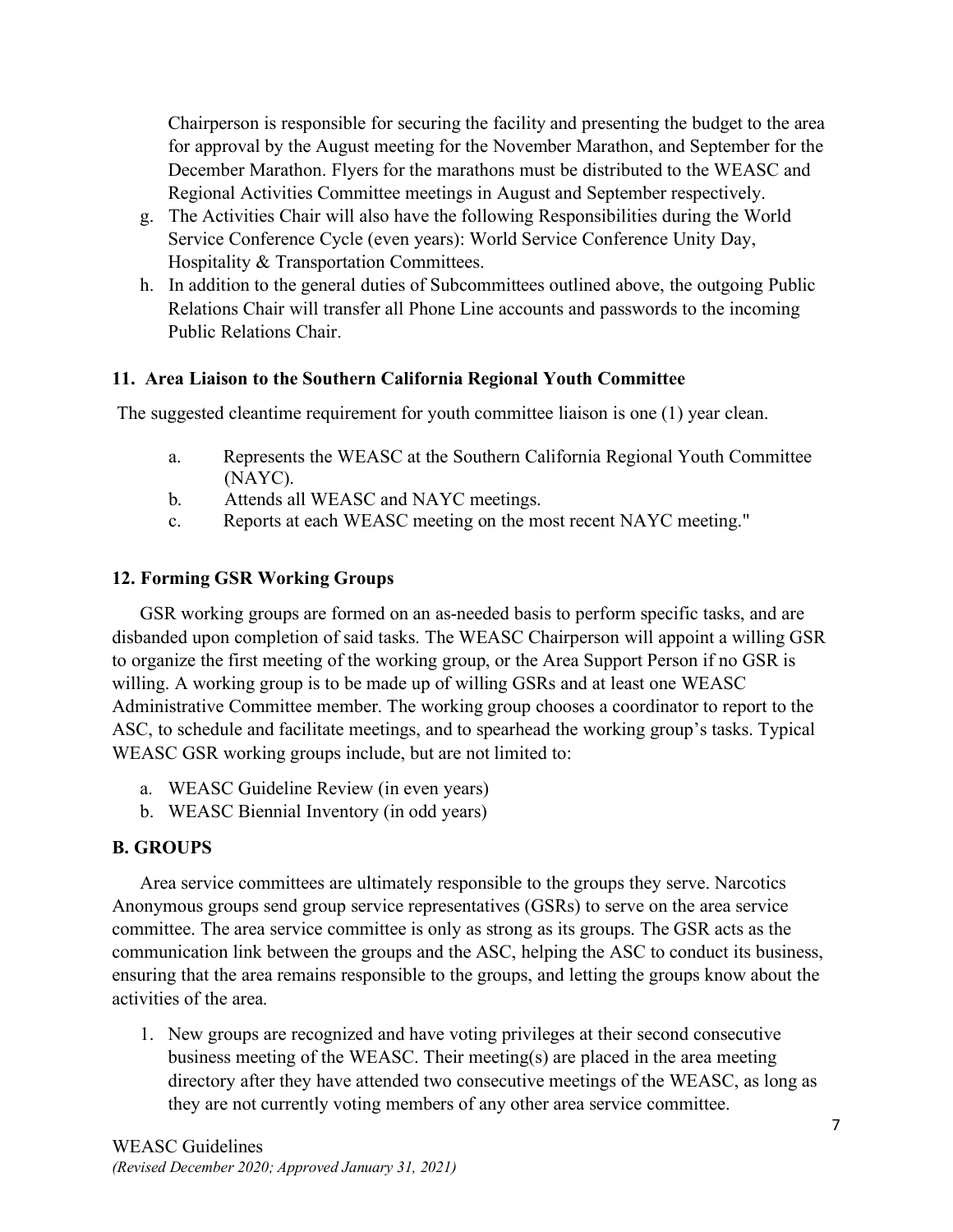Chairperson is responsible for securing the facility and presenting the budget to the area for approval by the August meeting for the November Marathon, and September for the December Marathon. Flyers for the marathons must be distributed to the WEASC and Regional Activities Committee meetings in August and September respectively.

g. The Activities Chair will also have the following Responsibilities during the World Service Conference Cycle (even years): World Service Conference Unity Day, Hospitality & Transportation Committees.
h. In addition to the general duties of Subcommittees outlined above, the outgoing Public Relations Chair will transfer all Phone Line accounts and passwords to the incoming Public Relations Chair.

### 11. Area Liaison to the Southern California Regional Youth Committee

The suggested cleantime requirement for youth committee liaison is one (1) year clean.

a. Represents the WEASC at the Southern California Regional Youth Committee (NAYC).
b. Attends all WEASC and NAYC meetings.
c. Reports at each WEASC meeting on the most recent NAYC meeting."

### 12. Forming GSR Working Groups

GSR working groups are formed on an as-needed basis to perform specific tasks, and are disbanded upon completion of said tasks. The WEASC Chairperson will appoint a willing GSR to organize the first meeting of the working group, or the Area Support Person if no GSR is willing. A working group is to be made up of willing GSRs and at least one WEASC Administrative Committee member. The working group chooses a coordinator to report to the ASC, to schedule and facilitate meetings, and to spearhead the working group's tasks. Typical WEASC GSR working groups include, but are not limited to:

a. WEASC Guideline Review (in even years)
b. WEASC Biennial Inventory (in odd years)

## B. GROUPS

Area service committees are ultimately responsible to the groups they serve. Narcotics Anonymous groups send group service representatives (GSRs) to serve on the area service committee. The area service committee is only as strong as its groups. The GSR acts as the communication link between the groups and the ASC, helping the ASC to conduct its business, ensuring that the area remains responsible to the groups, and letting the groups know about the activities of the area.

1. New groups are recognized and have voting privileges at their second consecutive business meeting of the WEASC. Their meeting(s) are placed in the area meeting directory after they have attended two consecutive meetings of the WEASC, as long as they are not currently voting members of any other area service committee.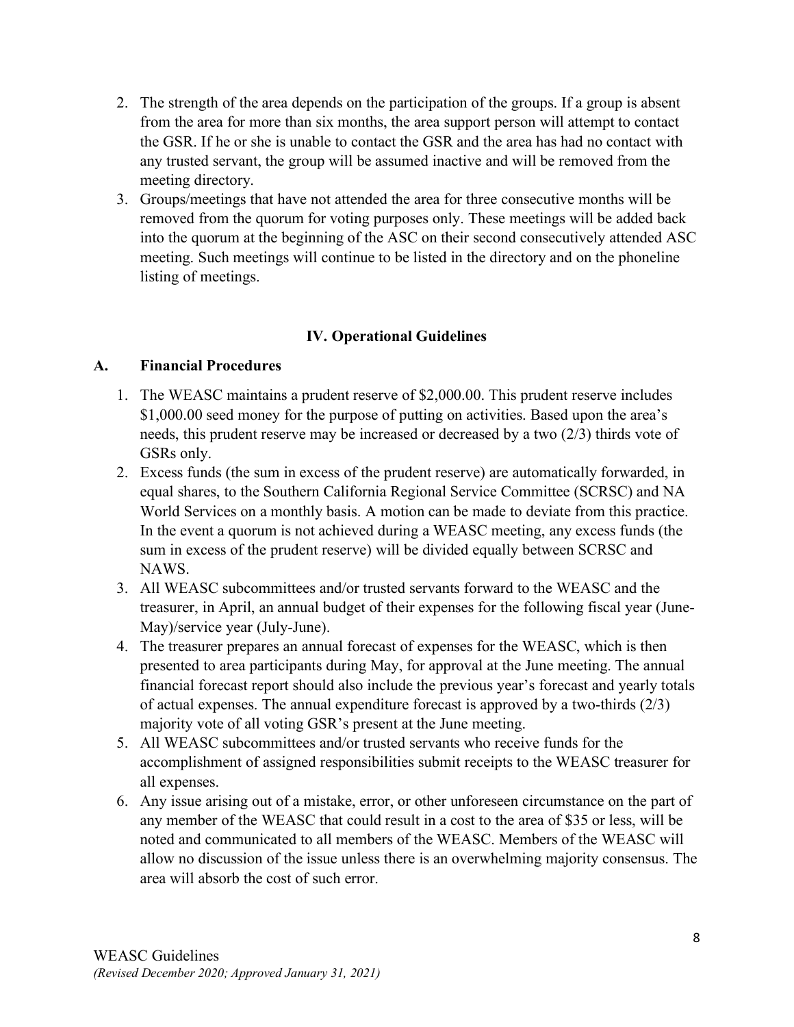2. The strength of the area depends on the participation of the groups. If a group is absent from the area for more than six months, the area support person will attempt to contact the GSR. If he or she is unable to contact the GSR and the area has had no contact with any trusted servant, the group will be assumed inactive and will be removed from the meeting directory.
3. Groups/meetings that have not attended the area for three consecutive months will be removed from the quorum for voting purposes only. These meetings will be added back into the quorum at the beginning of the ASC on their second consecutively attended ASC meeting. Such meetings will continue to be listed in the directory and on the phoneline listing of meetings.

## IV. Operational Guidelines

### A. Financial Procedures

1. The WEASC maintains a prudent reserve of $2,000.00. This prudent reserve includes $1,000.00 seed money for the purpose of putting on activities. Based upon the area's needs, this prudent reserve may be increased or decreased by a two (2/3) thirds vote of GSRs only.
2. Excess funds (the sum in excess of the prudent reserve) are automatically forwarded, in equal shares, to the Southern California Regional Service Committee (SCRSC) and NA World Services on a monthly basis. A motion can be made to deviate from this practice. In the event a quorum is not achieved during a WEASC meeting, any excess funds (the sum in excess of the prudent reserve) will be divided equally between SCRSC and NAWS.
3. All WEASC subcommittees and/or trusted servants forward to the WEASC and the treasurer, in April, an annual budget of their expenses for the following fiscal year (June-May)/service year (July-June).
4. The treasurer prepares an annual forecast of expenses for the WEASC, which is then presented to area participants during May, for approval at the June meeting. The annual financial forecast report should also include the previous year's forecast and yearly totals of actual expenses. The annual expenditure forecast is approved by a two-thirds (2/3) majority vote of all voting GSR's present at the June meeting.
5. All WEASC subcommittees and/or trusted servants who receive funds for the accomplishment of assigned responsibilities submit receipts to the WEASC treasurer for all expenses.
6. Any issue arising out of a mistake, error, or other unforeseen circumstance on the part of any member of the WEASC that could result in a cost to the area of $35 or less, will be noted and communicated to all members of the WEASC. Members of the WEASC will allow no discussion of the issue unless there is an overwhelming majority consensus. The area will absorb the cost of such error.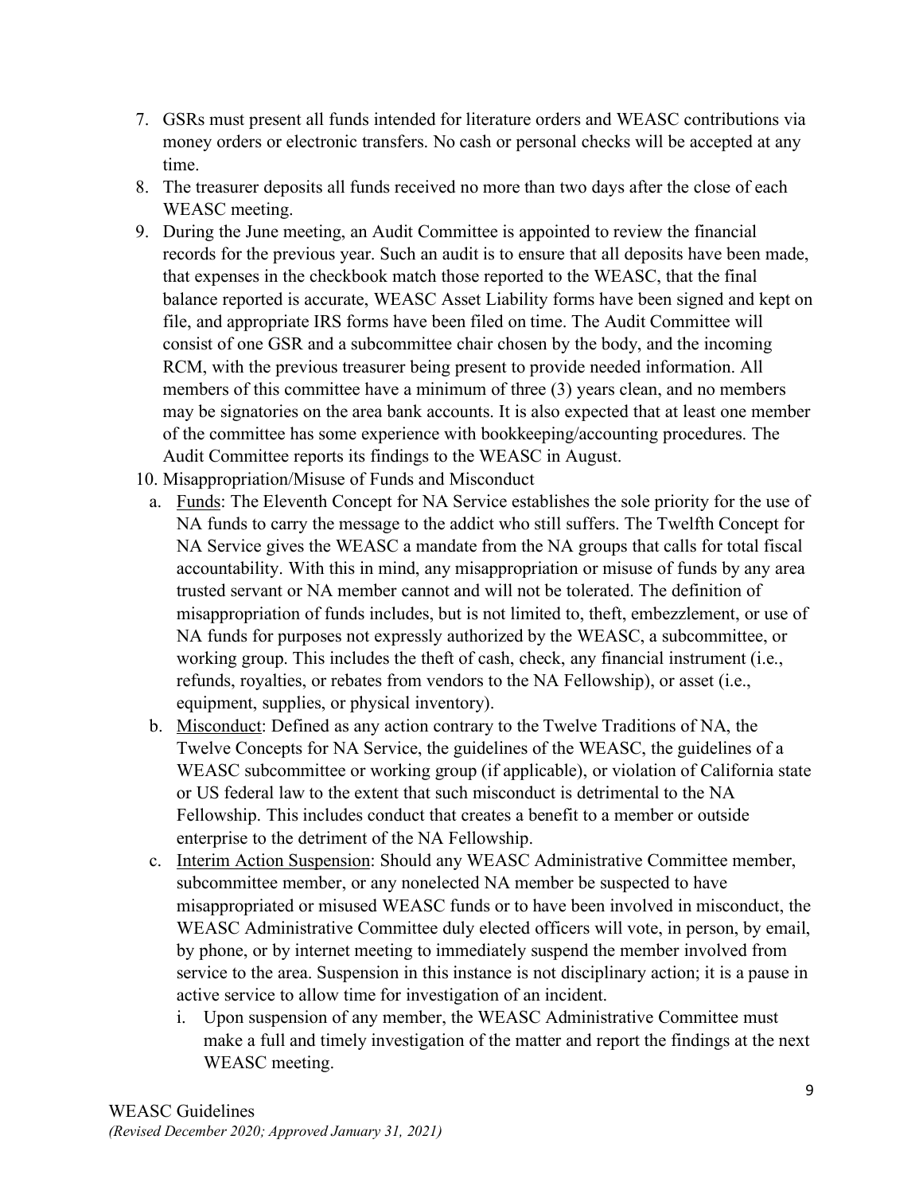7. GSRs must present all funds intended for literature orders and WEASC contributions via money orders or electronic transfers. No cash or personal checks will be accepted at any time.
8. The treasurer deposits all funds received no more than two days after the close of each WEASC meeting.
9. During the June meeting, an Audit Committee is appointed to review the financial records for the previous year. Such an audit is to ensure that all deposits have been made, that expenses in the checkbook match those reported to the WEASC, that the final balance reported is accurate, WEASC Asset Liability forms have been signed and kept on file, and appropriate IRS forms have been filed on time. The Audit Committee will consist of one GSR and a subcommittee chair chosen by the body, and the incoming RCM, with the previous treasurer being present to provide needed information. All members of this committee have a minimum of three (3) years clean, and no members may be signatories on the area bank accounts. It is also expected that at least one member of the committee has some experience with bookkeeping/accounting procedures. The Audit Committee reports its findings to the WEASC in August.
10. Misappropriation/Misuse of Funds and Misconduct
    a. Funds: The Eleventh Concept for NA Service establishes the sole priority for the use of NA funds to carry the message to the addict who still suffers. The Twelfth Concept for NA Service gives the WEASC a mandate from the NA groups that calls for total fiscal accountability. With this in mind, any misappropriation or misuse of funds by any area trusted servant or NA member cannot and will not be tolerated. The definition of misappropriation of funds includes, but is not limited to, theft, embezzlement, or use of NA funds for purposes not expressly authorized by the WEASC, a subcommittee, or working group. This includes the theft of cash, check, any financial instrument (i.e., refunds, royalties, or rebates from vendors to the NA Fellowship), or asset (i.e., equipment, supplies, or physical inventory).
    b. Misconduct: Defined as any action contrary to the Twelve Traditions of NA, the Twelve Concepts for NA Service, the guidelines of the WEASC, the guidelines of a WEASC subcommittee or working group (if applicable), or violation of California state or US federal law to the extent that such misconduct is detrimental to the NA Fellowship. This includes conduct that creates a benefit to a member or outside enterprise to the detriment of the NA Fellowship.
    c. Interim Action Suspension: Should any WEASC Administrative Committee member, subcommittee member, or any nonelected NA member be suspected to have misappropriated or misused WEASC funds or to have been involved in misconduct, the WEASC Administrative Committee duly elected officers will vote, in person, by email, by phone, or by internet meeting to immediately suspend the member involved from service to the area. Suspension in this instance is not disciplinary action; it is a pause in active service to allow time for investigation of an incident.
        i. Upon suspension of any member, the WEASC Administrative Committee must make a full and timely investigation of the matter and report the findings at the next WEASC meeting.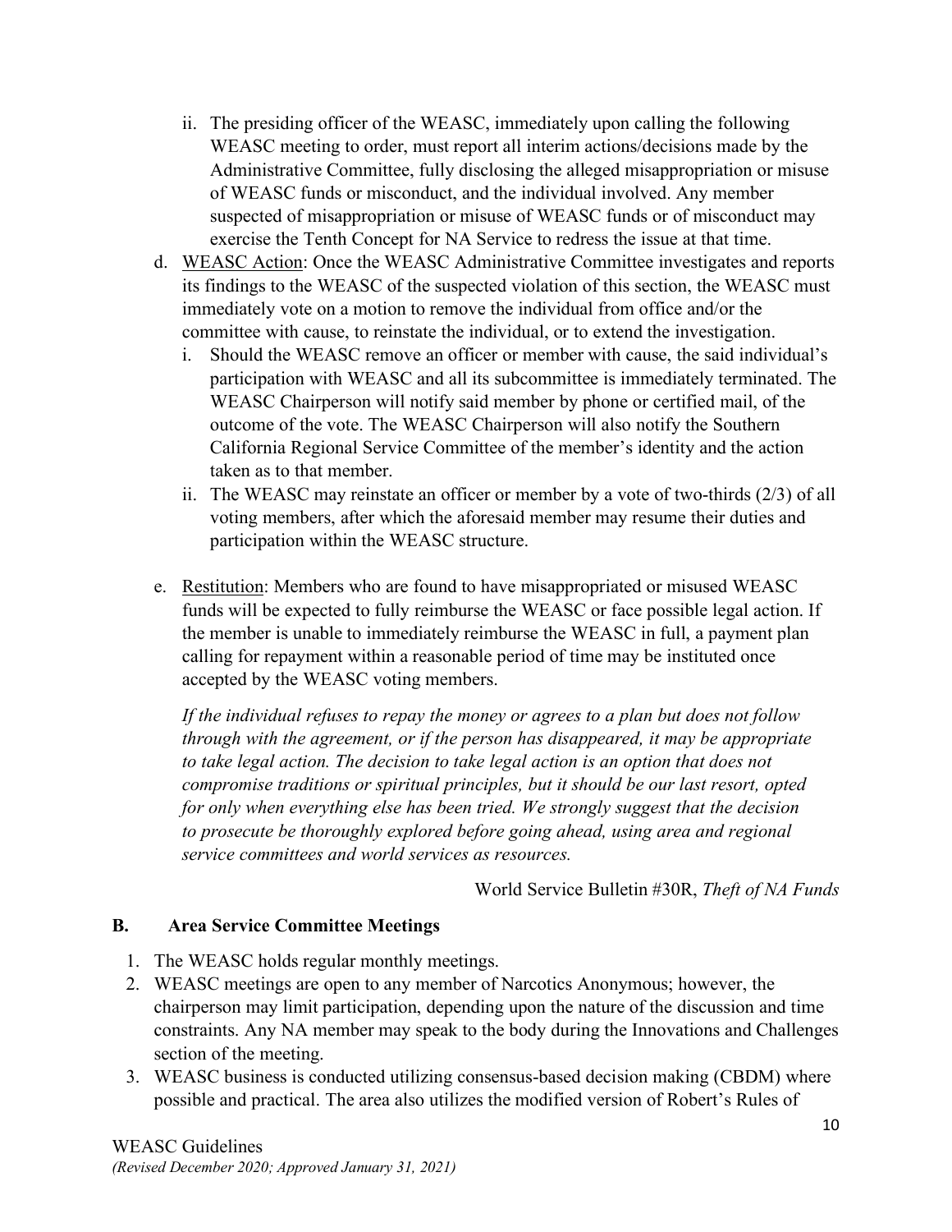ii. The presiding officer of the WEASC, immediately upon calling the following WEASC meeting to order, must report all interim actions/decisions made by the Administrative Committee, fully disclosing the alleged misappropriation or misuse of WEASC funds or misconduct, and the individual involved. Any member suspected of misappropriation or misuse of WEASC funds or of misconduct may exercise the Tenth Concept for NA Service to redress the issue at that time.

d. <u>WEASC Action</u>: Once the WEASC Administrative Committee investigates and reports its findings to the WEASC of the suspected violation of this section, the WEASC must immediately vote on a motion to remove the individual from office and/or the committee with cause, to reinstate the individual, or to extend the investigation.
   i. Should the WEASC remove an officer or member with cause, the said individual's participation with WEASC and all its subcommittee is immediately terminated. The WEASC Chairperson will notify said member by phone or certified mail, of the outcome of the vote. The WEASC Chairperson will also notify the Southern California Regional Service Committee of the member's identity and the action taken as to that member.
   ii. The WEASC may reinstate an officer or member by a vote of two-thirds (2/3) of all voting members, after which the aforesaid member may resume their duties and participation within the WEASC structure.

e. <u>Restitution</u>: Members who are found to have misappropriated or misused WEASC funds will be expected to fully reimburse the WEASC or face possible legal action. If the member is unable to immediately reimburse the WEASC in full, a payment plan calling for repayment within a reasonable period of time may be instituted once accepted by the WEASC voting members.

   *If the individual refuses to repay the money or agrees to a plan but does not follow through with the agreement, or if the person has disappeared, it may be appropriate to take legal action. The decision to take legal action is an option that does not compromise traditions or spiritual principles, but it should be our last resort, opted for only when everything else has been tried. We strongly suggest that the decision to prosecute be thoroughly explored before going ahead, using area and regional service committees and world services as resources.*

   World Service Bulletin #30R, *Theft of NA Funds*

## B. Area Service Committee Meetings

1. The WEASC holds regular monthly meetings.
2. WEASC meetings are open to any member of Narcotics Anonymous; however, the chairperson may limit participation, depending upon the nature of the discussion and time constraints. Any NA member may speak to the body during the Innovations and Challenges section of the meeting.
3. WEASC business is conducted utilizing consensus-based decision making (CBDM) where possible and practical. The area also utilizes the modified version of Robert's Rules of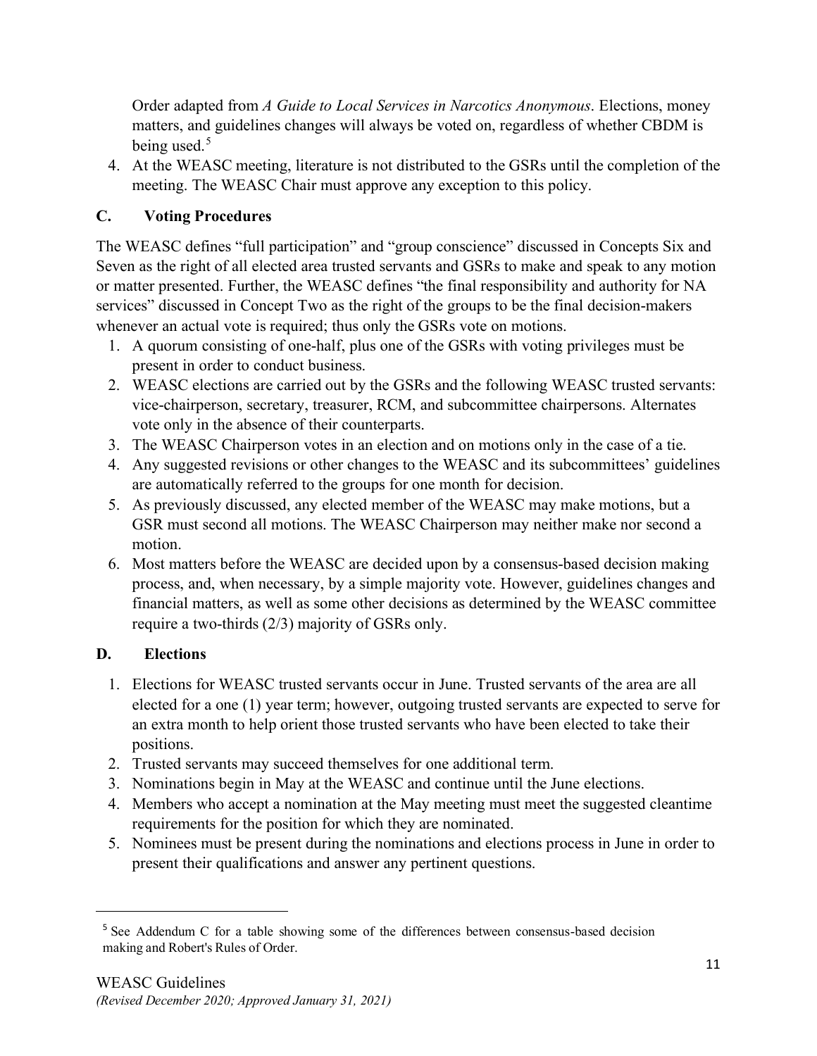Order adapted from *A Guide to Local Services in Narcotics Anonymous*. Elections, money matters, and guidelines changes will always be voted on, regardless of whether CBDM is being used.[5]

4. At the WEASC meeting, literature is not distributed to the GSRs until the completion of the meeting. The WEASC Chair must approve any exception to this policy.

## C. Voting Procedures

The WEASC defines "full participation" and "group conscience" discussed in Concepts Six and Seven as the right of all elected area trusted servants and GSRs to make and speak to any motion or matter presented. Further, the WEASC defines "the final responsibility and authority for NA services" discussed in Concept Two as the right of the groups to be the final decision-makers whenever an actual vote is required; thus only the GSRs vote on motions.

1. A quorum consisting of one-half, plus one of the GSRs with voting privileges must be present in order to conduct business.
2. WEASC elections are carried out by the GSRs and the following WEASC trusted servants: vice-chairperson, secretary, treasurer, RCM, and subcommittee chairpersons. Alternates vote only in the absence of their counterparts.
3. The WEASC Chairperson votes in an election and on motions only in the case of a tie.
4. Any suggested revisions or other changes to the WEASC and its subcommittees' guidelines are automatically referred to the groups for one month for decision.
5. As previously discussed, any elected member of the WEASC may make motions, but a GSR must second all motions. The WEASC Chairperson may neither make nor second a motion.
6. Most matters before the WEASC are decided upon by a consensus-based decision making process, and, when necessary, by a simple majority vote. However, guidelines changes and financial matters, as well as some other decisions as determined by the WEASC committee require a two-thirds (2/3) majority of GSRs only.

## D. Elections

1. Elections for WEASC trusted servants occur in June. Trusted servants of the area are all elected for a one (1) year term; however, outgoing trusted servants are expected to serve for an extra month to help orient those trusted servants who have been elected to take their positions.
2. Trusted servants may succeed themselves for one additional term.
3. Nominations begin in May at the WEASC and continue until the June elections.
4. Members who accept a nomination at the May meeting must meet the suggested cleantime requirements for the position for which they are nominated.
5. Nominees must be present during the nominations and elections process in June in order to present their qualifications and answer any pertinent questions.

---

[5] See Addendum C for a table showing some of the differences between consensus-based decision making and Robert's Rules of Order.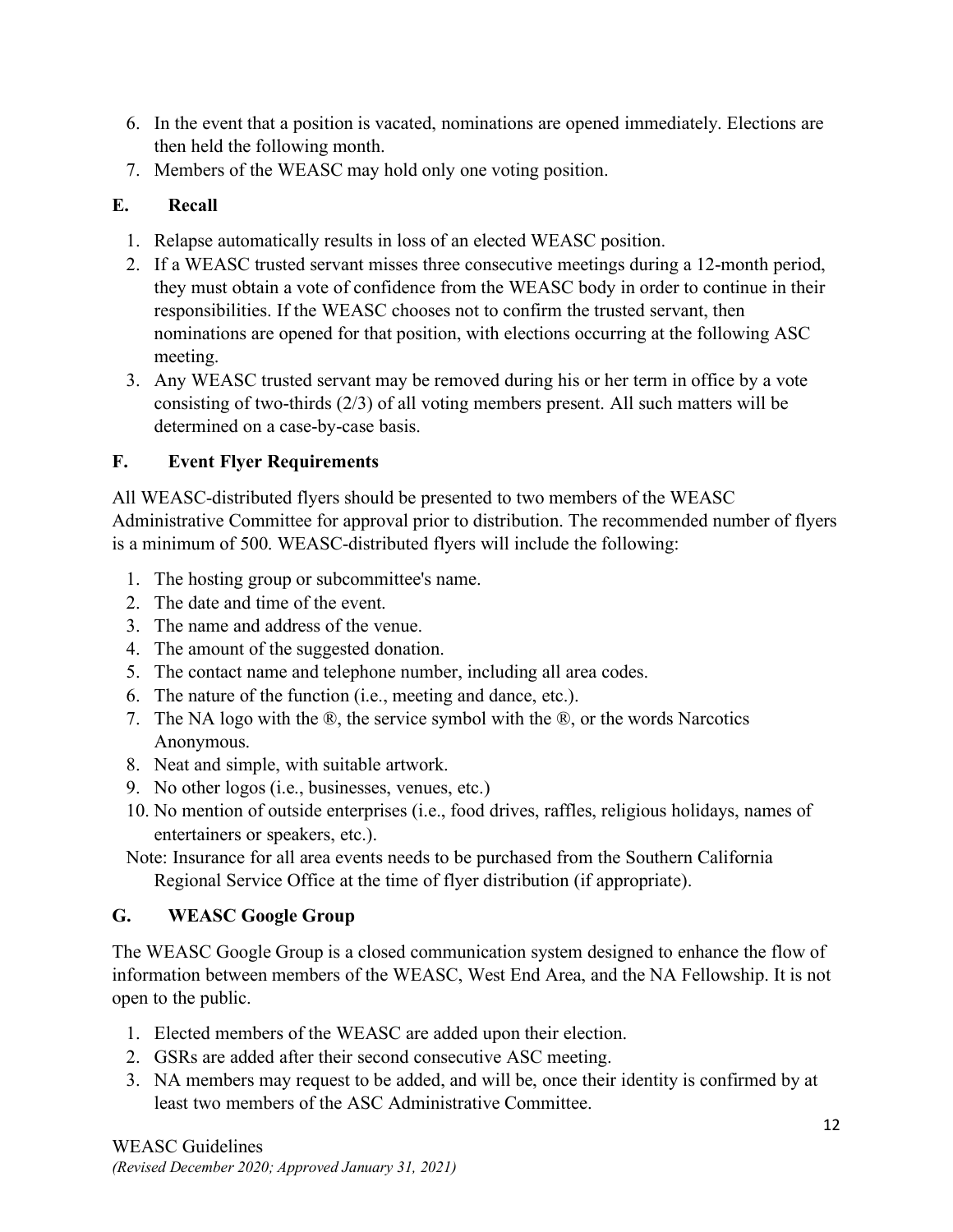6. In the event that a position is vacated, nominations are opened immediately. Elections are then held the following month.
7. Members of the WEASC may hold only one voting position.

### E. Recall

1. Relapse automatically results in loss of an elected WEASC position.
2. If a WEASC trusted servant misses three consecutive meetings during a 12-month period, they must obtain a vote of confidence from the WEASC body in order to continue in their responsibilities. If the WEASC chooses not to confirm the trusted servant, then nominations are opened for that position, with elections occurring at the following ASC meeting.
3. Any WEASC trusted servant may be removed during his or her term in office by a vote consisting of two-thirds (2/3) of all voting members present. All such matters will be determined on a case-by-case basis.

### F. Event Flyer Requirements

All WEASC-distributed flyers should be presented to two members of the WEASC Administrative Committee for approval prior to distribution. The recommended number of flyers is a minimum of 500. WEASC-distributed flyers will include the following:

1. The hosting group or subcommittee's name.
2. The date and time of the event.
3. The name and address of the venue.
4. The amount of the suggested donation.
5. The contact name and telephone number, including all area codes.
6. The nature of the function (i.e., meeting and dance, etc.).
7. The NA logo with the ®, the service symbol with the ®, or the words Narcotics Anonymous.
8. Neat and simple, with suitable artwork.
9. No other logos (i.e., businesses, venues, etc.)
10. No mention of outside enterprises (i.e., food drives, raffles, religious holidays, names of entertainers or speakers, etc.).

Note: Insurance for all area events needs to be purchased from the Southern California Regional Service Office at the time of flyer distribution (if appropriate).

### G. WEASC Google Group

The WEASC Google Group is a closed communication system designed to enhance the flow of information between members of the WEASC, West End Area, and the NA Fellowship. It is not open to the public.

1. Elected members of the WEASC are added upon their election.
2. GSRs are added after their second consecutive ASC meeting.
3. NA members may request to be added, and will be, once their identity is confirmed by at least two members of the ASC Administrative Committee.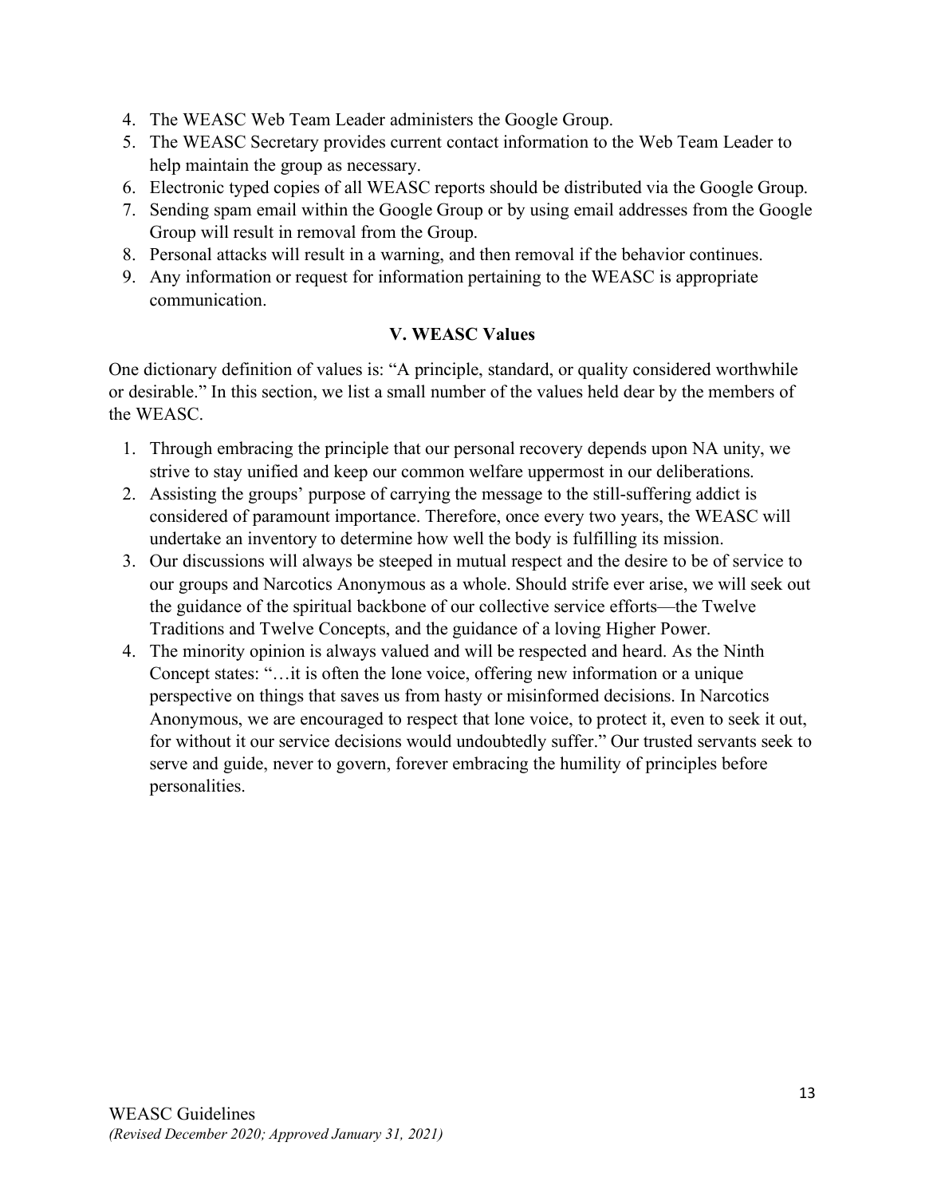4. The WEASC Web Team Leader administers the Google Group.
5. The WEASC Secretary provides current contact information to the Web Team Leader to help maintain the group as necessary.
6. Electronic typed copies of all WEASC reports should be distributed via the Google Group.
7. Sending spam email within the Google Group or by using email addresses from the Google Group will result in removal from the Group.
8. Personal attacks will result in a warning, and then removal if the behavior continues.
9. Any information or request for information pertaining to the WEASC is appropriate communication.

## V. WEASC Values

One dictionary definition of values is: "A principle, standard, or quality considered worthwhile or desirable." In this section, we list a small number of the values held dear by the members of the WEASC.

1. Through embracing the principle that our personal recovery depends upon NA unity, we strive to stay unified and keep our common welfare uppermost in our deliberations.
2. Assisting the groups' purpose of carrying the message to the still-suffering addict is considered of paramount importance. Therefore, once every two years, the WEASC will undertake an inventory to determine how well the body is fulfilling its mission.
3. Our discussions will always be steeped in mutual respect and the desire to be of service to our groups and Narcotics Anonymous as a whole. Should strife ever arise, we will seek out the guidance of the spiritual backbone of our collective service efforts—the Twelve Traditions and Twelve Concepts, and the guidance of a loving Higher Power.
4. The minority opinion is always valued and will be respected and heard. As the Ninth Concept states: "…it is often the lone voice, offering new information or a unique perspective on things that saves us from hasty or misinformed decisions. In Narcotics Anonymous, we are encouraged to respect that lone voice, to protect it, even to seek it out, for without it our service decisions would undoubtedly suffer." Our trusted servants seek to serve and guide, never to govern, forever embracing the humility of principles before personalities.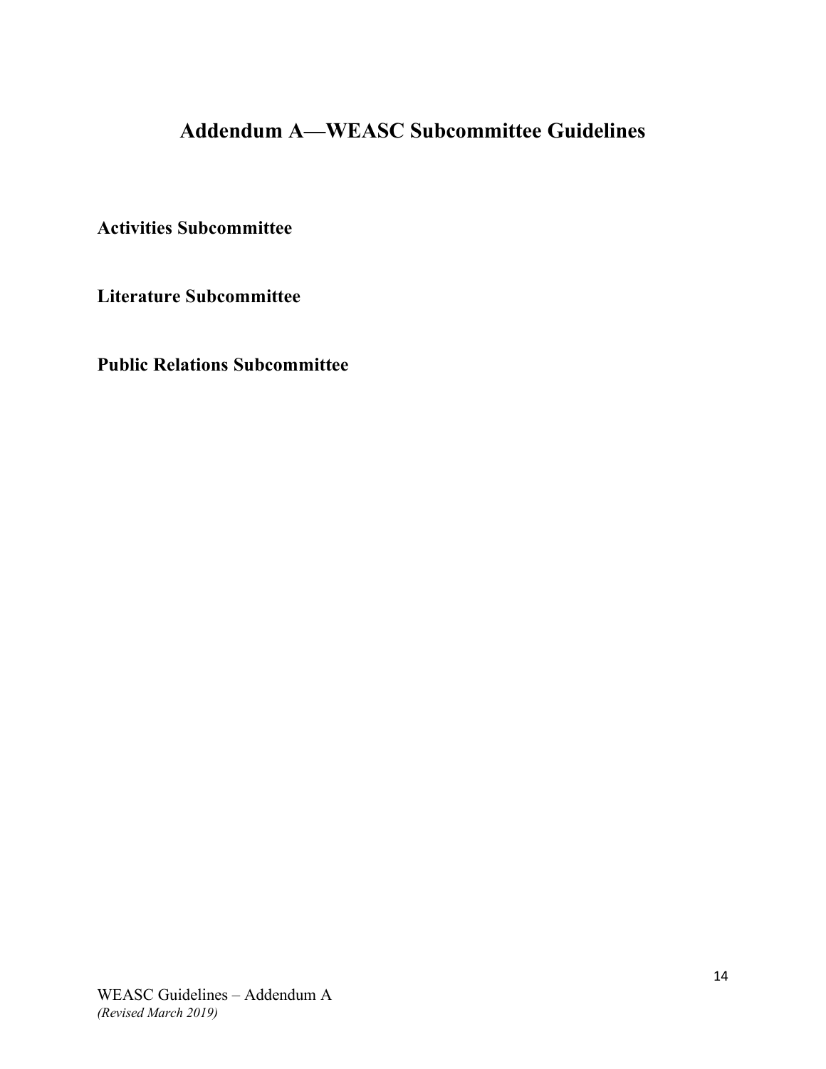# Addendum A—WEASC Subcommittee Guidelines

**Activities Subcommittee**

**Literature Subcommittee**

**Public Relations Subcommittee**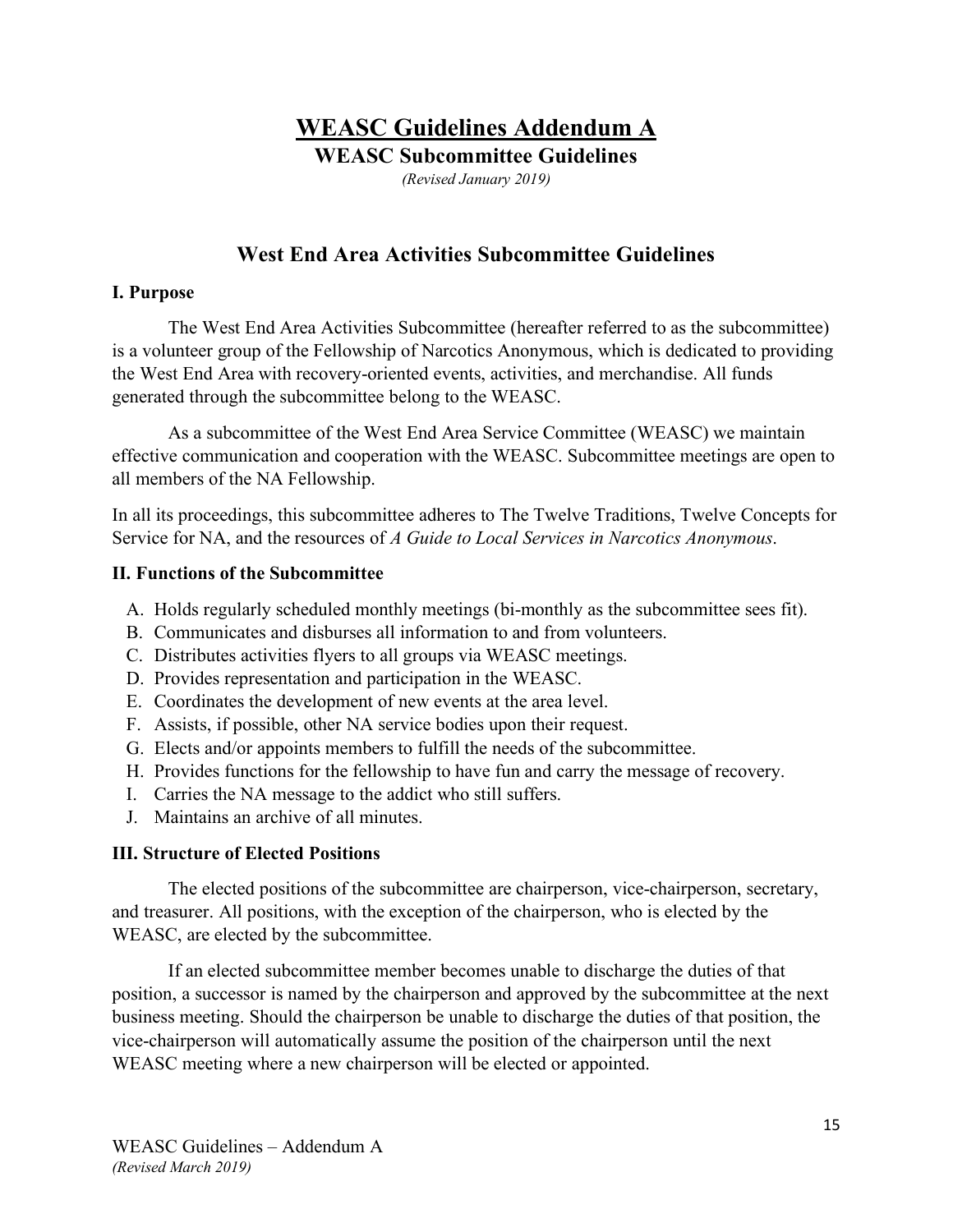# WEASC Guidelines Addendum A

## WEASC Subcommittee Guidelines

*(Revised January 2019)*

## West End Area Activities Subcommittee Guidelines

### I. Purpose

The West End Area Activities Subcommittee (hereafter referred to as the subcommittee) is a volunteer group of the Fellowship of Narcotics Anonymous, which is dedicated to providing the West End Area with recovery-oriented events, activities, and merchandise. All funds generated through the subcommittee belong to the WEASC.

As a subcommittee of the West End Area Service Committee (WEASC) we maintain effective communication and cooperation with the WEASC. Subcommittee meetings are open to all members of the NA Fellowship.

In all its proceedings, this subcommittee adheres to The Twelve Traditions, Twelve Concepts for Service for NA, and the resources of *A Guide to Local Services in Narcotics Anonymous*.

### II. Functions of the Subcommittee

A. Holds regularly scheduled monthly meetings (bi-monthly as the subcommittee sees fit).
B. Communicates and disburses all information to and from volunteers.
C. Distributes activities flyers to all groups via WEASC meetings.
D. Provides representation and participation in the WEASC.
E. Coordinates the development of new events at the area level.
F. Assists, if possible, other NA service bodies upon their request.
G. Elects and/or appoints members to fulfill the needs of the subcommittee.
H. Provides functions for the fellowship to have fun and carry the message of recovery.
I. Carries the NA message to the addict who still suffers.
J. Maintains an archive of all minutes.

### III. Structure of Elected Positions

The elected positions of the subcommittee are chairperson, vice-chairperson, secretary, and treasurer. All positions, with the exception of the chairperson, who is elected by the WEASC, are elected by the subcommittee.

If an elected subcommittee member becomes unable to discharge the duties of that position, a successor is named by the chairperson and approved by the subcommittee at the next business meeting. Should the chairperson be unable to discharge the duties of that position, the vice-chairperson will automatically assume the position of the chairperson until the next WEASC meeting where a new chairperson will be elected or appointed.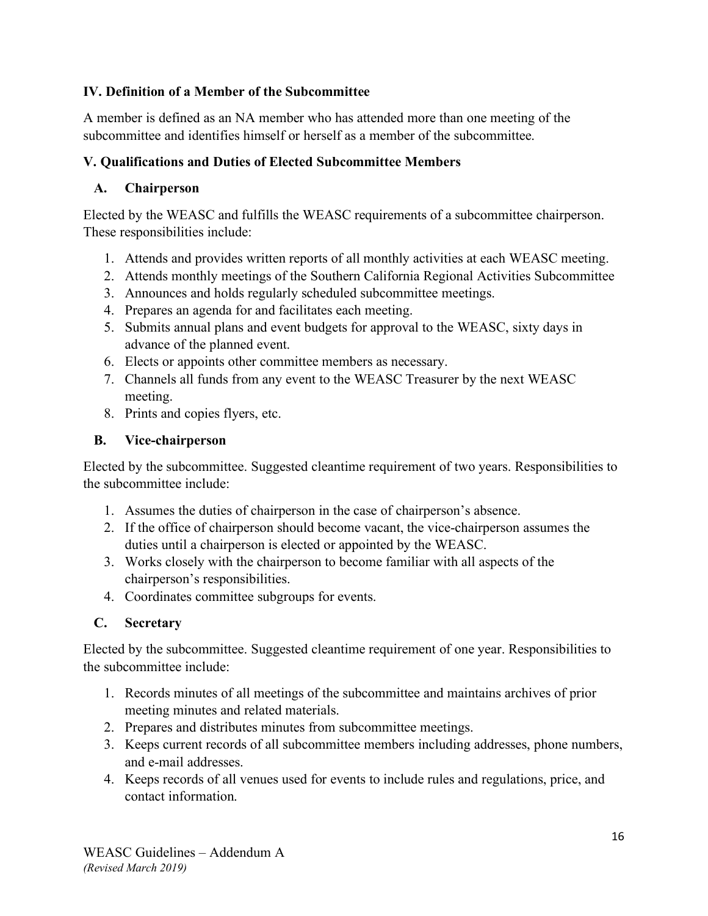**IV. Definition of a Member of the Subcommittee**

A member is defined as an NA member who has attended more than one meeting of the subcommittee and identifies himself or herself as a member of the subcommittee.

**V. Qualifications and Duties of Elected Subcommittee Members**

**A. Chairperson**

Elected by the WEASC and fulfills the WEASC requirements of a subcommittee chairperson. These responsibilities include:

1. Attends and provides written reports of all monthly activities at each WEASC meeting.
2. Attends monthly meetings of the Southern California Regional Activities Subcommittee
3. Announces and holds regularly scheduled subcommittee meetings.
4. Prepares an agenda for and facilitates each meeting.
5. Submits annual plans and event budgets for approval to the WEASC, sixty days in advance of the planned event.
6. Elects or appoints other committee members as necessary.
7. Channels all funds from any event to the WEASC Treasurer by the next WEASC meeting.
8. Prints and copies flyers, etc.

**B. Vice-chairperson**

Elected by the subcommittee. Suggested cleantime requirement of two years. Responsibilities to the subcommittee include:

1. Assumes the duties of chairperson in the case of chairperson's absence.
2. If the office of chairperson should become vacant, the vice-chairperson assumes the duties until a chairperson is elected or appointed by the WEASC.
3. Works closely with the chairperson to become familiar with all aspects of the chairperson's responsibilities.
4. Coordinates committee subgroups for events.

**C. Secretary**

Elected by the subcommittee. Suggested cleantime requirement of one year. Responsibilities to the subcommittee include:

1. Records minutes of all meetings of the subcommittee and maintains archives of prior meeting minutes and related materials.
2. Prepares and distributes minutes from subcommittee meetings.
3. Keeps current records of all subcommittee members including addresses, phone numbers, and e-mail addresses.
4. Keeps records of all venues used for events to include rules and regulations, price, and contact information.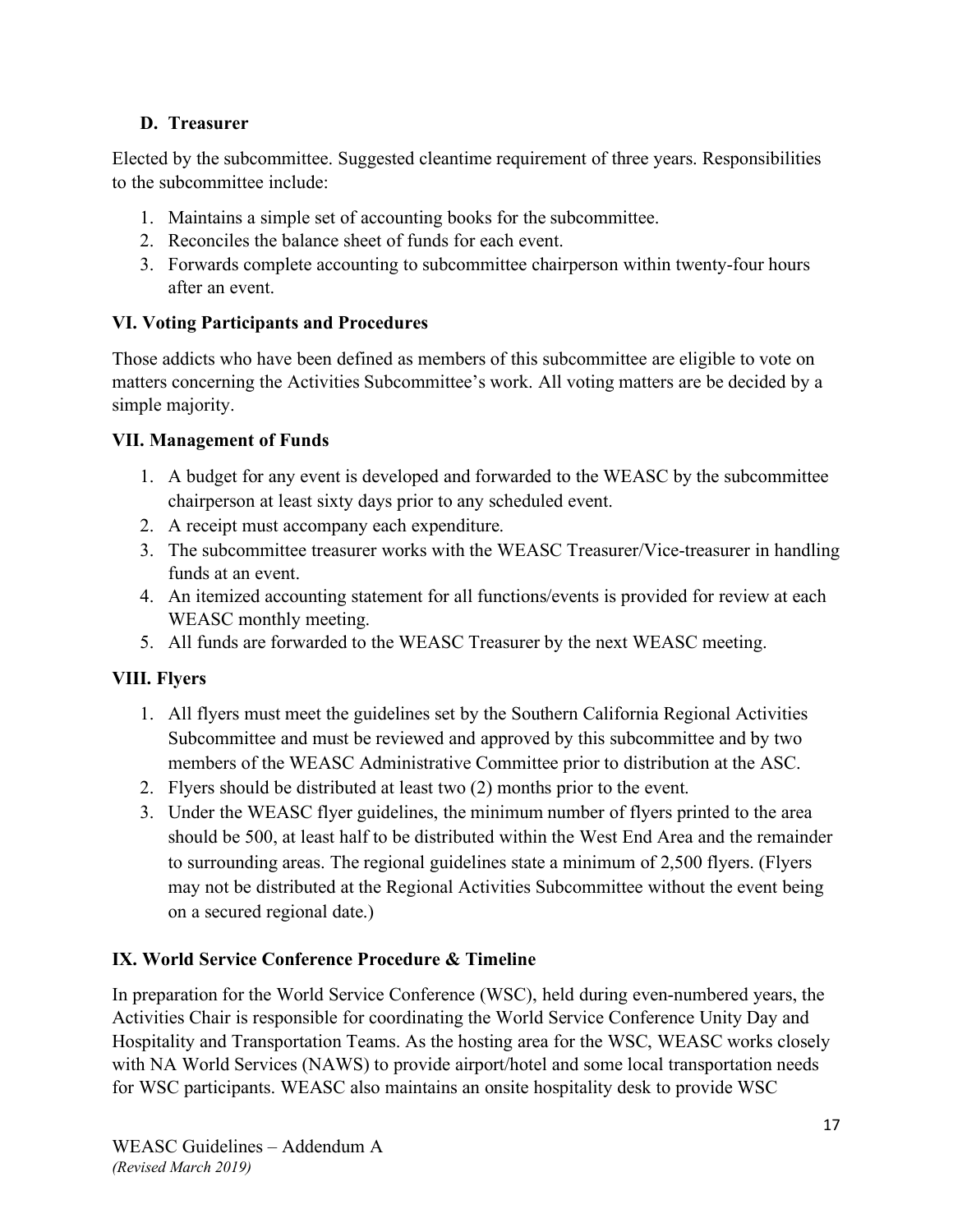### D. Treasurer

Elected by the subcommittee. Suggested cleantime requirement of three years. Responsibilities to the subcommittee include:

1. Maintains a simple set of accounting books for the subcommittee.
2. Reconciles the balance sheet of funds for each event.
3. Forwards complete accounting to subcommittee chairperson within twenty-four hours after an event.

## VI. Voting Participants and Procedures

Those addicts who have been defined as members of this subcommittee are eligible to vote on matters concerning the Activities Subcommittee's work. All voting matters are be decided by a simple majority.

## VII. Management of Funds

1. A budget for any event is developed and forwarded to the WEASC by the subcommittee chairperson at least sixty days prior to any scheduled event.
2. A receipt must accompany each expenditure.
3. The subcommittee treasurer works with the WEASC Treasurer/Vice-treasurer in handling funds at an event.
4. An itemized accounting statement for all functions/events is provided for review at each WEASC monthly meeting.
5. All funds are forwarded to the WEASC Treasurer by the next WEASC meeting.

## VIII. Flyers

1. All flyers must meet the guidelines set by the Southern California Regional Activities Subcommittee and must be reviewed and approved by this subcommittee and by two members of the WEASC Administrative Committee prior to distribution at the ASC.
2. Flyers should be distributed at least two (2) months prior to the event.
3. Under the WEASC flyer guidelines, the minimum number of flyers printed to the area should be 500, at least half to be distributed within the West End Area and the remainder to surrounding areas. The regional guidelines state a minimum of 2,500 flyers. (Flyers may not be distributed at the Regional Activities Subcommittee without the event being on a secured regional date.)

## IX. World Service Conference Procedure & Timeline

In preparation for the World Service Conference (WSC), held during even-numbered years, the Activities Chair is responsible for coordinating the World Service Conference Unity Day and Hospitality and Transportation Teams. As the hosting area for the WSC, WEASC works closely with NA World Services (NAWS) to provide airport/hotel and some local transportation needs for WSC participants. WEASC also maintains an onsite hospitality desk to provide WSC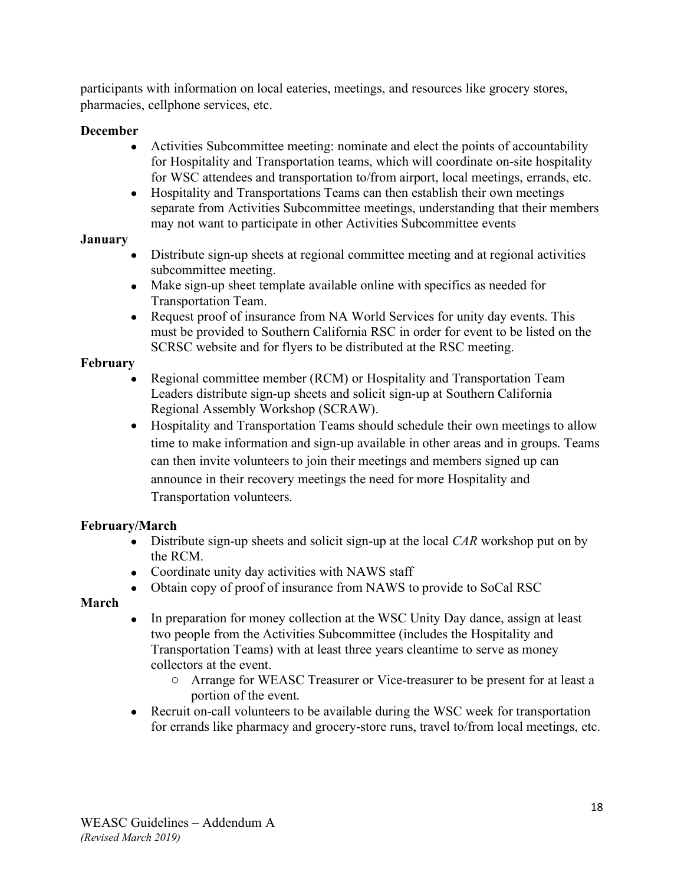participants with information on local eateries, meetings, and resources like grocery stores, pharmacies, cellphone services, etc.

**December**

- Activities Subcommittee meeting: nominate and elect the points of accountability for Hospitality and Transportation teams, which will coordinate on-site hospitality for WSC attendees and transportation to/from airport, local meetings, errands, etc.
- Hospitality and Transportations Teams can then establish their own meetings separate from Activities Subcommittee meetings, understanding that their members may not want to participate in other Activities Subcommittee events

**January**

- Distribute sign-up sheets at regional committee meeting and at regional activities subcommittee meeting.
- Make sign-up sheet template available online with specifics as needed for Transportation Team.
- Request proof of insurance from NA World Services for unity day events. This must be provided to Southern California RSC in order for event to be listed on the SCRSC website and for flyers to be distributed at the RSC meeting.

**February**

- Regional committee member (RCM) or Hospitality and Transportation Team Leaders distribute sign-up sheets and solicit sign-up at Southern California Regional Assembly Workshop (SCRAW).
- Hospitality and Transportation Teams should schedule their own meetings to allow time to make information and sign-up available in other areas and in groups. Teams can then invite volunteers to join their meetings and members signed up can announce in their recovery meetings the need for more Hospitality and Transportation volunteers.

**February/March**

- Distribute sign-up sheets and solicit sign-up at the local *CAR* workshop put on by the RCM.
- Coordinate unity day activities with NAWS staff
- Obtain copy of proof of insurance from NAWS to provide to SoCal RSC

**March**

- In preparation for money collection at the WSC Unity Day dance, assign at least two people from the Activities Subcommittee (includes the Hospitality and Transportation Teams) with at least three years cleantime to serve as money collectors at the event.
  - Arrange for WEASC Treasurer or Vice-treasurer to be present for at least a portion of the event.
- Recruit on-call volunteers to be available during the WSC week for transportation for errands like pharmacy and grocery-store runs, travel to/from local meetings, etc.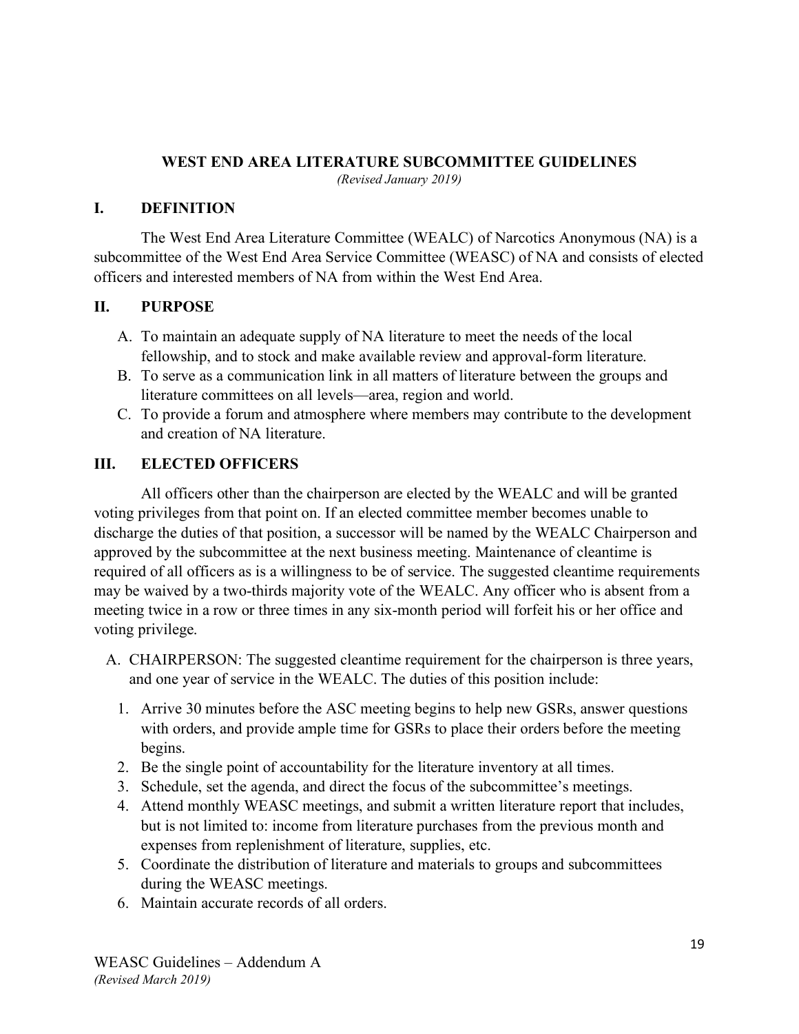## WEST END AREA LITERATURE SUBCOMMITTEE GUIDELINES

*(Revised January 2019)*

### I. DEFINITION

The West End Area Literature Committee (WEALC) of Narcotics Anonymous (NA) is a subcommittee of the West End Area Service Committee (WEASC) of NA and consists of elected officers and interested members of NA from within the West End Area.

### II. PURPOSE

A. To maintain an adequate supply of NA literature to meet the needs of the local fellowship, and to stock and make available review and approval-form literature.
B. To serve as a communication link in all matters of literature between the groups and literature committees on all levels—area, region and world.
C. To provide a forum and atmosphere where members may contribute to the development and creation of NA literature.

### III. ELECTED OFFICERS

All officers other than the chairperson are elected by the WEALC and will be granted voting privileges from that point on. If an elected committee member becomes unable to discharge the duties of that position, a successor will be named by the WEALC Chairperson and approved by the subcommittee at the next business meeting. Maintenance of cleantime is required of all officers as is a willingness to be of service. The suggested cleantime requirements may be waived by a two-thirds majority vote of the WEALC. Any officer who is absent from a meeting twice in a row or three times in any six-month period will forfeit his or her office and voting privilege.

A. CHAIRPERSON: The suggested cleantime requirement for the chairperson is three years, and one year of service in the WEALC. The duties of this position include:

1. Arrive 30 minutes before the ASC meeting begins to help new GSRs, answer questions with orders, and provide ample time for GSRs to place their orders before the meeting begins.
2. Be the single point of accountability for the literature inventory at all times.
3. Schedule, set the agenda, and direct the focus of the subcommittee's meetings.
4. Attend monthly WEASC meetings, and submit a written literature report that includes, but is not limited to: income from literature purchases from the previous month and expenses from replenishment of literature, supplies, etc.
5. Coordinate the distribution of literature and materials to groups and subcommittees during the WEASC meetings.
6. Maintain accurate records of all orders.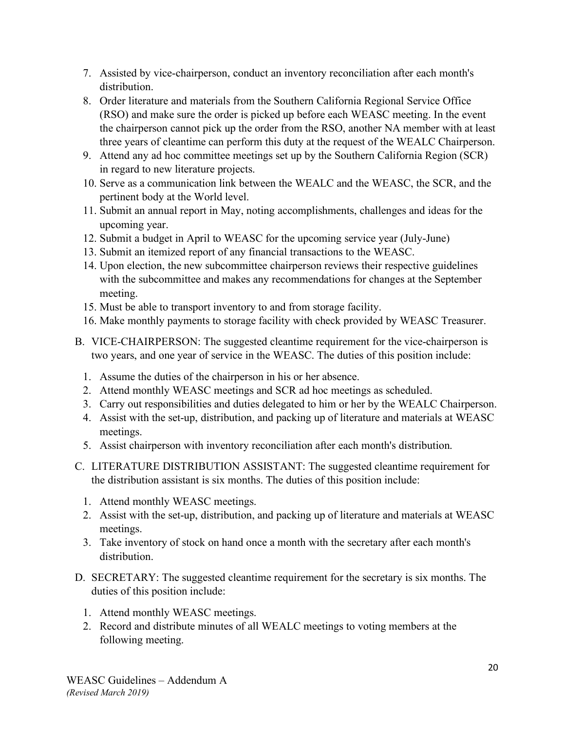7. Assisted by vice-chairperson, conduct an inventory reconciliation after each month's distribution.
8. Order literature and materials from the Southern California Regional Service Office (RSO) and make sure the order is picked up before each WEASC meeting. In the event the chairperson cannot pick up the order from the RSO, another NA member with at least three years of cleantime can perform this duty at the request of the WEALC Chairperson.
9. Attend any ad hoc committee meetings set up by the Southern California Region (SCR) in regard to new literature projects.
10. Serve as a communication link between the WEALC and the WEASC, the SCR, and the pertinent body at the World level.
11. Submit an annual report in May, noting accomplishments, challenges and ideas for the upcoming year.
12. Submit a budget in April to WEASC for the upcoming service year (July-June)
13. Submit an itemized report of any financial transactions to the WEASC.
14. Upon election, the new subcommittee chairperson reviews their respective guidelines with the subcommittee and makes any recommendations for changes at the September meeting.
15. Must be able to transport inventory to and from storage facility.
16. Make monthly payments to storage facility with check provided by WEASC Treasurer.

B. VICE-CHAIRPERSON: The suggested cleantime requirement for the vice-chairperson is two years, and one year of service in the WEASC. The duties of this position include:

1. Assume the duties of the chairperson in his or her absence.
2. Attend monthly WEASC meetings and SCR ad hoc meetings as scheduled.
3. Carry out responsibilities and duties delegated to him or her by the WEALC Chairperson.
4. Assist with the set-up, distribution, and packing up of literature and materials at WEASC meetings.
5. Assist chairperson with inventory reconciliation after each month's distribution.

C. LITERATURE DISTRIBUTION ASSISTANT: The suggested cleantime requirement for the distribution assistant is six months. The duties of this position include:

1. Attend monthly WEASC meetings.
2. Assist with the set-up, distribution, and packing up of literature and materials at WEASC meetings.
3. Take inventory of stock on hand once a month with the secretary after each month's distribution.

D. SECRETARY: The suggested cleantime requirement for the secretary is six months. The duties of this position include:

1. Attend monthly WEASC meetings.
2. Record and distribute minutes of all WEALC meetings to voting members at the following meeting.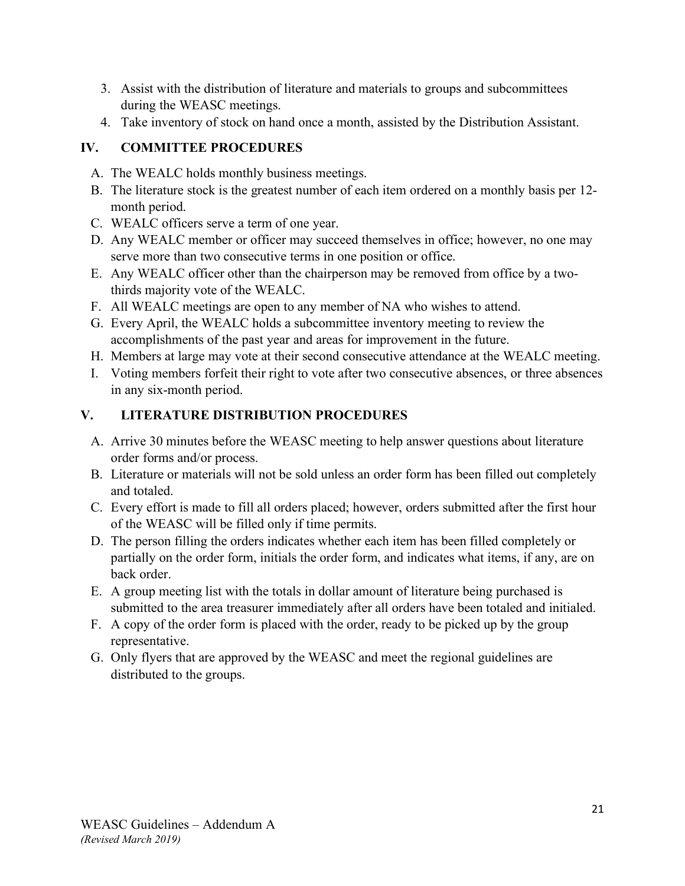3. Assist with the distribution of literature and materials to groups and subcommittees during the WEASC meetings.
4. Take inventory of stock on hand once a month, assisted by the Distribution Assistant.

## IV. COMMITTEE PROCEDURES

A. The WEALC holds monthly business meetings.
B. The literature stock is the greatest number of each item ordered on a monthly basis per 12-month period.
C. WEALC officers serve a term of one year.
D. Any WEALC member or officer may succeed themselves in office; however, no one may serve more than two consecutive terms in one position or office.
E. Any WEALC officer other than the chairperson may be removed from office by a two-thirds majority vote of the WEALC.
F. All WEALC meetings are open to any member of NA who wishes to attend.
G. Every April, the WEALC holds a subcommittee inventory meeting to review the accomplishments of the past year and areas for improvement in the future.
H. Members at large may vote at their second consecutive attendance at the WEALC meeting.
I. Voting members forfeit their right to vote after two consecutive absences, or three absences in any six-month period.

## V. LITERATURE DISTRIBUTION PROCEDURES

A. Arrive 30 minutes before the WEASC meeting to help answer questions about literature order forms and/or process.
B. Literature or materials will not be sold unless an order form has been filled out completely and totaled.
C. Every effort is made to fill all orders placed; however, orders submitted after the first hour of the WEASC will be filled only if time permits.
D. The person filling the orders indicates whether each item has been filled completely or partially on the order form, initials the order form, and indicates what items, if any, are on back order.
E. A group meeting list with the totals in dollar amount of literature being purchased is submitted to the area treasurer immediately after all orders have been totaled and initialed.
F. A copy of the order form is placed with the order, ready to be picked up by the group representative.
G. Only flyers that are approved by the WEASC and meet the regional guidelines are distributed to the groups.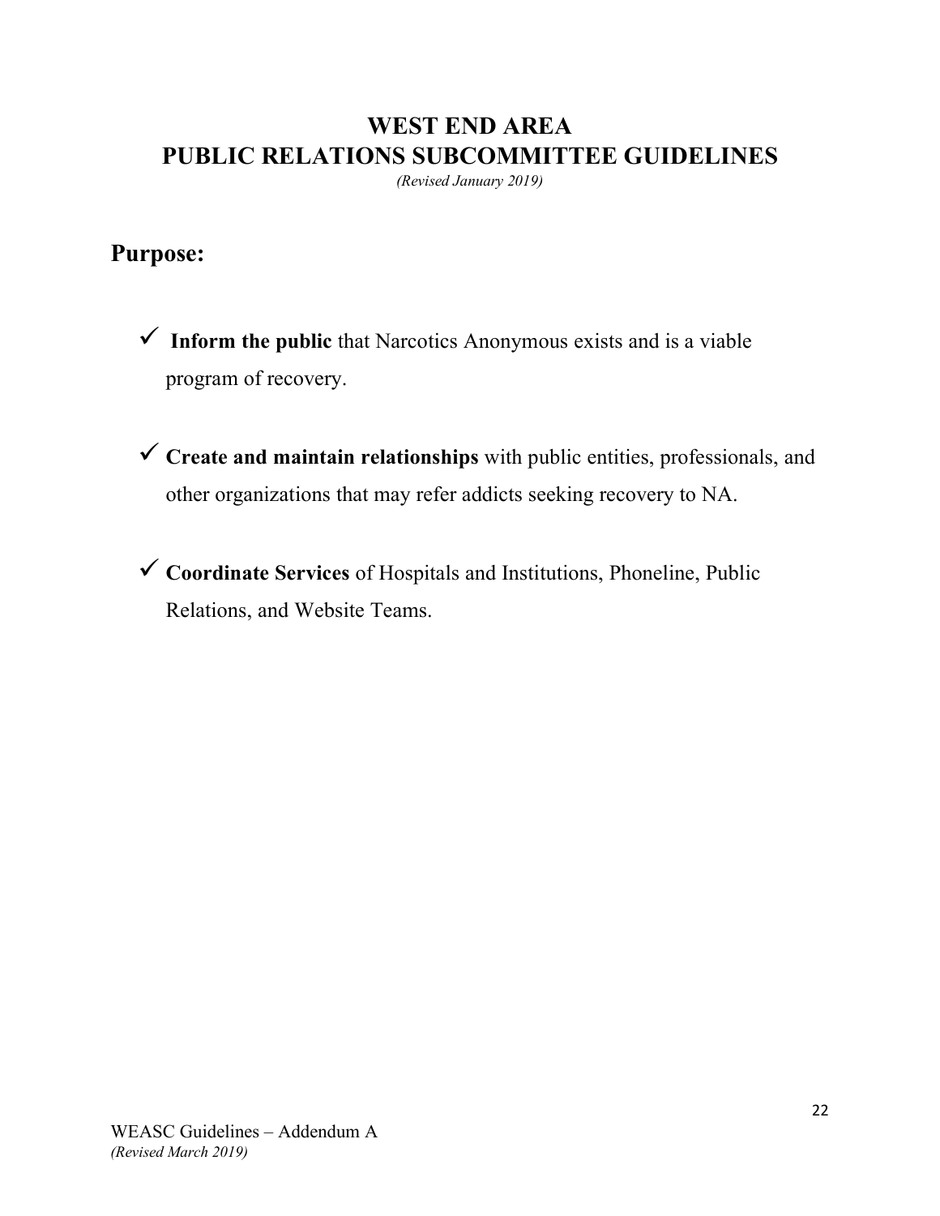# WEST END AREA
# PUBLIC RELATIONS SUBCOMMITTEE GUIDELINES

*(Revised January 2019)*

## Purpose:

- ✓ **Inform the public** that Narcotics Anonymous exists and is a viable program of recovery.
- ✓ **Create and maintain relationships** with public entities, professionals, and other organizations that may refer addicts seeking recovery to NA.
- ✓ **Coordinate Services** of Hospitals and Institutions, Phoneline, Public Relations, and Website Teams.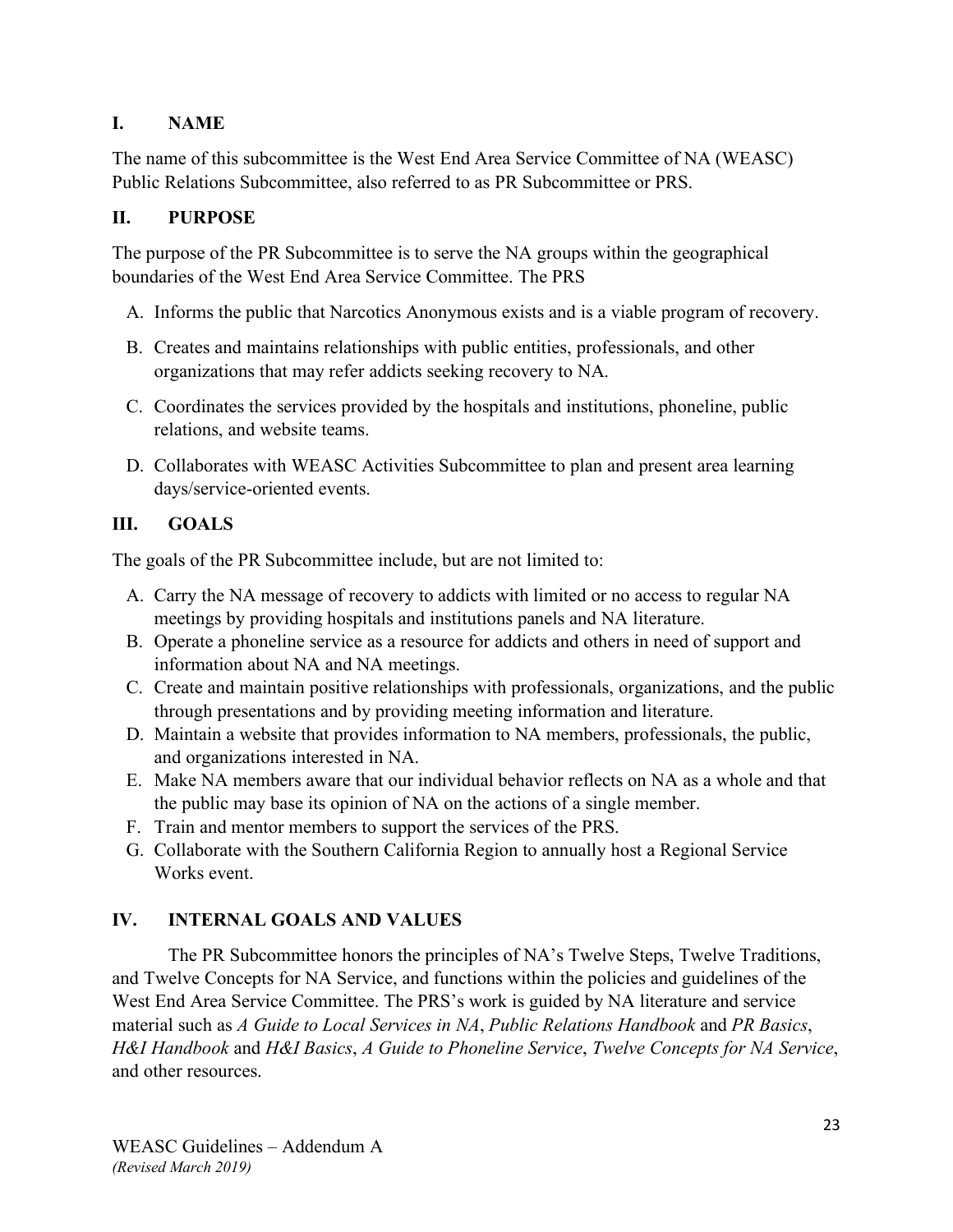## I. NAME

The name of this subcommittee is the West End Area Service Committee of NA (WEASC) Public Relations Subcommittee, also referred to as PR Subcommittee or PRS.

## II. PURPOSE

The purpose of the PR Subcommittee is to serve the NA groups within the geographical boundaries of the West End Area Service Committee. The PRS

A. Informs the public that Narcotics Anonymous exists and is a viable program of recovery.

B. Creates and maintains relationships with public entities, professionals, and other organizations that may refer addicts seeking recovery to NA.

C. Coordinates the services provided by the hospitals and institutions, phoneline, public relations, and website teams.

D. Collaborates with WEASC Activities Subcommittee to plan and present area learning days/service-oriented events.

## III. GOALS

The goals of the PR Subcommittee include, but are not limited to:

A. Carry the NA message of recovery to addicts with limited or no access to regular NA meetings by providing hospitals and institutions panels and NA literature.
B. Operate a phoneline service as a resource for addicts and others in need of support and information about NA and NA meetings.
C. Create and maintain positive relationships with professionals, organizations, and the public through presentations and by providing meeting information and literature.
D. Maintain a website that provides information to NA members, professionals, the public, and organizations interested in NA.
E. Make NA members aware that our individual behavior reflects on NA as a whole and that the public may base its opinion of NA on the actions of a single member.
F. Train and mentor members to support the services of the PRS.
G. Collaborate with the Southern California Region to annually host a Regional Service Works event.

## IV. INTERNAL GOALS AND VALUES

The PR Subcommittee honors the principles of NA's Twelve Steps, Twelve Traditions, and Twelve Concepts for NA Service, and functions within the policies and guidelines of the West End Area Service Committee. The PRS's work is guided by NA literature and service material such as *A Guide to Local Services in NA*, *Public Relations Handbook* and *PR Basics*, *H&I Handbook* and *H&I Basics*, *A Guide to Phoneline Service*, *Twelve Concepts for NA Service*, and other resources.

WEASC Guidelines – Addendum A
*(Revised March 2019)*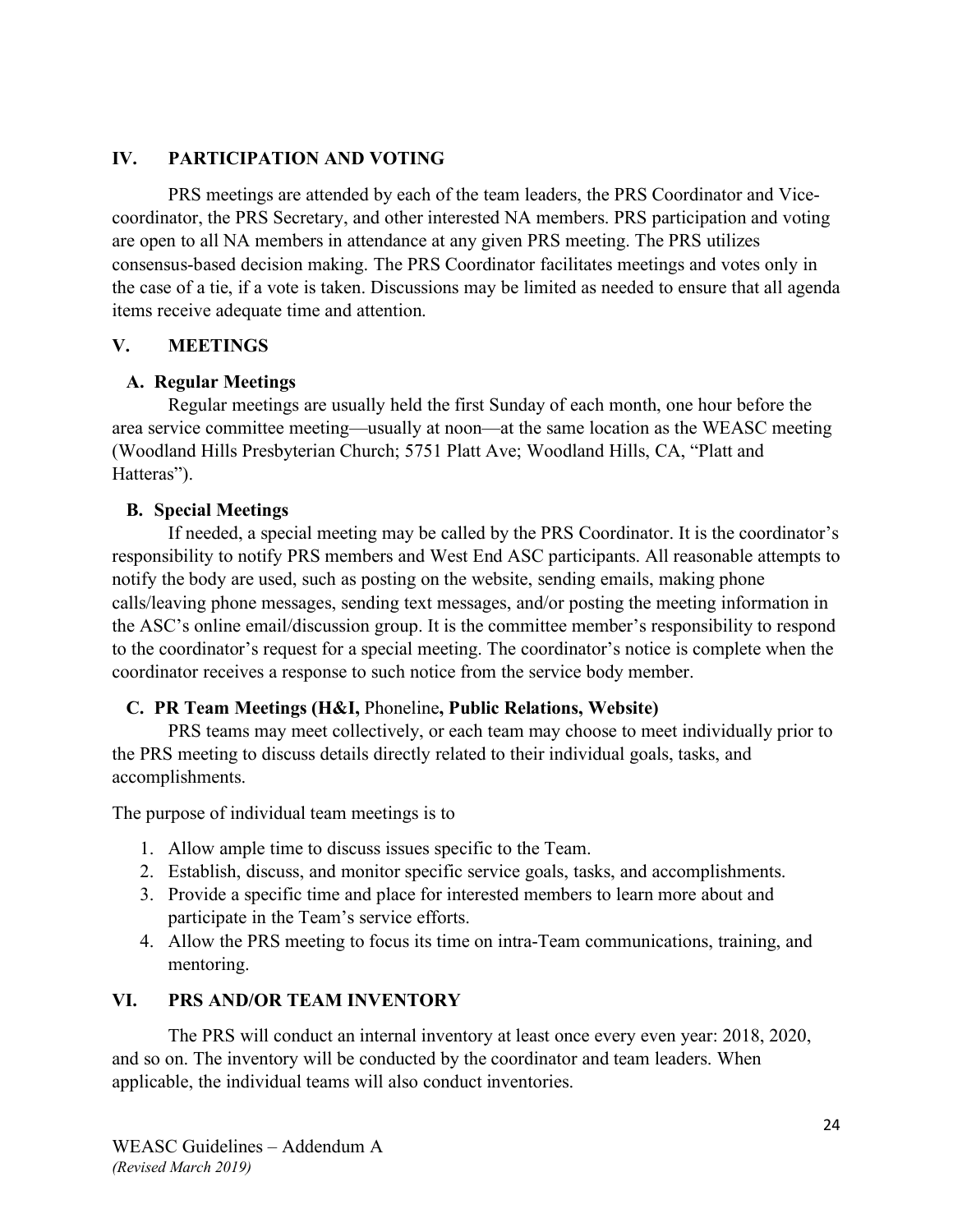## IV. PARTICIPATION AND VOTING

PRS meetings are attended by each of the team leaders, the PRS Coordinator and Vice-coordinator, the PRS Secretary, and other interested NA members. PRS participation and voting are open to all NA members in attendance at any given PRS meeting. The PRS utilizes consensus-based decision making. The PRS Coordinator facilitates meetings and votes only in the case of a tie, if a vote is taken. Discussions may be limited as needed to ensure that all agenda items receive adequate time and attention.

## V. MEETINGS

### A. Regular Meetings

Regular meetings are usually held the first Sunday of each month, one hour before the area service committee meeting—usually at noon—at the same location as the WEASC meeting (Woodland Hills Presbyterian Church; 5751 Platt Ave; Woodland Hills, CA, "Platt and Hatteras").

### B. Special Meetings

If needed, a special meeting may be called by the PRS Coordinator. It is the coordinator's responsibility to notify PRS members and West End ASC participants. All reasonable attempts to notify the body are used, such as posting on the website, sending emails, making phone calls/leaving phone messages, sending text messages, and/or posting the meeting information in the ASC's online email/discussion group. It is the committee member's responsibility to respond to the coordinator's request for a special meeting. The coordinator's notice is complete when the coordinator receives a response to such notice from the service body member.

### C. PR Team Meetings (H&I, Phoneline, Public Relations, Website)

PRS teams may meet collectively, or each team may choose to meet individually prior to the PRS meeting to discuss details directly related to their individual goals, tasks, and accomplishments.

The purpose of individual team meetings is to

1. Allow ample time to discuss issues specific to the Team.
2. Establish, discuss, and monitor specific service goals, tasks, and accomplishments.
3. Provide a specific time and place for interested members to learn more about and participate in the Team's service efforts.
4. Allow the PRS meeting to focus its time on intra-Team communications, training, and mentoring.

## VI. PRS AND/OR TEAM INVENTORY

The PRS will conduct an internal inventory at least once every even year: 2018, 2020, and so on. The inventory will be conducted by the coordinator and team leaders. When applicable, the individual teams will also conduct inventories.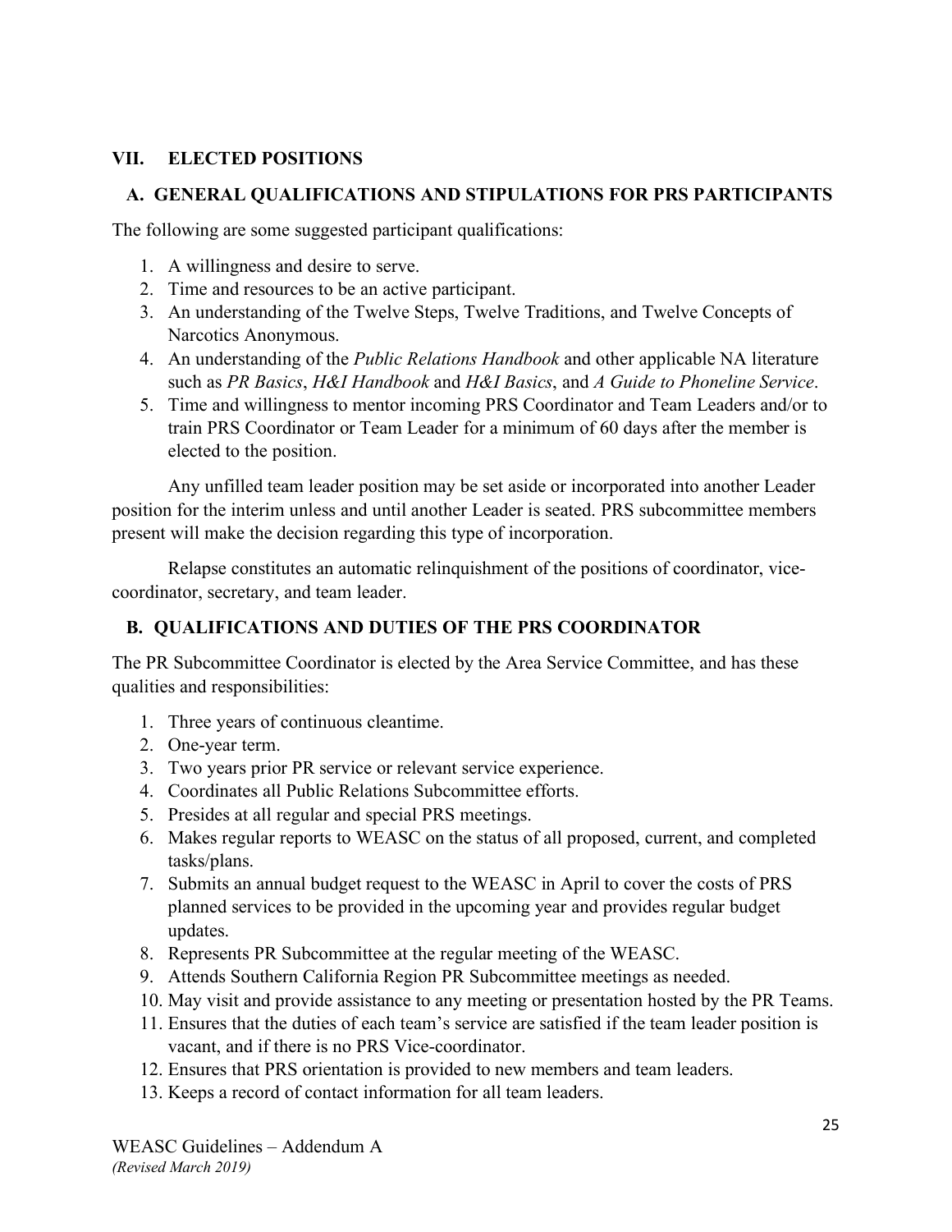## VII. ELECTED POSITIONS

### A. GENERAL QUALIFICATIONS AND STIPULATIONS FOR PRS PARTICIPANTS

The following are some suggested participant qualifications:

1. A willingness and desire to serve.
2. Time and resources to be an active participant.
3. An understanding of the Twelve Steps, Twelve Traditions, and Twelve Concepts of Narcotics Anonymous.
4. An understanding of the *Public Relations Handbook* and other applicable NA literature such as *PR Basics*, *H&I Handbook* and *H&I Basics*, and *A Guide to Phoneline Service*.
5. Time and willingness to mentor incoming PRS Coordinator and Team Leaders and/or to train PRS Coordinator or Team Leader for a minimum of 60 days after the member is elected to the position.

Any unfilled team leader position may be set aside or incorporated into another Leader position for the interim unless and until another Leader is seated. PRS subcommittee members present will make the decision regarding this type of incorporation.

Relapse constitutes an automatic relinquishment of the positions of coordinator, vice-coordinator, secretary, and team leader.

### B. QUALIFICATIONS AND DUTIES OF THE PRS COORDINATOR

The PR Subcommittee Coordinator is elected by the Area Service Committee, and has these qualities and responsibilities:

1. Three years of continuous cleantime.
2. One-year term.
3. Two years prior PR service or relevant service experience.
4. Coordinates all Public Relations Subcommittee efforts.
5. Presides at all regular and special PRS meetings.
6. Makes regular reports to WEASC on the status of all proposed, current, and completed tasks/plans.
7. Submits an annual budget request to the WEASC in April to cover the costs of PRS planned services to be provided in the upcoming year and provides regular budget updates.
8. Represents PR Subcommittee at the regular meeting of the WEASC.
9. Attends Southern California Region PR Subcommittee meetings as needed.
10. May visit and provide assistance to any meeting or presentation hosted by the PR Teams.
11. Ensures that the duties of each team's service are satisfied if the team leader position is vacant, and if there is no PRS Vice-coordinator.
12. Ensures that PRS orientation is provided to new members and team leaders.
13. Keeps a record of contact information for all team leaders.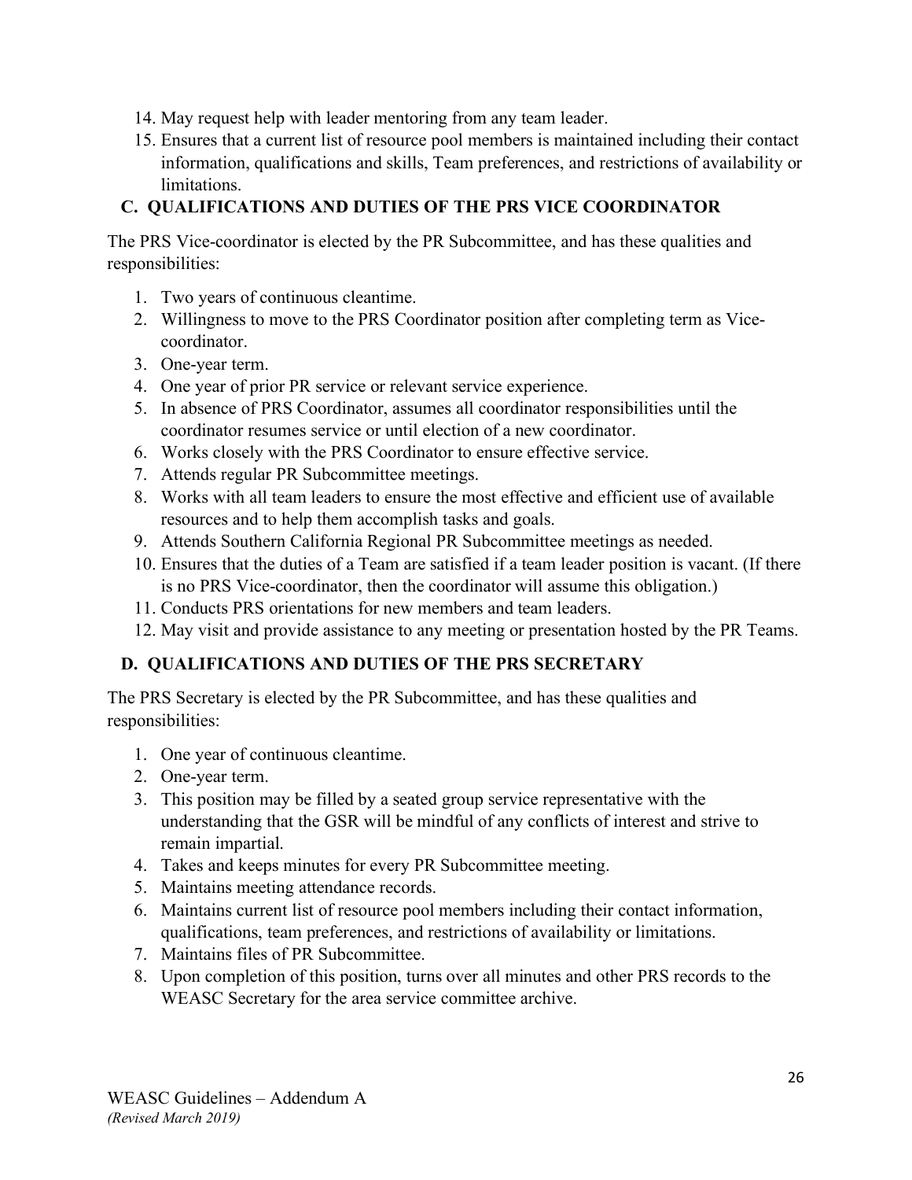14. May request help with leader mentoring from any team leader.
15. Ensures that a current list of resource pool members is maintained including their contact information, qualifications and skills, Team preferences, and restrictions of availability or limitations.

### C. QUALIFICATIONS AND DUTIES OF THE PRS VICE COORDINATOR

The PRS Vice-coordinator is elected by the PR Subcommittee, and has these qualities and responsibilities:

1. Two years of continuous cleantime.
2. Willingness to move to the PRS Coordinator position after completing term as Vice-coordinator.
3. One-year term.
4. One year of prior PR service or relevant service experience.
5. In absence of PRS Coordinator, assumes all coordinator responsibilities until the coordinator resumes service or until election of a new coordinator.
6. Works closely with the PRS Coordinator to ensure effective service.
7. Attends regular PR Subcommittee meetings.
8. Works with all team leaders to ensure the most effective and efficient use of available resources and to help them accomplish tasks and goals.
9. Attends Southern California Regional PR Subcommittee meetings as needed.
10. Ensures that the duties of a Team are satisfied if a team leader position is vacant. (If there is no PRS Vice-coordinator, then the coordinator will assume this obligation.)
11. Conducts PRS orientations for new members and team leaders.
12. May visit and provide assistance to any meeting or presentation hosted by the PR Teams.

### D. QUALIFICATIONS AND DUTIES OF THE PRS SECRETARY

The PRS Secretary is elected by the PR Subcommittee, and has these qualities and responsibilities:

1. One year of continuous cleantime.
2. One-year term.
3. This position may be filled by a seated group service representative with the understanding that the GSR will be mindful of any conflicts of interest and strive to remain impartial.
4. Takes and keeps minutes for every PR Subcommittee meeting.
5. Maintains meeting attendance records.
6. Maintains current list of resource pool members including their contact information, qualifications, team preferences, and restrictions of availability or limitations.
7. Maintains files of PR Subcommittee.
8. Upon completion of this position, turns over all minutes and other PRS records to the WEASC Secretary for the area service committee archive.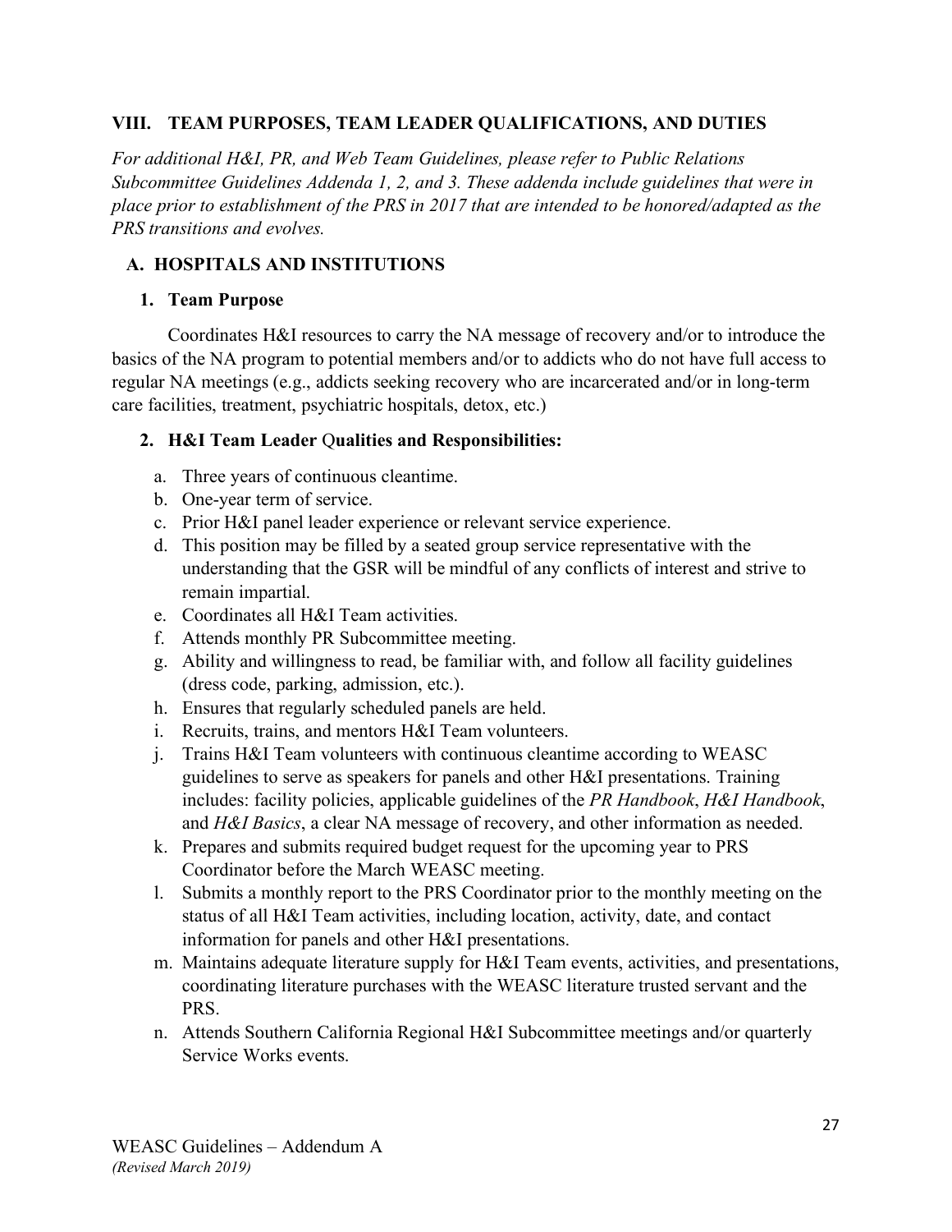## VIII. TEAM PURPOSES, TEAM LEADER QUALIFICATIONS, AND DUTIES

*For additional H&I, PR, and Web Team Guidelines, please refer to Public Relations Subcommittee Guidelines Addenda 1, 2, and 3. These addenda include guidelines that were in place prior to establishment of the PRS in 2017 that are intended to be honored/adapted as the PRS transitions and evolves.*

### A. HOSPITALS AND INSTITUTIONS

#### 1. Team Purpose

Coordinates H&I resources to carry the NA message of recovery and/or to introduce the basics of the NA program to potential members and/or to addicts who do not have full access to regular NA meetings (e.g., addicts seeking recovery who are incarcerated and/or in long-term care facilities, treatment, psychiatric hospitals, detox, etc.)

#### 2. H&I Team Leader Qualities and Responsibilities:

a. Three years of continuous cleantime.
b. One-year term of service.
c. Prior H&I panel leader experience or relevant service experience.
d. This position may be filled by a seated group service representative with the understanding that the GSR will be mindful of any conflicts of interest and strive to remain impartial.
e. Coordinates all H&I Team activities.
f. Attends monthly PR Subcommittee meeting.
g. Ability and willingness to read, be familiar with, and follow all facility guidelines (dress code, parking, admission, etc.).
h. Ensures that regularly scheduled panels are held.
i. Recruits, trains, and mentors H&I Team volunteers.
j. Trains H&I Team volunteers with continuous cleantime according to WEASC guidelines to serve as speakers for panels and other H&I presentations. Training includes: facility policies, applicable guidelines of the *PR Handbook*, *H&I Handbook*, and *H&I Basics*, a clear NA message of recovery, and other information as needed.
k. Prepares and submits required budget request for the upcoming year to PRS Coordinator before the March WEASC meeting.
l. Submits a monthly report to the PRS Coordinator prior to the monthly meeting on the status of all H&I Team activities, including location, activity, date, and contact information for panels and other H&I presentations.
m. Maintains adequate literature supply for H&I Team events, activities, and presentations, coordinating literature purchases with the WEASC literature trusted servant and the PRS.
n. Attends Southern California Regional H&I Subcommittee meetings and/or quarterly Service Works events.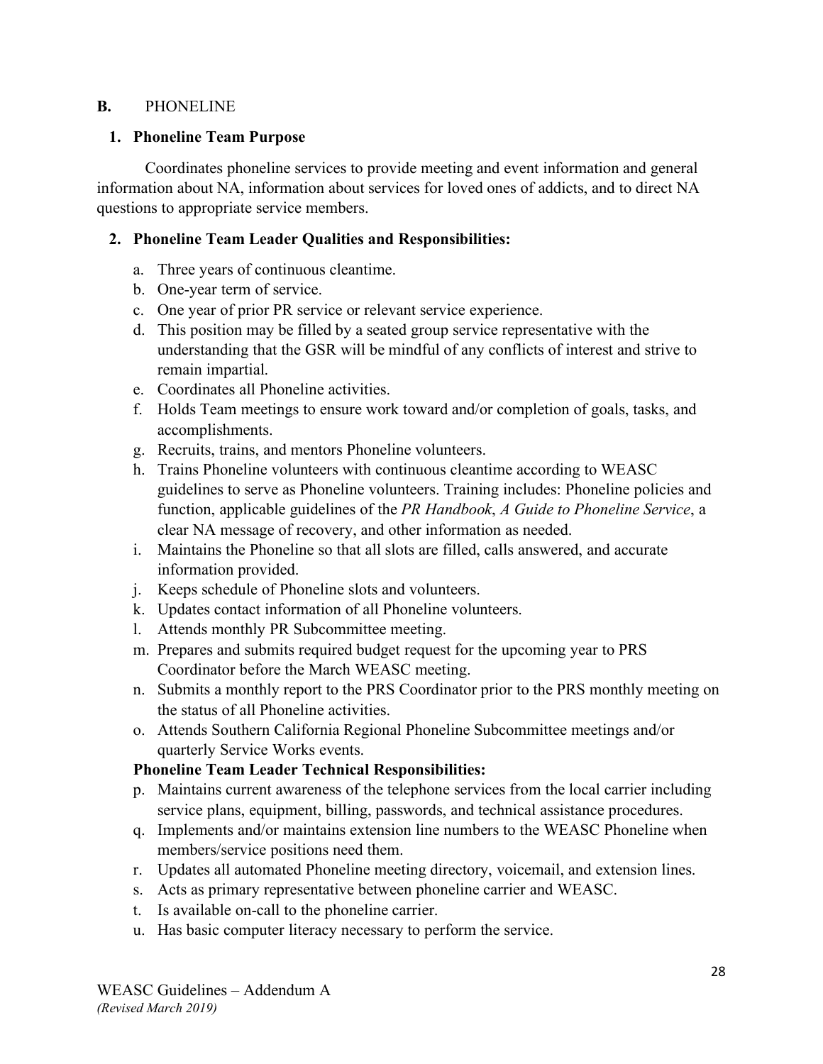**B.** PHONELINE

**1. Phoneline Team Purpose**

Coordinates phoneline services to provide meeting and event information and general information about NA, information about services for loved ones of addicts, and to direct NA questions to appropriate service members.

**2. Phoneline Team Leader Qualities and Responsibilities:**

a. Three years of continuous cleantime.
b. One-year term of service.
c. One year of prior PR service or relevant service experience.
d. This position may be filled by a seated group service representative with the understanding that the GSR will be mindful of any conflicts of interest and strive to remain impartial.
e. Coordinates all Phoneline activities.
f. Holds Team meetings to ensure work toward and/or completion of goals, tasks, and accomplishments.
g. Recruits, trains, and mentors Phoneline volunteers.
h. Trains Phoneline volunteers with continuous cleantime according to WEASC guidelines to serve as Phoneline volunteers. Training includes: Phoneline policies and function, applicable guidelines of the *PR Handbook*, *A Guide to Phoneline Service*, a clear NA message of recovery, and other information as needed.
i. Maintains the Phoneline so that all slots are filled, calls answered, and accurate information provided.
j. Keeps schedule of Phoneline slots and volunteers.
k. Updates contact information of all Phoneline volunteers.
l. Attends monthly PR Subcommittee meeting.
m. Prepares and submits required budget request for the upcoming year to PRS Coordinator before the March WEASC meeting.
n. Submits a monthly report to the PRS Coordinator prior to the PRS monthly meeting on the status of all Phoneline activities.
o. Attends Southern California Regional Phoneline Subcommittee meetings and/or quarterly Service Works events.

**Phoneline Team Leader Technical Responsibilities:**

p. Maintains current awareness of the telephone services from the local carrier including service plans, equipment, billing, passwords, and technical assistance procedures.
q. Implements and/or maintains extension line numbers to the WEASC Phoneline when members/service positions need them.
r. Updates all automated Phoneline meeting directory, voicemail, and extension lines.
s. Acts as primary representative between phoneline carrier and WEASC.
t. Is available on-call to the phoneline carrier.
u. Has basic computer literacy necessary to perform the service.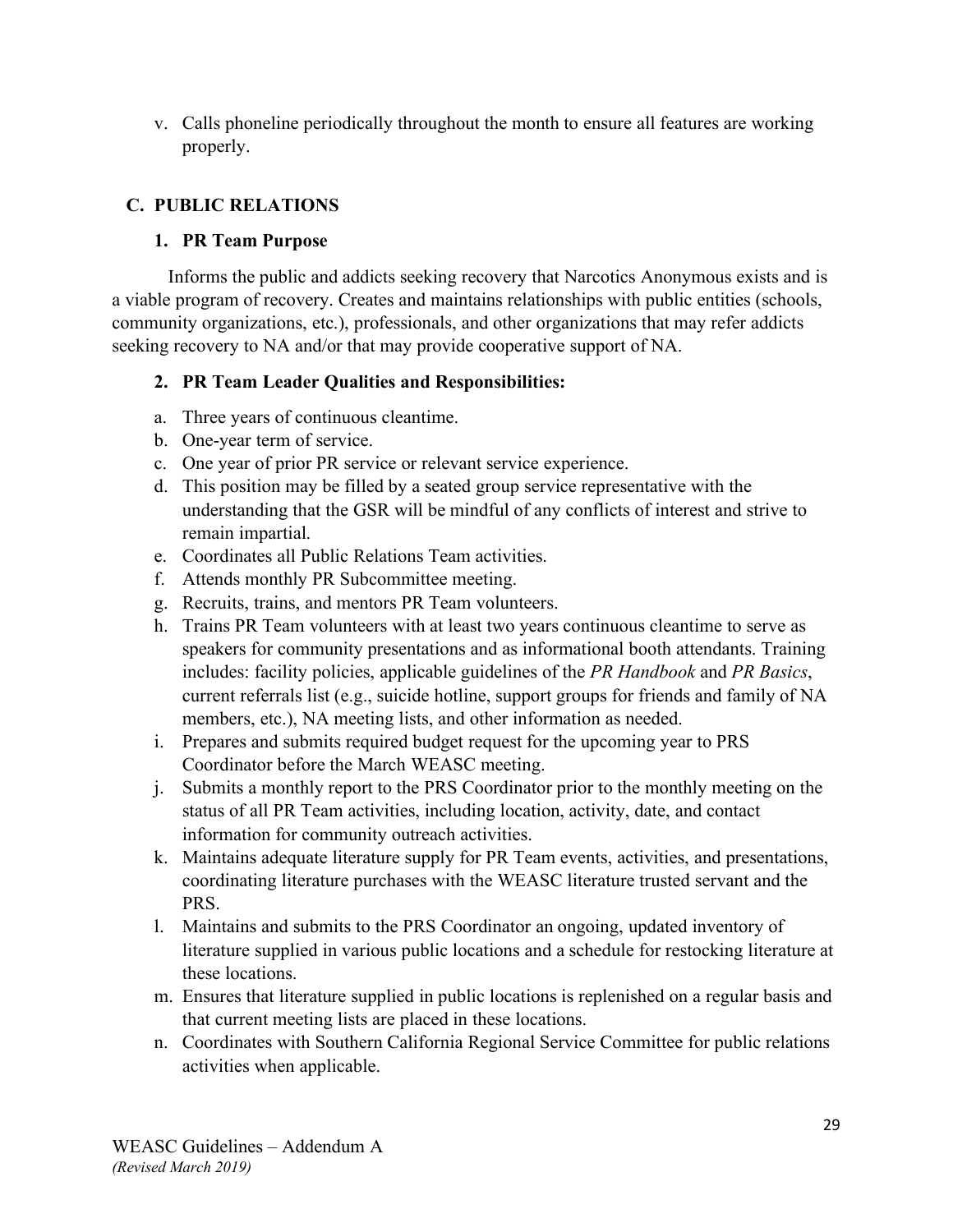v. Calls phoneline periodically throughout the month to ensure all features are working properly.

## C. PUBLIC RELATIONS

### 1. PR Team Purpose

Informs the public and addicts seeking recovery that Narcotics Anonymous exists and is a viable program of recovery. Creates and maintains relationships with public entities (schools, community organizations, etc.), professionals, and other organizations that may refer addicts seeking recovery to NA and/or that may provide cooperative support of NA.

### 2. PR Team Leader Qualities and Responsibilities:

a. Three years of continuous cleantime.
b. One-year term of service.
c. One year of prior PR service or relevant service experience.
d. This position may be filled by a seated group service representative with the understanding that the GSR will be mindful of any conflicts of interest and strive to remain impartial.
e. Coordinates all Public Relations Team activities.
f. Attends monthly PR Subcommittee meeting.
g. Recruits, trains, and mentors PR Team volunteers.
h. Trains PR Team volunteers with at least two years continuous cleantime to serve as speakers for community presentations and as informational booth attendants. Training includes: facility policies, applicable guidelines of the *PR Handbook* and *PR Basics*, current referrals list (e.g., suicide hotline, support groups for friends and family of NA members, etc.), NA meeting lists, and other information as needed.
i. Prepares and submits required budget request for the upcoming year to PRS Coordinator before the March WEASC meeting.
j. Submits a monthly report to the PRS Coordinator prior to the monthly meeting on the status of all PR Team activities, including location, activity, date, and contact information for community outreach activities.
k. Maintains adequate literature supply for PR Team events, activities, and presentations, coordinating literature purchases with the WEASC literature trusted servant and the PRS.
l. Maintains and submits to the PRS Coordinator an ongoing, updated inventory of literature supplied in various public locations and a schedule for restocking literature at these locations.
m. Ensures that literature supplied in public locations is replenished on a regular basis and that current meeting lists are placed in these locations.
n. Coordinates with Southern California Regional Service Committee for public relations activities when applicable.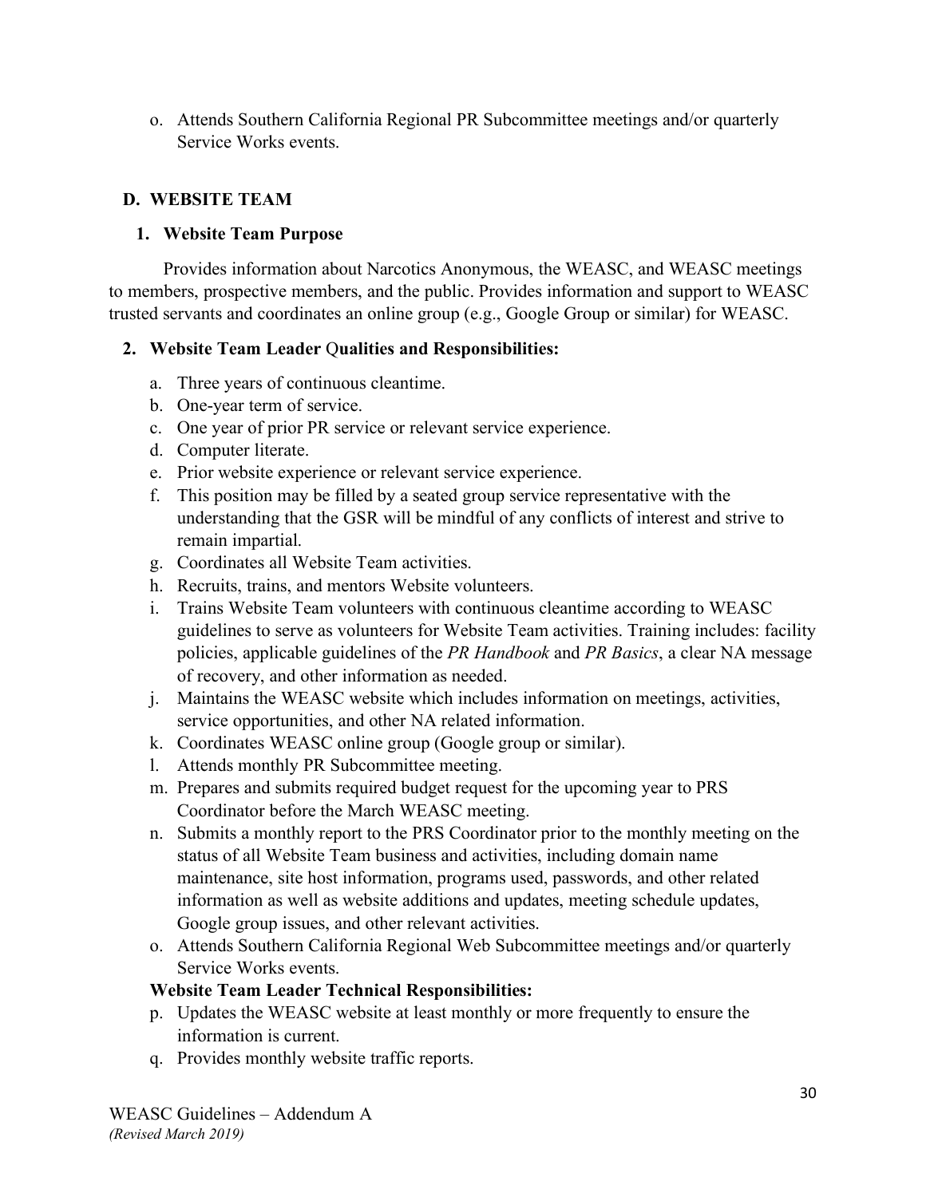o. Attends Southern California Regional PR Subcommittee meetings and/or quarterly Service Works events.

## D. WEBSITE TEAM

### 1. Website Team Purpose

Provides information about Narcotics Anonymous, the WEASC, and WEASC meetings to members, prospective members, and the public. Provides information and support to WEASC trusted servants and coordinates an online group (e.g., Google Group or similar) for WEASC.

### 2. Website Team Leader Qualities and Responsibilities:

a. Three years of continuous cleantime.
b. One-year term of service.
c. One year of prior PR service or relevant service experience.
d. Computer literate.
e. Prior website experience or relevant service experience.
f. This position may be filled by a seated group service representative with the understanding that the GSR will be mindful of any conflicts of interest and strive to remain impartial.
g. Coordinates all Website Team activities.
h. Recruits, trains, and mentors Website volunteers.
i. Trains Website Team volunteers with continuous cleantime according to WEASC guidelines to serve as volunteers for Website Team activities. Training includes: facility policies, applicable guidelines of the *PR Handbook* and *PR Basics*, a clear NA message of recovery, and other information as needed.
j. Maintains the WEASC website which includes information on meetings, activities, service opportunities, and other NA related information.
k. Coordinates WEASC online group (Google group or similar).
l. Attends monthly PR Subcommittee meeting.
m. Prepares and submits required budget request for the upcoming year to PRS Coordinator before the March WEASC meeting.
n. Submits a monthly report to the PRS Coordinator prior to the monthly meeting on the status of all Website Team business and activities, including domain name maintenance, site host information, programs used, passwords, and other related information as well as website additions and updates, meeting schedule updates, Google group issues, and other relevant activities.
o. Attends Southern California Regional Web Subcommittee meetings and/or quarterly Service Works events.

**Website Team Leader Technical Responsibilities:**

p. Updates the WEASC website at least monthly or more frequently to ensure the information is current.
q. Provides monthly website traffic reports.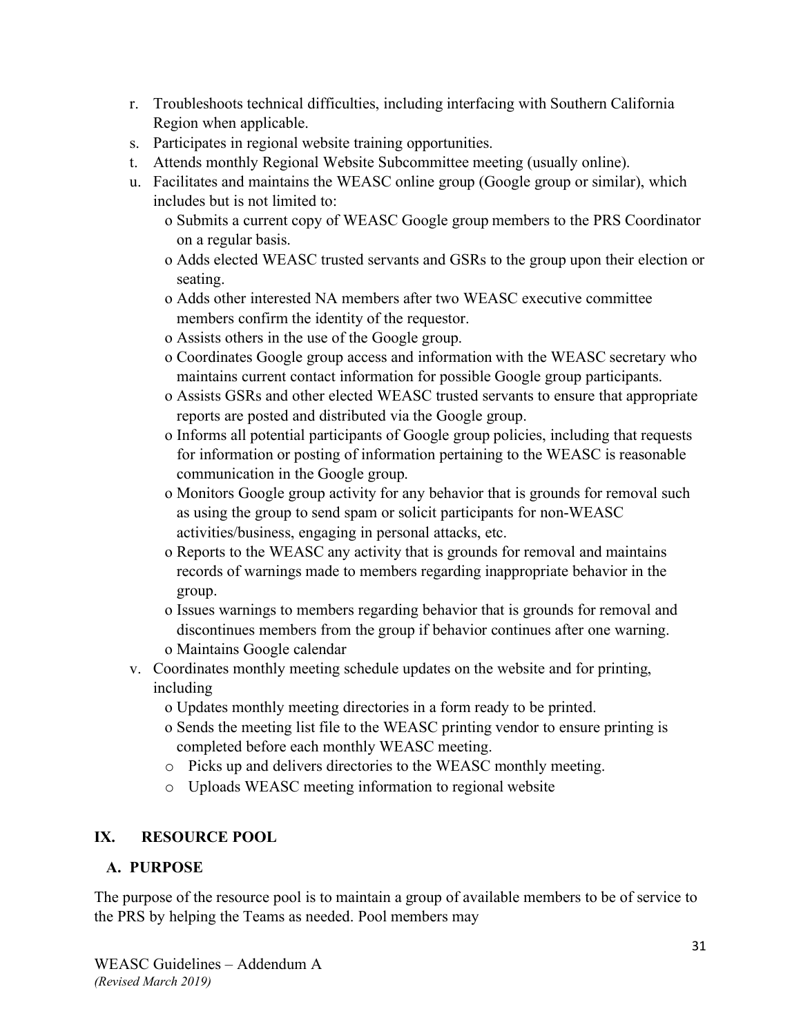r. Troubleshoots technical difficulties, including interfacing with Southern California Region when applicable.
s. Participates in regional website training opportunities.
t. Attends monthly Regional Website Subcommittee meeting (usually online).
u. Facilitates and maintains the WEASC online group (Google group or similar), which includes but is not limited to:
   - Submits a current copy of WEASC Google group members to the PRS Coordinator on a regular basis.
   - Adds elected WEASC trusted servants and GSRs to the group upon their election or seating.
   - Adds other interested NA members after two WEASC executive committee members confirm the identity of the requestor.
   - Assists others in the use of the Google group.
   - Coordinates Google group access and information with the WEASC secretary who maintains current contact information for possible Google group participants.
   - Assists GSRs and other elected WEASC trusted servants to ensure that appropriate reports are posted and distributed via the Google group.
   - Informs all potential participants of Google group policies, including that requests for information or posting of information pertaining to the WEASC is reasonable communication in the Google group.
   - Monitors Google group activity for any behavior that is grounds for removal such as using the group to send spam or solicit participants for non-WEASC activities/business, engaging in personal attacks, etc.
   - Reports to the WEASC any activity that is grounds for removal and maintains records of warnings made to members regarding inappropriate behavior in the group.
   - Issues warnings to members regarding behavior that is grounds for removal and discontinues members from the group if behavior continues after one warning.
   - Maintains Google calendar
v. Coordinates monthly meeting schedule updates on the website and for printing, including
   - Updates monthly meeting directories in a form ready to be printed.
   - Sends the meeting list file to the WEASC printing vendor to ensure printing is completed before each monthly WEASC meeting.
   - Picks up and delivers directories to the WEASC monthly meeting.
   - Uploads WEASC meeting information to regional website

## IX. RESOURCE POOL

### A. PURPOSE

The purpose of the resource pool is to maintain a group of available members to be of service to the PRS by helping the Teams as needed. Pool members may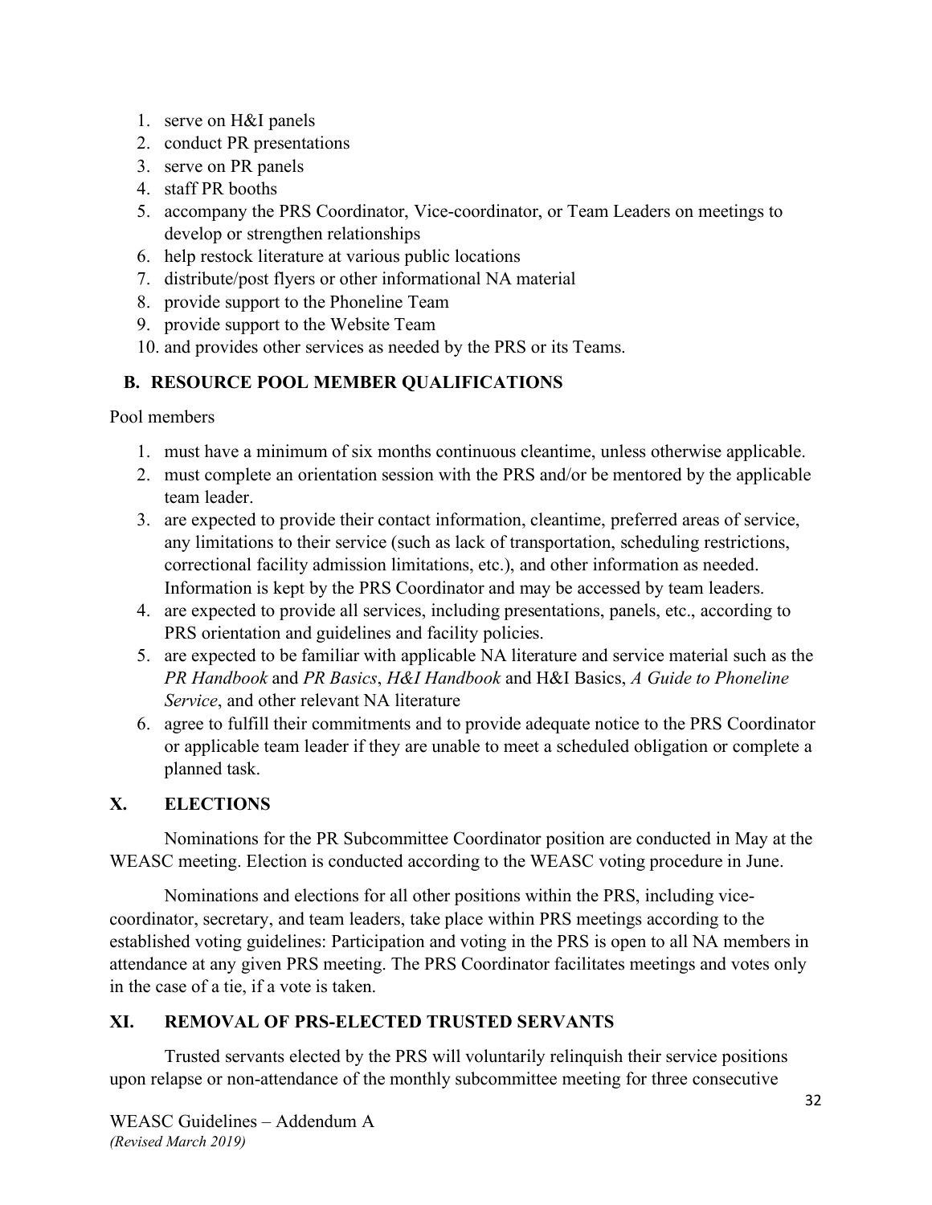1. serve on H&I panels
2. conduct PR presentations
3. serve on PR panels
4. staff PR booths
5. accompany the PRS Coordinator, Vice-coordinator, or Team Leaders on meetings to develop or strengthen relationships
6. help restock literature at various public locations
7. distribute/post flyers or other informational NA material
8. provide support to the Phoneline Team
9. provide support to the Website Team
10. and provides other services as needed by the PRS or its Teams.

### B. RESOURCE POOL MEMBER QUALIFICATIONS

Pool members

1. must have a minimum of six months continuous cleantime, unless otherwise applicable.
2. must complete an orientation session with the PRS and/or be mentored by the applicable team leader.
3. are expected to provide their contact information, cleantime, preferred areas of service, any limitations to their service (such as lack of transportation, scheduling restrictions, correctional facility admission limitations, etc.), and other information as needed. Information is kept by the PRS Coordinator and may be accessed by team leaders.
4. are expected to provide all services, including presentations, panels, etc., according to PRS orientation and guidelines and facility policies.
5. are expected to be familiar with applicable NA literature and service material such as the *PR Handbook* and *PR Basics*, *H&I Handbook* and H&I Basics, *A Guide to Phoneline Service*, and other relevant NA literature
6. agree to fulfill their commitments and to provide adequate notice to the PRS Coordinator or applicable team leader if they are unable to meet a scheduled obligation or complete a planned task.

## X. ELECTIONS

Nominations for the PR Subcommittee Coordinator position are conducted in May at the WEASC meeting. Election is conducted according to the WEASC voting procedure in June.

Nominations and elections for all other positions within the PRS, including vice-coordinator, secretary, and team leaders, take place within PRS meetings according to the established voting guidelines: Participation and voting in the PRS is open to all NA members in attendance at any given PRS meeting. The PRS Coordinator facilitates meetings and votes only in the case of a tie, if a vote is taken.

## XI. REMOVAL OF PRS-ELECTED TRUSTED SERVANTS

Trusted servants elected by the PRS will voluntarily relinquish their service positions upon relapse or non-attendance of the monthly subcommittee meeting for three consecutive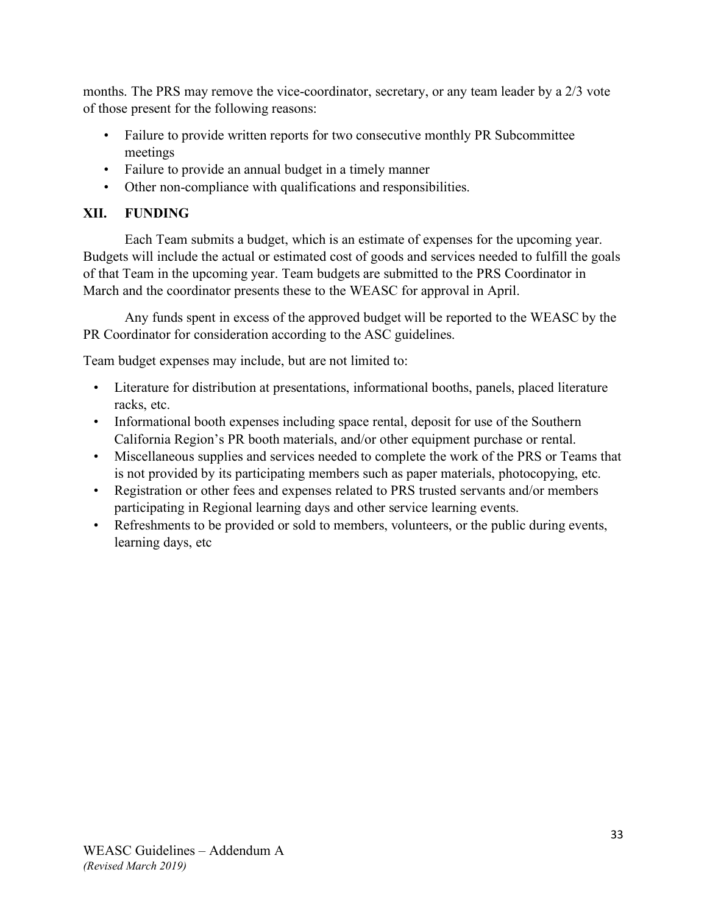months. The PRS may remove the vice-coordinator, secretary, or any team leader by a 2/3 vote of those present for the following reasons:

- Failure to provide written reports for two consecutive monthly PR Subcommittee meetings
- Failure to provide an annual budget in a timely manner
- Other non-compliance with qualifications and responsibilities.

## XII. FUNDING

Each Team submits a budget, which is an estimate of expenses for the upcoming year. Budgets will include the actual or estimated cost of goods and services needed to fulfill the goals of that Team in the upcoming year. Team budgets are submitted to the PRS Coordinator in March and the coordinator presents these to the WEASC for approval in April.

Any funds spent in excess of the approved budget will be reported to the WEASC by the PR Coordinator for consideration according to the ASC guidelines.

Team budget expenses may include, but are not limited to:

- Literature for distribution at presentations, informational booths, panels, placed literature racks, etc.
- Informational booth expenses including space rental, deposit for use of the Southern California Region's PR booth materials, and/or other equipment purchase or rental.
- Miscellaneous supplies and services needed to complete the work of the PRS or Teams that is not provided by its participating members such as paper materials, photocopying, etc.
- Registration or other fees and expenses related to PRS trusted servants and/or members participating in Regional learning days and other service learning events.
- Refreshments to be provided or sold to members, volunteers, or the public during events, learning days, etc

WEASC Guidelines – Addendum A
*(Revised March 2019)*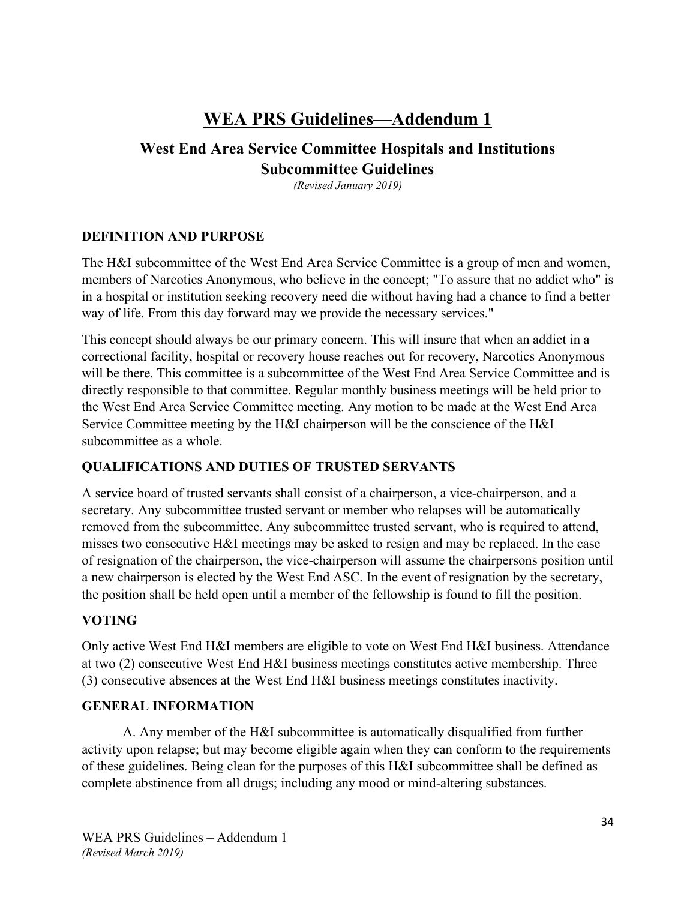# WEA PRS Guidelines—Addendum 1

## West End Area Service Committee Hospitals and Institutions Subcommittee Guidelines

*(Revised January 2019)*

### DEFINITION AND PURPOSE

The H&I subcommittee of the West End Area Service Committee is a group of men and women, members of Narcotics Anonymous, who believe in the concept; "To assure that no addict who" is in a hospital or institution seeking recovery need die without having had a chance to find a better way of life. From this day forward may we provide the necessary services."

This concept should always be our primary concern. This will insure that when an addict in a correctional facility, hospital or recovery house reaches out for recovery, Narcotics Anonymous will be there. This committee is a subcommittee of the West End Area Service Committee and is directly responsible to that committee. Regular monthly business meetings will be held prior to the West End Area Service Committee meeting. Any motion to be made at the West End Area Service Committee meeting by the H&I chairperson will be the conscience of the H&I subcommittee as a whole.

### QUALIFICATIONS AND DUTIES OF TRUSTED SERVANTS

A service board of trusted servants shall consist of a chairperson, a vice-chairperson, and a secretary. Any subcommittee trusted servant or member who relapses will be automatically removed from the subcommittee. Any subcommittee trusted servant, who is required to attend, misses two consecutive H&I meetings may be asked to resign and may be replaced. In the case of resignation of the chairperson, the vice-chairperson will assume the chairpersons position until a new chairperson is elected by the West End ASC. In the event of resignation by the secretary, the position shall be held open until a member of the fellowship is found to fill the position.

### VOTING

Only active West End H&I members are eligible to vote on West End H&I business. Attendance at two (2) consecutive West End H&I business meetings constitutes active membership. Three (3) consecutive absences at the West End H&I business meetings constitutes inactivity.

### GENERAL INFORMATION

A. Any member of the H&I subcommittee is automatically disqualified from further activity upon relapse; but may become eligible again when they can conform to the requirements of these guidelines. Being clean for the purposes of this H&I subcommittee shall be defined as complete abstinence from all drugs; including any mood or mind-altering substances.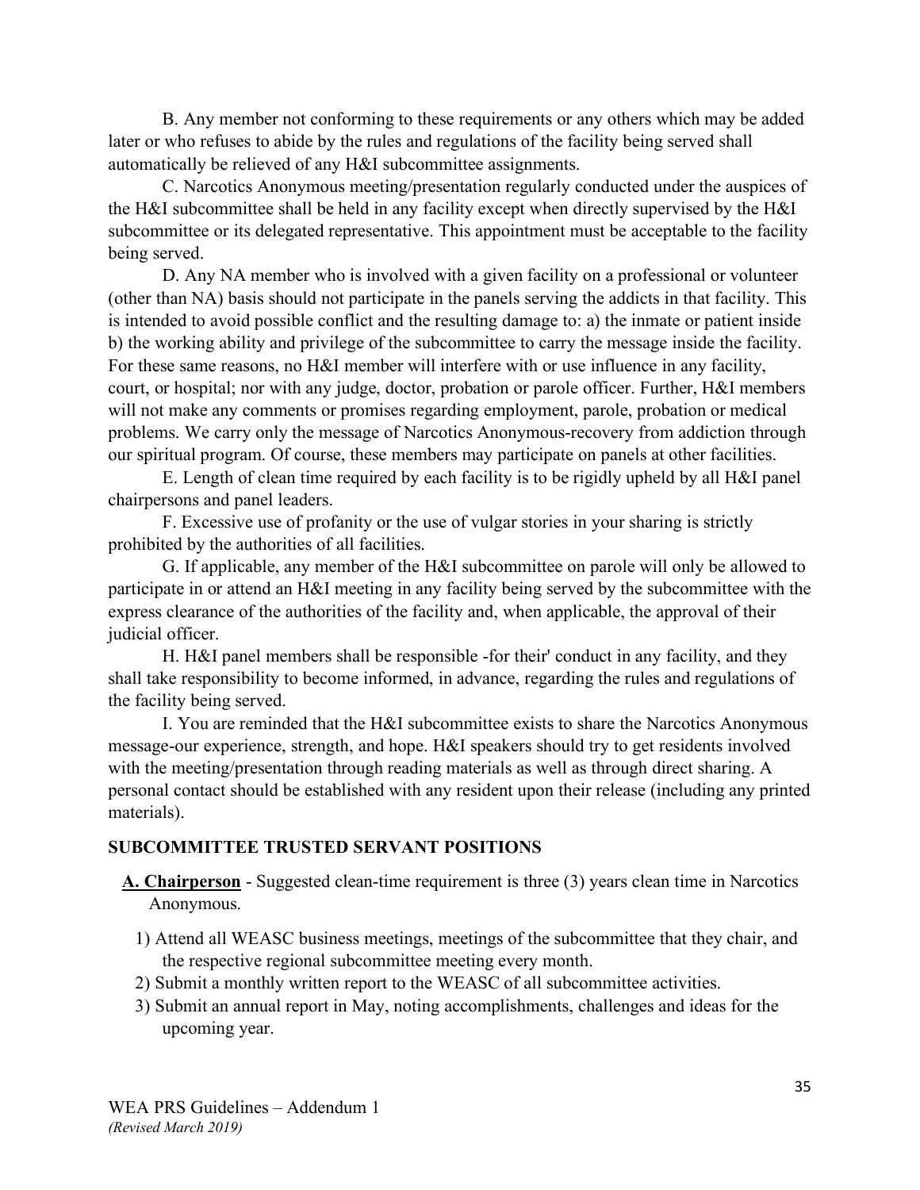B. Any member not conforming to these requirements or any others which may be added later or who refuses to abide by the rules and regulations of the facility being served shall automatically be relieved of any H&I subcommittee assignments.

C. Narcotics Anonymous meeting/presentation regularly conducted under the auspices of the H&I subcommittee shall be held in any facility except when directly supervised by the H&I subcommittee or its delegated representative. This appointment must be acceptable to the facility being served.

D. Any NA member who is involved with a given facility on a professional or volunteer (other than NA) basis should not participate in the panels serving the addicts in that facility. This is intended to avoid possible conflict and the resulting damage to: a) the inmate or patient inside b) the working ability and privilege of the subcommittee to carry the message inside the facility. For these same reasons, no H&I member will interfere with or use influence in any facility, court, or hospital; nor with any judge, doctor, probation or parole officer. Further, H&I members will not make any comments or promises regarding employment, parole, probation or medical problems. We carry only the message of Narcotics Anonymous-recovery from addiction through our spiritual program. Of course, these members may participate on panels at other facilities.

E. Length of clean time required by each facility is to be rigidly upheld by all H&I panel chairpersons and panel leaders.

F. Excessive use of profanity or the use of vulgar stories in your sharing is strictly prohibited by the authorities of all facilities.

G. If applicable, any member of the H&I subcommittee on parole will only be allowed to participate in or attend an H&I meeting in any facility being served by the subcommittee with the express clearance of the authorities of the facility and, when applicable, the approval of their judicial officer.

H. H&I panel members shall be responsible -for their' conduct in any facility, and they shall take responsibility to become informed, in advance, regarding the rules and regulations of the facility being served.

I. You are reminded that the H&I subcommittee exists to share the Narcotics Anonymous message-our experience, strength, and hope. H&I speakers should try to get residents involved with the meeting/presentation through reading materials as well as through direct sharing. A personal contact should be established with any resident upon their release (including any printed materials).

## SUBCOMMITTEE TRUSTED SERVANT POSITIONS

**A. Chairperson** - Suggested clean-time requirement is three (3) years clean time in Narcotics Anonymous.

1) Attend all WEASC business meetings, meetings of the subcommittee that they chair, and the respective regional subcommittee meeting every month.
2) Submit a monthly written report to the WEASC of all subcommittee activities.
3) Submit an annual report in May, noting accomplishments, challenges and ideas for the upcoming year.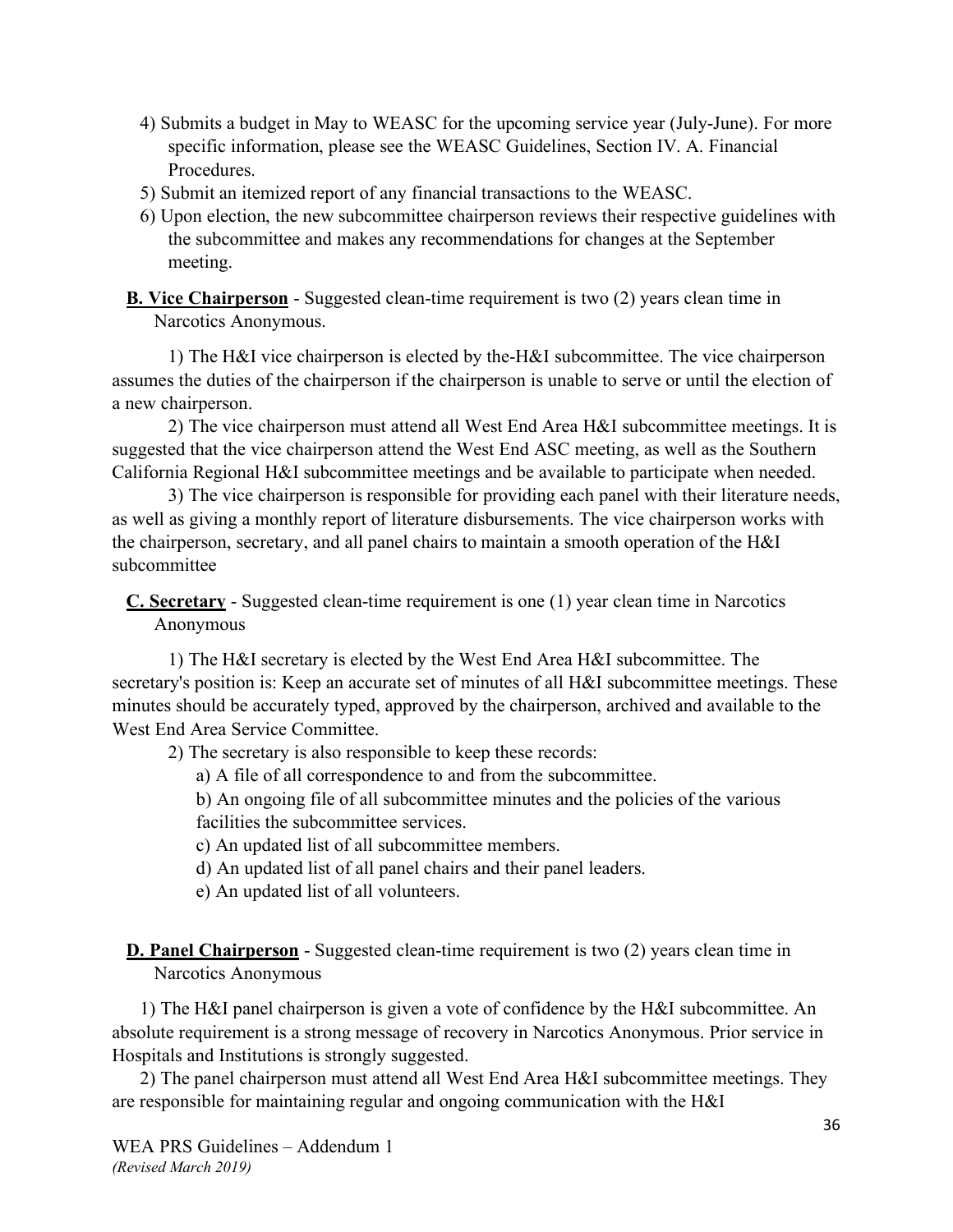4) Submits a budget in May to WEASC for the upcoming service year (July-June). For more specific information, please see the WEASC Guidelines, Section IV. A. Financial Procedures.

5) Submit an itemized report of any financial transactions to the WEASC.

6) Upon election, the new subcommittee chairperson reviews their respective guidelines with the subcommittee and makes any recommendations for changes at the September meeting.

**B. Vice Chairperson** - Suggested clean-time requirement is two (2) years clean time in Narcotics Anonymous.

1) The H&I vice chairperson is elected by the-H&I subcommittee. The vice chairperson assumes the duties of the chairperson if the chairperson is unable to serve or until the election of a new chairperson.

2) The vice chairperson must attend all West End Area H&I subcommittee meetings. It is suggested that the vice chairperson attend the West End ASC meeting, as well as the Southern California Regional H&I subcommittee meetings and be available to participate when needed.

3) The vice chairperson is responsible for providing each panel with their literature needs, as well as giving a monthly report of literature disbursements. The vice chairperson works with the chairperson, secretary, and all panel chairs to maintain a smooth operation of the H&I subcommittee

**C. Secretary** - Suggested clean-time requirement is one (1) year clean time in Narcotics Anonymous

1) The H&I secretary is elected by the West End Area H&I subcommittee. The secretary's position is: Keep an accurate set of minutes of all H&I subcommittee meetings. These minutes should be accurately typed, approved by the chairperson, archived and available to the West End Area Service Committee.

2) The secretary is also responsible to keep these records:

a) A file of all correspondence to and from the subcommittee.

b) An ongoing file of all subcommittee minutes and the policies of the various facilities the subcommittee services.

c) An updated list of all subcommittee members.

d) An updated list of all panel chairs and their panel leaders.

e) An updated list of all volunteers.

**D. Panel Chairperson** - Suggested clean-time requirement is two (2) years clean time in Narcotics Anonymous

1) The H&I panel chairperson is given a vote of confidence by the H&I subcommittee. An absolute requirement is a strong message of recovery in Narcotics Anonymous. Prior service in Hospitals and Institutions is strongly suggested.

2) The panel chairperson must attend all West End Area H&I subcommittee meetings. They are responsible for maintaining regular and ongoing communication with the H&I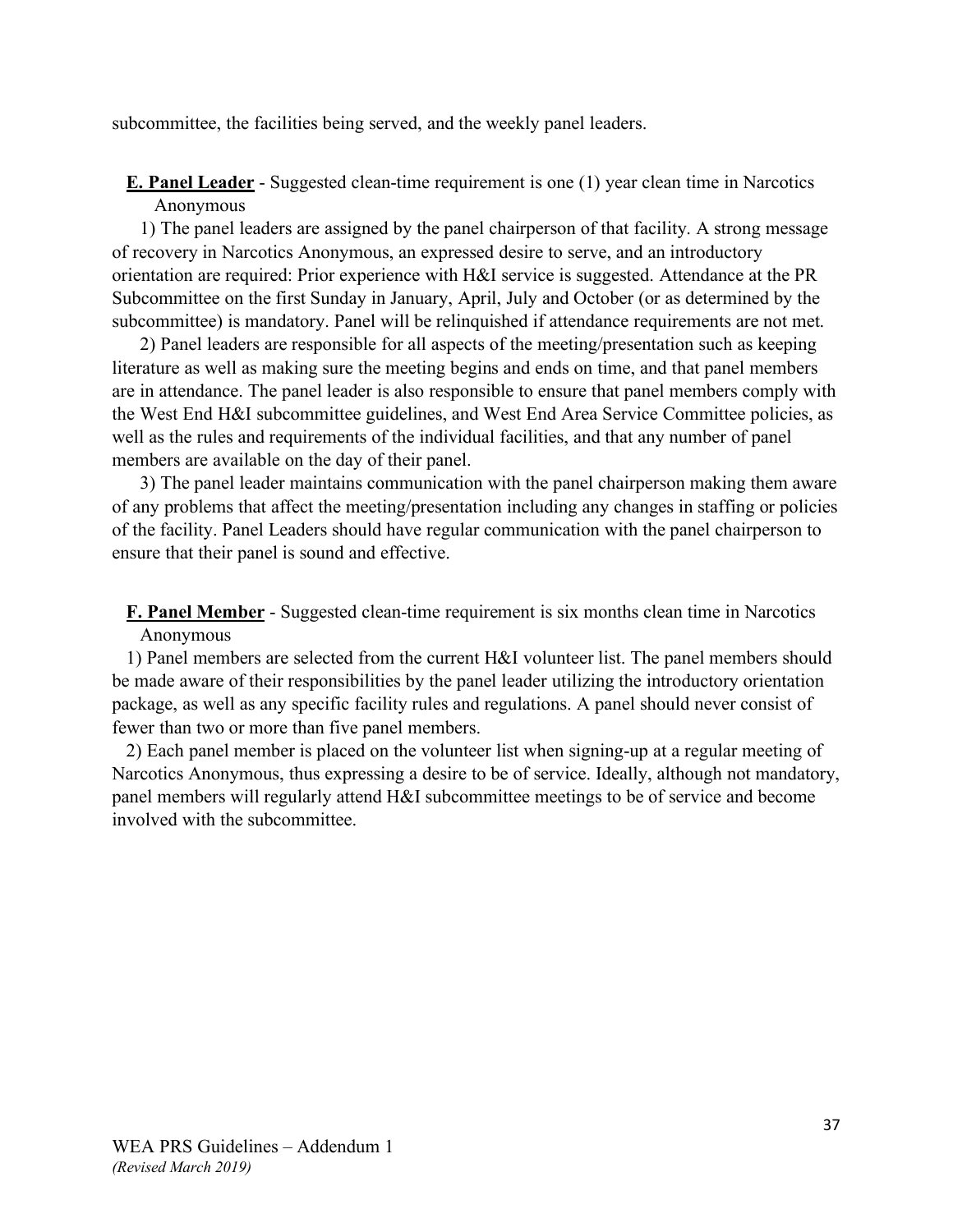subcommittee, the facilities being served, and the weekly panel leaders.

**E. Panel Leader** - Suggested clean-time requirement is one (1) year clean time in Narcotics Anonymous

1) The panel leaders are assigned by the panel chairperson of that facility. A strong message of recovery in Narcotics Anonymous, an expressed desire to serve, and an introductory orientation are required: Prior experience with H&I service is suggested. Attendance at the PR Subcommittee on the first Sunday in January, April, July and October (or as determined by the subcommittee) is mandatory. Panel will be relinquished if attendance requirements are not met.

2) Panel leaders are responsible for all aspects of the meeting/presentation such as keeping literature as well as making sure the meeting begins and ends on time, and that panel members are in attendance. The panel leader is also responsible to ensure that panel members comply with the West End H&I subcommittee guidelines, and West End Area Service Committee policies, as well as the rules and requirements of the individual facilities, and that any number of panel members are available on the day of their panel.

3) The panel leader maintains communication with the panel chairperson making them aware of any problems that affect the meeting/presentation including any changes in staffing or policies of the facility. Panel Leaders should have regular communication with the panel chairperson to ensure that their panel is sound and effective.

**F. Panel Member** - Suggested clean-time requirement is six months clean time in Narcotics Anonymous

1) Panel members are selected from the current H&I volunteer list. The panel members should be made aware of their responsibilities by the panel leader utilizing the introductory orientation package, as well as any specific facility rules and regulations. A panel should never consist of fewer than two or more than five panel members.

2) Each panel member is placed on the volunteer list when signing-up at a regular meeting of Narcotics Anonymous, thus expressing a desire to be of service. Ideally, although not mandatory, panel members will regularly attend H&I subcommittee meetings to be of service and become involved with the subcommittee.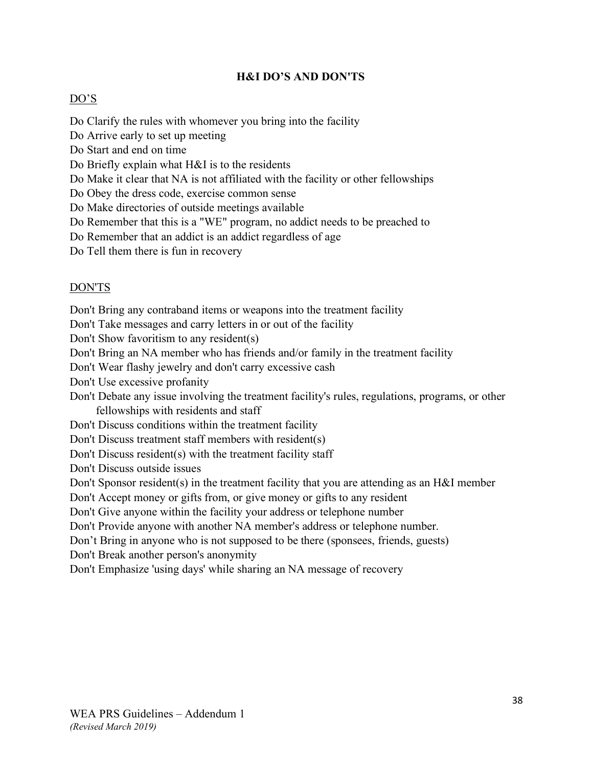## H&I DO'S AND DON'TS

DO'S

Do Clarify the rules with whomever you bring into the facility
Do Arrive early to set up meeting
Do Start and end on time
Do Briefly explain what H&I is to the residents
Do Make it clear that NA is not affiliated with the facility or other fellowships
Do Obey the dress code, exercise common sense
Do Make directories of outside meetings available
Do Remember that this is a "WE" program, no addict needs to be preached to
Do Remember that an addict is an addict regardless of age
Do Tell them there is fun in recovery

DON'TS

Don't Bring any contraband items or weapons into the treatment facility
Don't Take messages and carry letters in or out of the facility
Don't Show favoritism to any resident(s)
Don't Bring an NA member who has friends and/or family in the treatment facility
Don't Wear flashy jewelry and don't carry excessive cash
Don't Use excessive profanity
Don't Debate any issue involving the treatment facility's rules, regulations, programs, or other fellowships with residents and staff
Don't Discuss conditions within the treatment facility
Don't Discuss treatment staff members with resident(s)
Don't Discuss resident(s) with the treatment facility staff
Don't Discuss outside issues
Don't Sponsor resident(s) in the treatment facility that you are attending as an H&I member
Don't Accept money or gifts from, or give money or gifts to any resident
Don't Give anyone within the facility your address or telephone number
Don't Provide anyone with another NA member's address or telephone number.
Don't Bring in anyone who is not supposed to be there (sponsees, friends, guests)
Don't Break another person's anonymity
Don't Emphasize 'using days' while sharing an NA message of recovery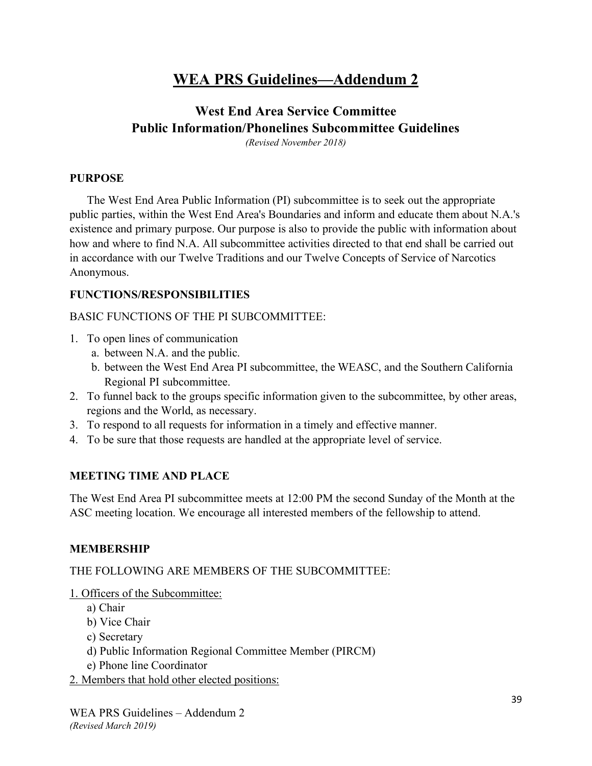# WEA PRS Guidelines—Addendum 2

## West End Area Service Committee
## Public Information/Phonelines Subcommittee Guidelines

*(Revised November 2018)*

### PURPOSE

The West End Area Public Information (PI) subcommittee is to seek out the appropriate public parties, within the West End Area's Boundaries and inform and educate them about N.A.'s existence and primary purpose. Our purpose is also to provide the public with information about how and where to find N.A. All subcommittee activities directed to that end shall be carried out in accordance with our Twelve Traditions and our Twelve Concepts of Service of Narcotics Anonymous.

### FUNCTIONS/RESPONSIBILITIES

BASIC FUNCTIONS OF THE PI SUBCOMMITTEE:

1. To open lines of communication
   a. between N.A. and the public.
   b. between the West End Area PI subcommittee, the WEASC, and the Southern California Regional PI subcommittee.
2. To funnel back to the groups specific information given to the subcommittee, by other areas, regions and the World, as necessary.
3. To respond to all requests for information in a timely and effective manner.
4. To be sure that those requests are handled at the appropriate level of service.

### MEETING TIME AND PLACE

The West End Area PI subcommittee meets at 12:00 PM the second Sunday of the Month at the ASC meeting location. We encourage all interested members of the fellowship to attend.

### MEMBERSHIP

THE FOLLOWING ARE MEMBERS OF THE SUBCOMMITTEE:

1. Officers of the Subcommittee:
   a) Chair
   b) Vice Chair
   c) Secretary
   d) Public Information Regional Committee Member (PIRCM)
   e) Phone line Coordinator
2. Members that hold other elected positions: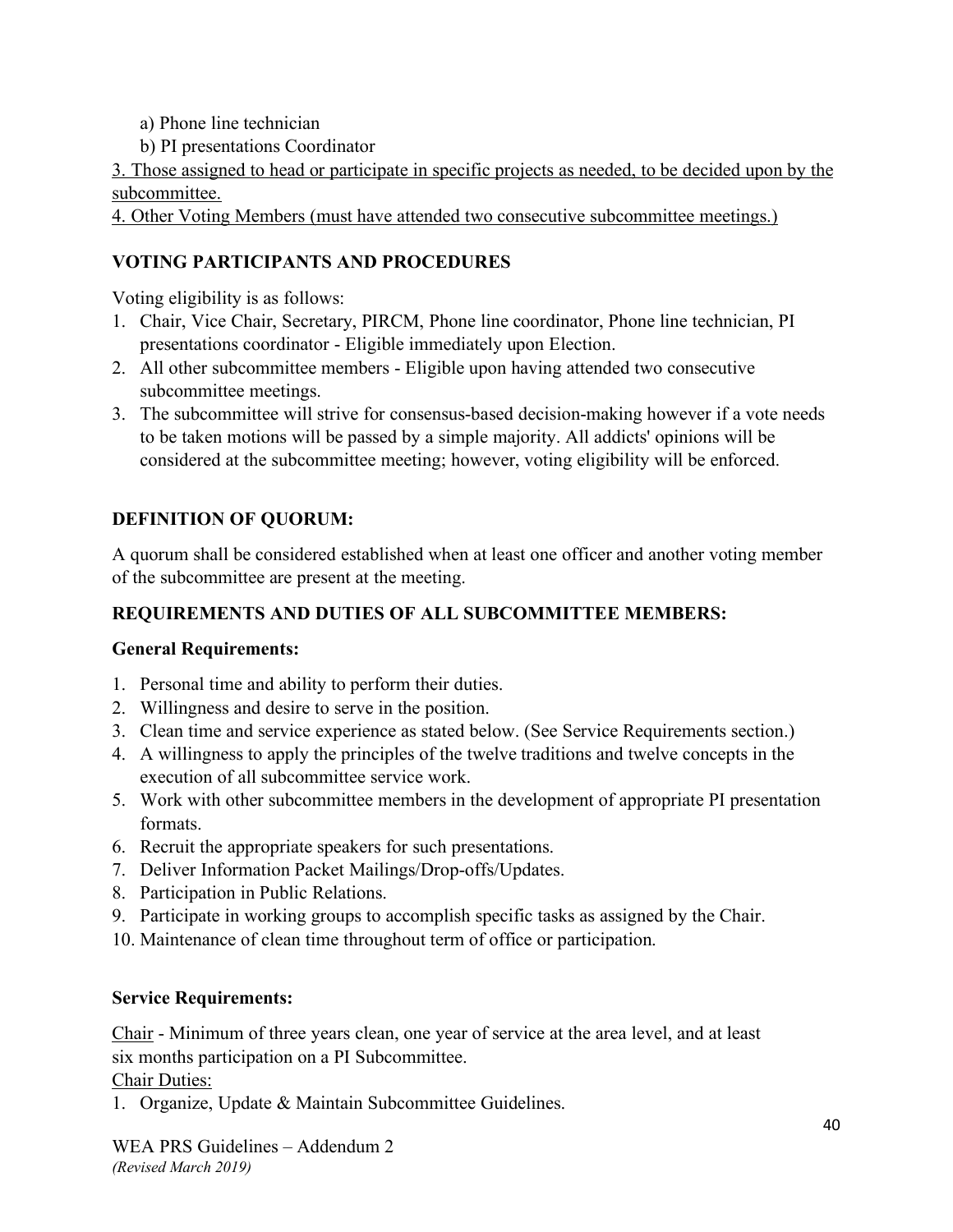a) Phone line technician

b) PI presentations Coordinator

<u>3. Those assigned to head or participate in specific projects as needed, to be decided upon by the subcommittee.</u>

<u>4. Other Voting Members (must have attended two consecutive subcommittee meetings.)</u>

**VOTING PARTICIPANTS AND PROCEDURES**

Voting eligibility is as follows:

1. Chair, Vice Chair, Secretary, PIRCM, Phone line coordinator, Phone line technician, PI presentations coordinator - Eligible immediately upon Election.
2. All other subcommittee members - Eligible upon having attended two consecutive subcommittee meetings.
3. The subcommittee will strive for consensus-based decision-making however if a vote needs to be taken motions will be passed by a simple majority. All addicts' opinions will be considered at the subcommittee meeting; however, voting eligibility will be enforced.

**DEFINITION OF QUORUM:**

A quorum shall be considered established when at least one officer and another voting member of the subcommittee are present at the meeting.

**REQUIREMENTS AND DUTIES OF ALL SUBCOMMITTEE MEMBERS:**

**General Requirements:**

1. Personal time and ability to perform their duties.
2. Willingness and desire to serve in the position.
3. Clean time and service experience as stated below. (See Service Requirements section.)
4. A willingness to apply the principles of the twelve traditions and twelve concepts in the execution of all subcommittee service work.
5. Work with other subcommittee members in the development of appropriate PI presentation formats.
6. Recruit the appropriate speakers for such presentations.
7. Deliver Information Packet Mailings/Drop-offs/Updates.
8. Participation in Public Relations.
9. Participate in working groups to accomplish specific tasks as assigned by the Chair.
10. Maintenance of clean time throughout term of office or participation.

**Service Requirements:**

<u>Chair</u> - Minimum of three years clean, one year of service at the area level, and at least six months participation on a PI Subcommittee.

<u>Chair Duties:</u>

1. Organize, Update & Maintain Subcommittee Guidelines.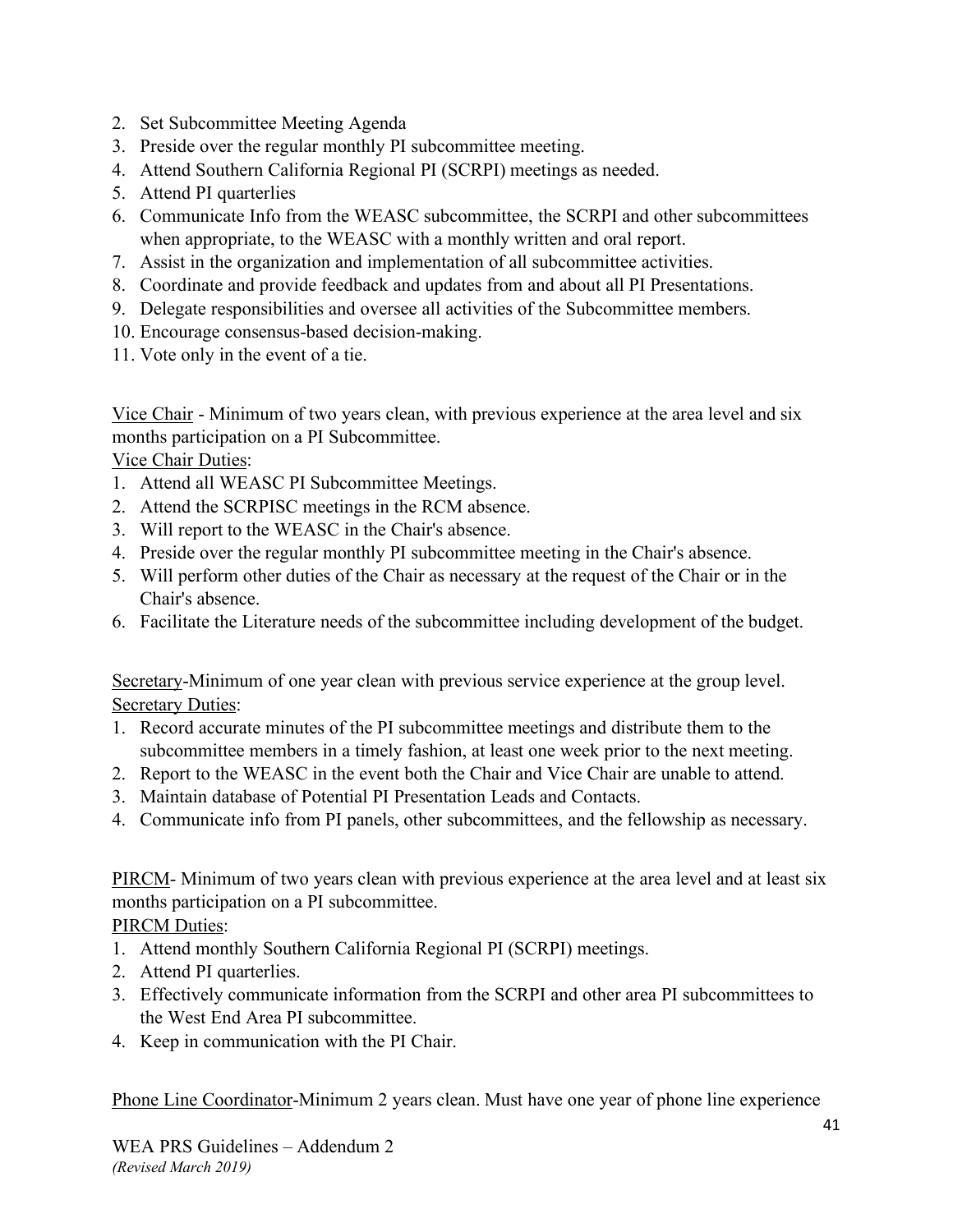2. Set Subcommittee Meeting Agenda
3. Preside over the regular monthly PI subcommittee meeting.
4. Attend Southern California Regional PI (SCRPI) meetings as needed.
5. Attend PI quarterlies
6. Communicate Info from the WEASC subcommittee, the SCRPI and other subcommittees when appropriate, to the WEASC with a monthly written and oral report.
7. Assist in the organization and implementation of all subcommittee activities.
8. Coordinate and provide feedback and updates from and about all PI Presentations.
9. Delegate responsibilities and oversee all activities of the Subcommittee members.
10. Encourage consensus-based decision-making.
11. Vote only in the event of a tie.

<u>Vice Chair</u> - Minimum of two years clean, with previous experience at the area level and six months participation on a PI Subcommittee.

<u>Vice Chair Duties</u>:

1. Attend all WEASC PI Subcommittee Meetings.
2. Attend the SCRPISC meetings in the RCM absence.
3. Will report to the WEASC in the Chair's absence.
4. Preside over the regular monthly PI subcommittee meeting in the Chair's absence.
5. Will perform other duties of the Chair as necessary at the request of the Chair or in the Chair's absence.
6. Facilitate the Literature needs of the subcommittee including development of the budget.

<u>Secretary</u>-Minimum of one year clean with previous service experience at the group level.

<u>Secretary Duties</u>:

1. Record accurate minutes of the PI subcommittee meetings and distribute them to the subcommittee members in a timely fashion, at least one week prior to the next meeting.
2. Report to the WEASC in the event both the Chair and Vice Chair are unable to attend.
3. Maintain database of Potential PI Presentation Leads and Contacts.
4. Communicate info from PI panels, other subcommittees, and the fellowship as necessary.

<u>PIRCM</u>- Minimum of two years clean with previous experience at the area level and at least six months participation on a PI subcommittee.

<u>PIRCM Duties</u>:

1. Attend monthly Southern California Regional PI (SCRPI) meetings.
2. Attend PI quarterlies.
3. Effectively communicate information from the SCRPI and other area PI subcommittees to the West End Area PI subcommittee.
4. Keep in communication with the PI Chair.

<u>Phone Line Coordinator</u>-Minimum 2 years clean. Must have one year of phone line experience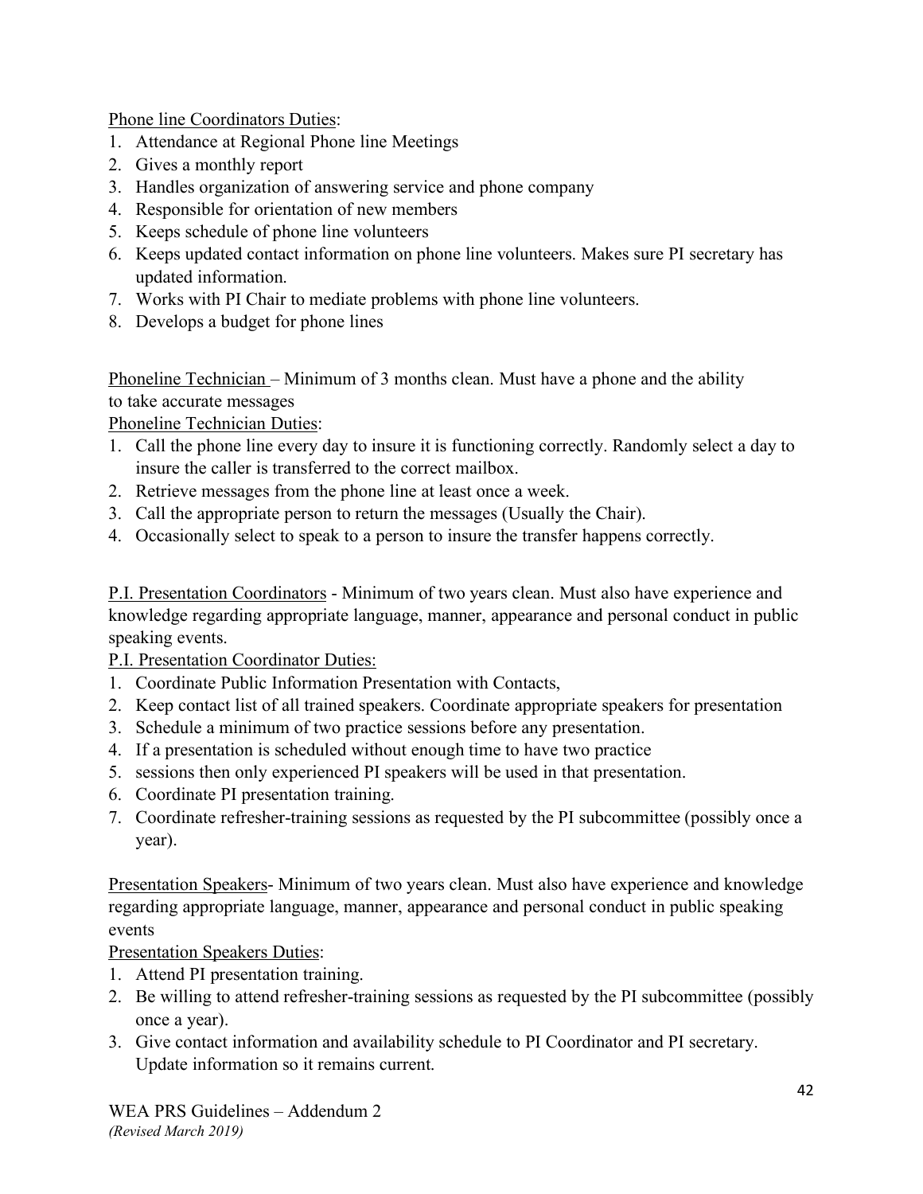Phone line Coordinators Duties:

1. Attendance at Regional Phone line Meetings
2. Gives a monthly report
3. Handles organization of answering service and phone company
4. Responsible for orientation of new members
5. Keeps schedule of phone line volunteers
6. Keeps updated contact information on phone line volunteers. Makes sure PI secretary has updated information.
7. Works with PI Chair to mediate problems with phone line volunteers.
8. Develops a budget for phone lines

Phoneline Technician – Minimum of 3 months clean. Must have a phone and the ability to take accurate messages

Phoneline Technician Duties:

1. Call the phone line every day to insure it is functioning correctly. Randomly select a day to insure the caller is transferred to the correct mailbox.
2. Retrieve messages from the phone line at least once a week.
3. Call the appropriate person to return the messages (Usually the Chair).
4. Occasionally select to speak to a person to insure the transfer happens correctly.

P.I. Presentation Coordinators - Minimum of two years clean. Must also have experience and knowledge regarding appropriate language, manner, appearance and personal conduct in public speaking events.

P.I. Presentation Coordinator Duties:

1. Coordinate Public Information Presentation with Contacts,
2. Keep contact list of all trained speakers. Coordinate appropriate speakers for presentation
3. Schedule a minimum of two practice sessions before any presentation.
4. If a presentation is scheduled without enough time to have two practice
5. sessions then only experienced PI speakers will be used in that presentation.
6. Coordinate PI presentation training.
7. Coordinate refresher-training sessions as requested by the PI subcommittee (possibly once a year).

Presentation Speakers- Minimum of two years clean. Must also have experience and knowledge regarding appropriate language, manner, appearance and personal conduct in public speaking events

Presentation Speakers Duties:

1. Attend PI presentation training.
2. Be willing to attend refresher-training sessions as requested by the PI subcommittee (possibly once a year).
3. Give contact information and availability schedule to PI Coordinator and PI secretary. Update information so it remains current.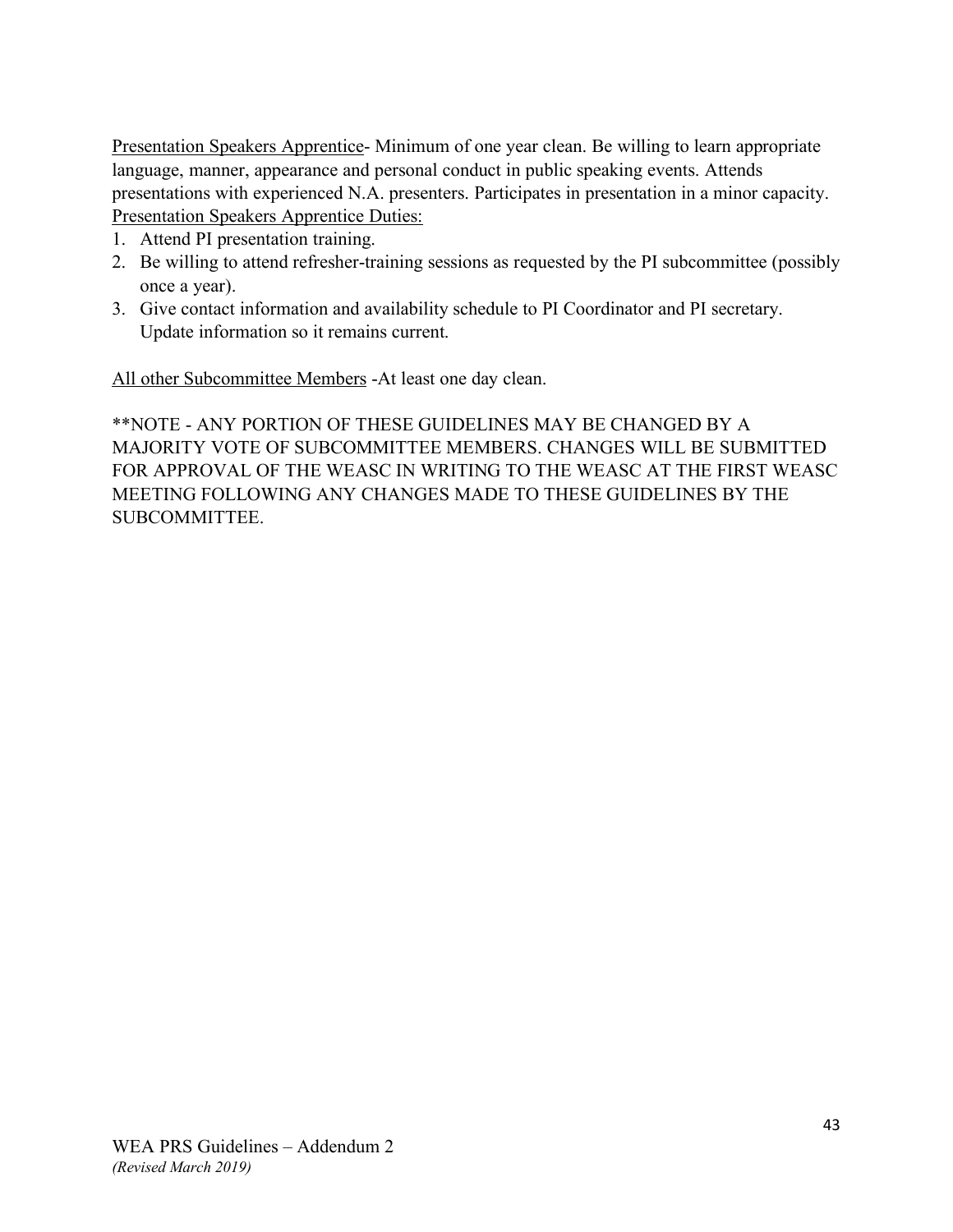<u>Presentation Speakers Apprentice</u>- Minimum of one year clean. Be willing to learn appropriate language, manner, appearance and personal conduct in public speaking events. Attends presentations with experienced N.A. presenters. Participates in presentation in a minor capacity.

<u>Presentation Speakers Apprentice Duties:</u>

1. Attend PI presentation training.
2. Be willing to attend refresher-training sessions as requested by the PI subcommittee (possibly once a year).
3. Give contact information and availability schedule to PI Coordinator and PI secretary. Update information so it remains current.

<u>All other Subcommittee Members</u> -At least one day clean.

**NOTE - ANY PORTION OF THESE GUIDELINES MAY BE CHANGED BY A MAJORITY VOTE OF SUBCOMMITTEE MEMBERS. CHANGES WILL BE SUBMITTED FOR APPROVAL OF THE WEASC IN WRITING TO THE WEASC AT THE FIRST WEASC MEETING FOLLOWING ANY CHANGES MADE TO THESE GUIDELINES BY THE SUBCOMMITTEE.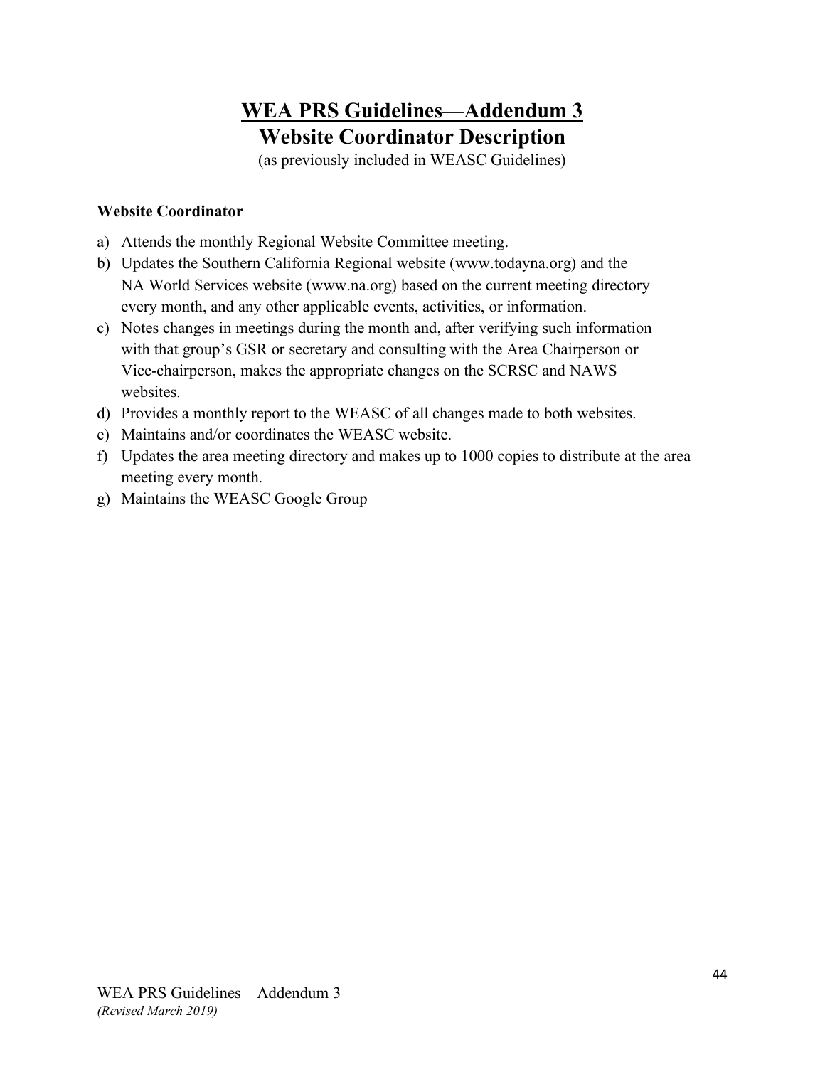# <u>WEA PRS Guidelines—Addendum 3</u>

## Website Coordinator Description

(as previously included in WEASC Guidelines)

**Website Coordinator**

a) Attends the monthly Regional Website Committee meeting.
b) Updates the Southern California Regional website (www.todayna.org) and the NA World Services website (www.na.org) based on the current meeting directory every month, and any other applicable events, activities, or information.
c) Notes changes in meetings during the month and, after verifying such information with that group's GSR or secretary and consulting with the Area Chairperson or Vice-chairperson, makes the appropriate changes on the SCRSC and NAWS websites.
d) Provides a monthly report to the WEASC of all changes made to both websites.
e) Maintains and/or coordinates the WEASC website.
f) Updates the area meeting directory and makes up to 1000 copies to distribute at the area meeting every month.
g) Maintains the WEASC Google Group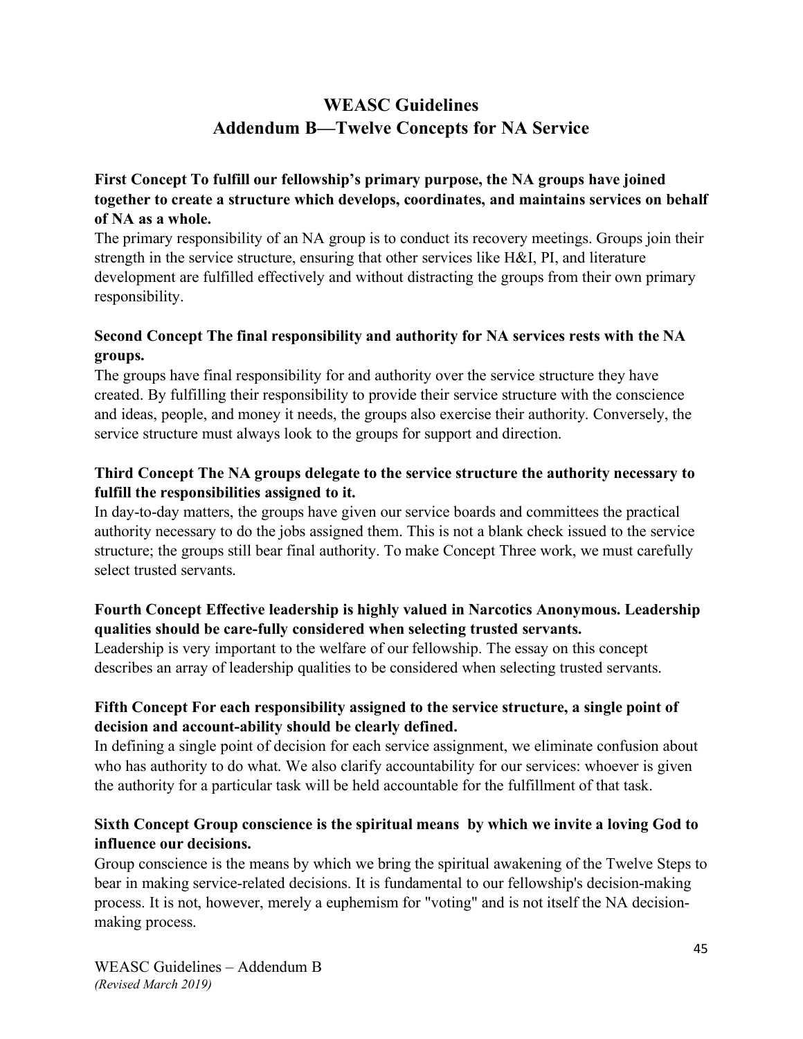# WEASC Guidelines
# Addendum B—Twelve Concepts for NA Service

**First Concept To fulfill our fellowship's primary purpose, the NA groups have joined together to create a structure which develops, coordinates, and maintains services on behalf of NA as a whole.**

The primary responsibility of an NA group is to conduct its recovery meetings. Groups join their strength in the service structure, ensuring that other services like H&I, PI, and literature development are fulfilled effectively and without distracting the groups from their own primary responsibility.

**Second Concept The final responsibility and authority for NA services rests with the NA groups.**

The groups have final responsibility for and authority over the service structure they have created. By fulfilling their responsibility to provide their service structure with the conscience and ideas, people, and money it needs, the groups also exercise their authority. Conversely, the service structure must always look to the groups for support and direction.

**Third Concept The NA groups delegate to the service structure the authority necessary to fulfill the responsibilities assigned to it.**

In day-to-day matters, the groups have given our service boards and committees the practical authority necessary to do the jobs assigned them. This is not a blank check issued to the service structure; the groups still bear final authority. To make Concept Three work, we must carefully select trusted servants.

**Fourth Concept Effective leadership is highly valued in Narcotics Anonymous. Leadership qualities should be care-fully considered when selecting trusted servants.**

Leadership is very important to the welfare of our fellowship. The essay on this concept describes an array of leadership qualities to be considered when selecting trusted servants.

**Fifth Concept For each responsibility assigned to the service structure, a single point of decision and account-ability should be clearly defined.**

In defining a single point of decision for each service assignment, we eliminate confusion about who has authority to do what. We also clarify accountability for our services: whoever is given the authority for a particular task will be held accountable for the fulfillment of that task.

**Sixth Concept Group conscience is the spiritual means by which we invite a loving God to influence our decisions.**

Group conscience is the means by which we bring the spiritual awakening of the Twelve Steps to bear in making service-related decisions. It is fundamental to our fellowship's decision-making process. It is not, however, merely a euphemism for "voting" and is not itself the NA decision-making process.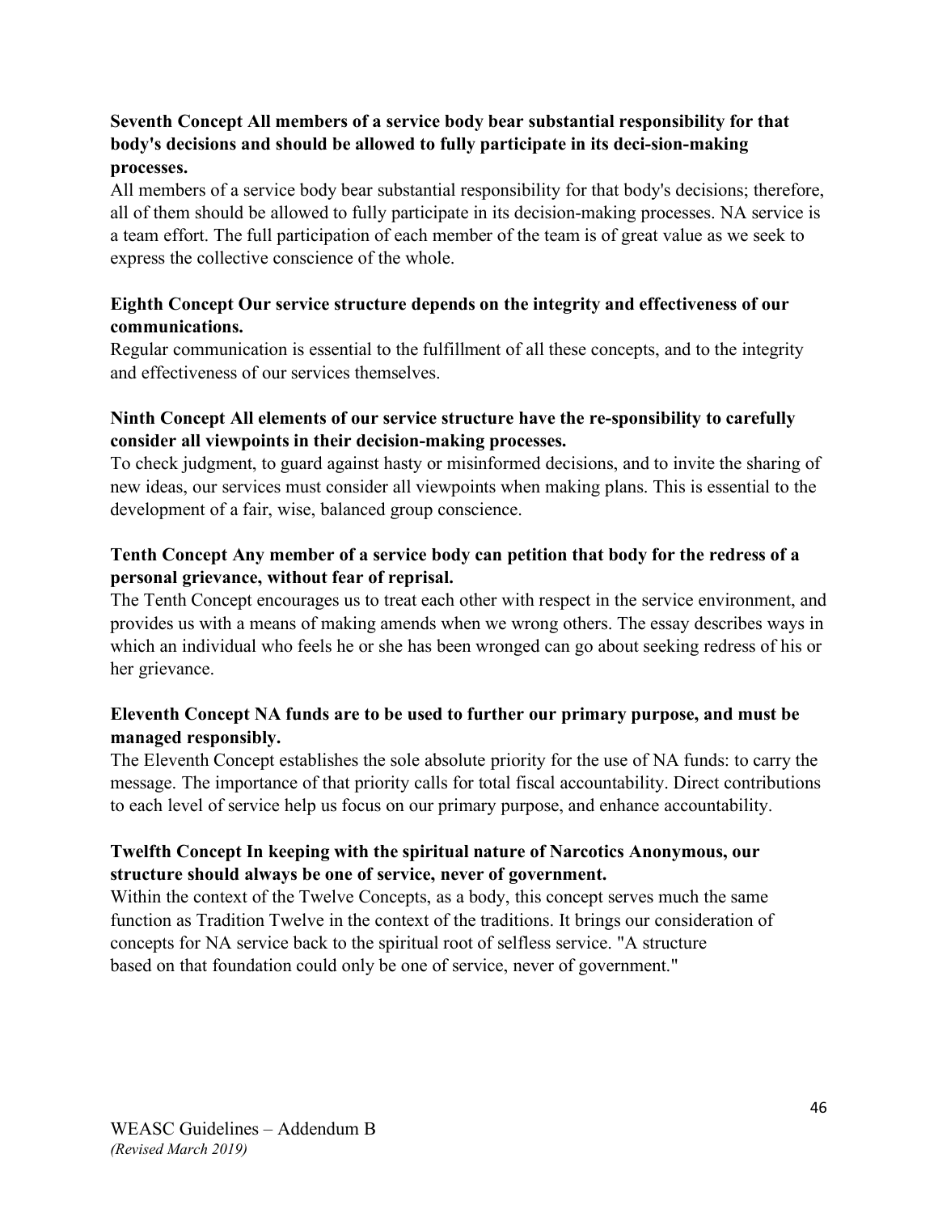**Seventh Concept All members of a service body bear substantial responsibility for that body's decisions and should be allowed to fully participate in its deci-sion-making processes.**

All members of a service body bear substantial responsibility for that body's decisions; therefore, all of them should be allowed to fully participate in its decision-making processes. NA service is a team effort. The full participation of each member of the team is of great value as we seek to express the collective conscience of the whole.

**Eighth Concept Our service structure depends on the integrity and effectiveness of our communications.**

Regular communication is essential to the fulfillment of all these concepts, and to the integrity and effectiveness of our services themselves.

**Ninth Concept All elements of our service structure have the re-sponsibility to carefully consider all viewpoints in their decision-making processes.**

To check judgment, to guard against hasty or misinformed decisions, and to invite the sharing of new ideas, our services must consider all viewpoints when making plans. This is essential to the development of a fair, wise, balanced group conscience.

**Tenth Concept Any member of a service body can petition that body for the redress of a personal grievance, without fear of reprisal.**

The Tenth Concept encourages us to treat each other with respect in the service environment, and provides us with a means of making amends when we wrong others. The essay describes ways in which an individual who feels he or she has been wronged can go about seeking redress of his or her grievance.

**Eleventh Concept NA funds are to be used to further our primary purpose, and must be managed responsibly.**

The Eleventh Concept establishes the sole absolute priority for the use of NA funds: to carry the message. The importance of that priority calls for total fiscal accountability. Direct contributions to each level of service help us focus on our primary purpose, and enhance accountability.

**Twelfth Concept In keeping with the spiritual nature of Narcotics Anonymous, our structure should always be one of service, never of government.**

Within the context of the Twelve Concepts, as a body, this concept serves much the same function as Tradition Twelve in the context of the traditions. It brings our consideration of concepts for NA service back to the spiritual root of selfless service. "A structure based on that foundation could only be one of service, never of government."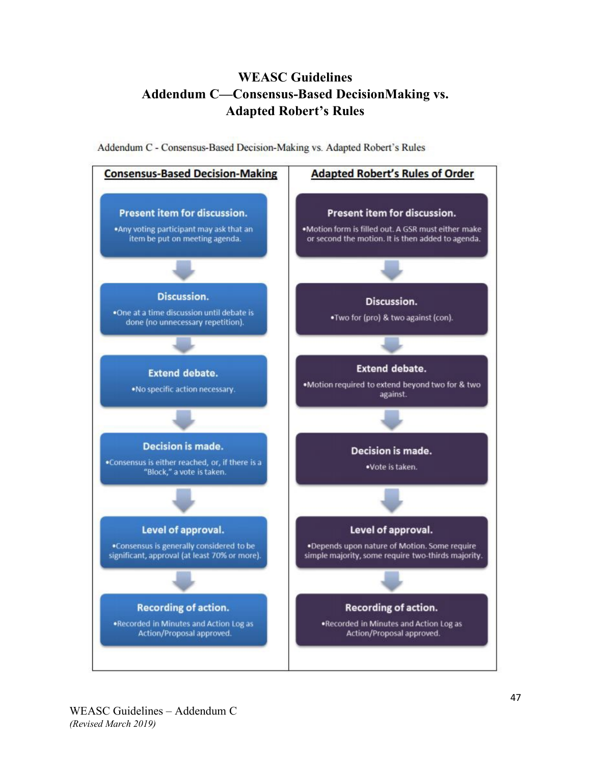# WEASC Guidelines
# Addendum C—Consensus-Based DecisionMaking vs. Adapted Robert's Rules

Addendum C - Consensus-Based Decision-Making vs. Adapted Robert's Rules

| **Consensus-Based Decision-Making** | **Adapted Robert's Rules of Order** |
| --- | --- |
| **Present item for discussion.**<br>•Any voting participant may ask that an item be put on meeting agenda. | **Present item for discussion.**<br>•Motion form is filled out. A GSR must either make or second the motion. It is then added to agenda. |
| **Discussion.**<br>•One at a time discussion until debate is done (no unnecessary repetition). | **Discussion.**<br>•Two for (pro) & two against (con). |
| **Extend debate.**<br>•No specific action necessary. | **Extend debate.**<br>•Motion required to extend beyond two for & two against. |
| **Decision is made.**<br>•Consensus is either reached, or, if there is a "Block," a vote is taken. | **Decision is made.**<br>•Vote is taken. |
| **Level of approval.**<br>•Consensus is generally considered to be significant, approval (at least 70% or more). | **Level of approval.**<br>•Depends upon nature of Motion. Some require simple majority, some require two-thirds majority. |
| **Recording of action.**<br>•Recorded in Minutes and Action Log as Action/Proposal approved. | **Recording of action.**<br>•Recorded in Minutes and Action Log as Action/Proposal approved. |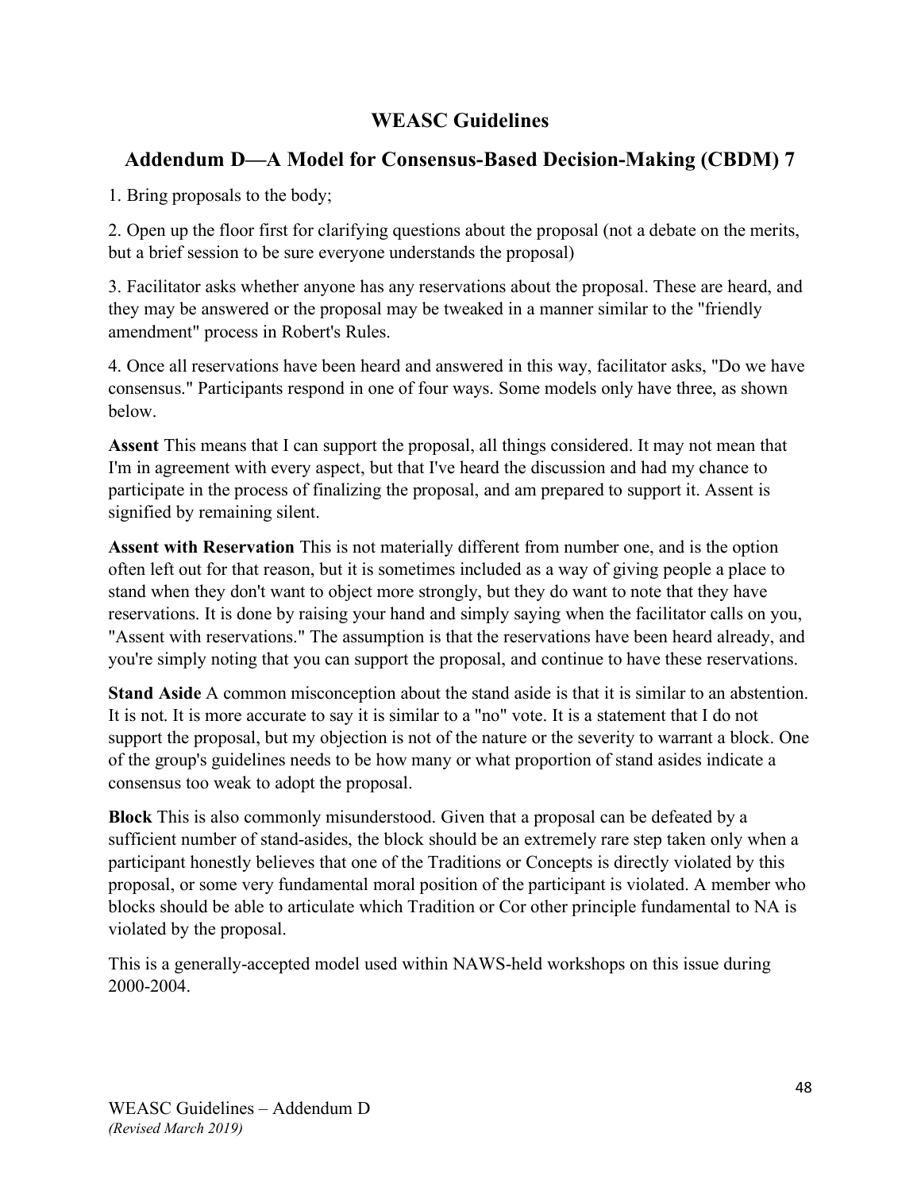# WEASC Guidelines

## Addendum D—A Model for Consensus-Based Decision-Making (CBDM) 7

1. Bring proposals to the body;

2. Open up the floor first for clarifying questions about the proposal (not a debate on the merits, but a brief session to be sure everyone understands the proposal)

3. Facilitator asks whether anyone has any reservations about the proposal. These are heard, and they may be answered or the proposal may be tweaked in a manner similar to the "friendly amendment" process in Robert's Rules.

4. Once all reservations have been heard and answered in this way, facilitator asks, "Do we have consensus." Participants respond in one of four ways. Some models only have three, as shown below.

**Assent** This means that I can support the proposal, all things considered. It may not mean that I'm in agreement with every aspect, but that I've heard the discussion and had my chance to participate in the process of finalizing the proposal, and am prepared to support it. Assent is signified by remaining silent.

**Assent with Reservation** This is not materially different from number one, and is the option often left out for that reason, but it is sometimes included as a way of giving people a place to stand when they don't want to object more strongly, but they do want to note that they have reservations. It is done by raising your hand and simply saying when the facilitator calls on you, "Assent with reservations." The assumption is that the reservations have been heard already, and you're simply noting that you can support the proposal, and continue to have these reservations.

**Stand Aside** A common misconception about the stand aside is that it is similar to an abstention. It is not. It is more accurate to say it is similar to a "no" vote. It is a statement that I do not support the proposal, but my objection is not of the nature or the severity to warrant a block. One of the group's guidelines needs to be how many or what proportion of stand asides indicate a consensus too weak to adopt the proposal.

**Block** This is also commonly misunderstood. Given that a proposal can be defeated by a sufficient number of stand-asides, the block should be an extremely rare step taken only when a participant honestly believes that one of the Traditions or Concepts is directly violated by this proposal, or some very fundamental moral position of the participant is violated. A member who blocks should be able to articulate which Tradition or Cor other principle fundamental to NA is violated by the proposal.

This is a generally-accepted model used within NAWS-held workshops on this issue during 2000-2004.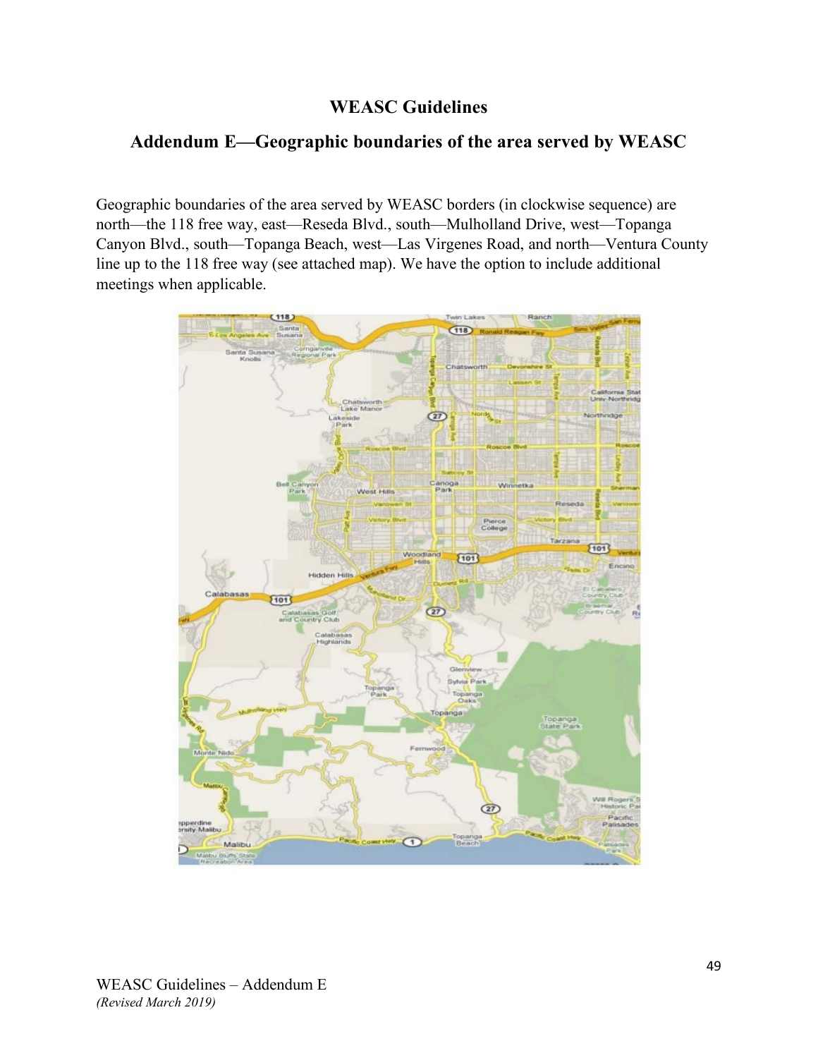# WEASC Guidelines

## Addendum E—Geographic boundaries of the area served by WEASC

Geographic boundaries of the area served by WEASC borders (in clockwise sequence) are north—the 118 free way, east—Reseda Blvd., south—Mulholland Drive, west—Topanga Canyon Blvd., south—Topanga Beach, west—Las Virgenes Road, and north—Ventura County line up to the 118 free way (see attached map). We have the option to include additional meetings when applicable.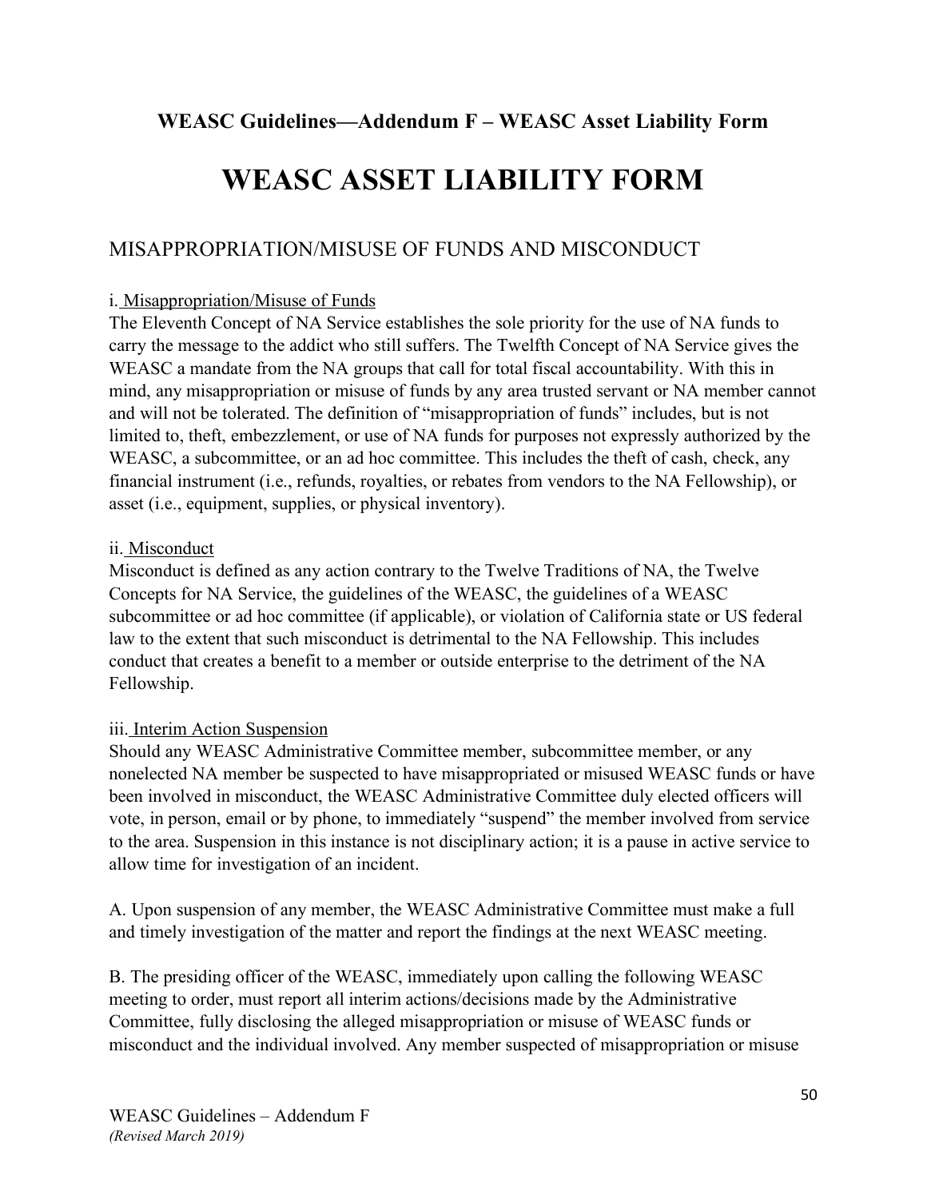**WEASC Guidelines—Addendum F – WEASC Asset Liability Form**

# WEASC ASSET LIABILITY FORM

## MISAPPROPRIATION/MISUSE OF FUNDS AND MISCONDUCT

i. <u>Misappropriation/Misuse of Funds</u>

The Eleventh Concept of NA Service establishes the sole priority for the use of NA funds to carry the message to the addict who still suffers. The Twelfth Concept of NA Service gives the WEASC a mandate from the NA groups that call for total fiscal accountability. With this in mind, any misappropriation or misuse of funds by any area trusted servant or NA member cannot and will not be tolerated. The definition of "misappropriation of funds" includes, but is not limited to, theft, embezzlement, or use of NA funds for purposes not expressly authorized by the WEASC, a subcommittee, or an ad hoc committee. This includes the theft of cash, check, any financial instrument (i.e., refunds, royalties, or rebates from vendors to the NA Fellowship), or asset (i.e., equipment, supplies, or physical inventory).

ii. <u>Misconduct</u>

Misconduct is defined as any action contrary to the Twelve Traditions of NA, the Twelve Concepts for NA Service, the guidelines of the WEASC, the guidelines of a WEASC subcommittee or ad hoc committee (if applicable), or violation of California state or US federal law to the extent that such misconduct is detrimental to the NA Fellowship. This includes conduct that creates a benefit to a member or outside enterprise to the detriment of the NA Fellowship.

iii. <u>Interim Action Suspension</u>

Should any WEASC Administrative Committee member, subcommittee member, or any nonelected NA member be suspected to have misappropriated or misused WEASC funds or have been involved in misconduct, the WEASC Administrative Committee duly elected officers will vote, in person, email or by phone, to immediately "suspend" the member involved from service to the area. Suspension in this instance is not disciplinary action; it is a pause in active service to allow time for investigation of an incident.

A. Upon suspension of any member, the WEASC Administrative Committee must make a full and timely investigation of the matter and report the findings at the next WEASC meeting.

B. The presiding officer of the WEASC, immediately upon calling the following WEASC meeting to order, must report all interim actions/decisions made by the Administrative Committee, fully disclosing the alleged misappropriation or misuse of WEASC funds or misconduct and the individual involved. Any member suspected of misappropriation or misuse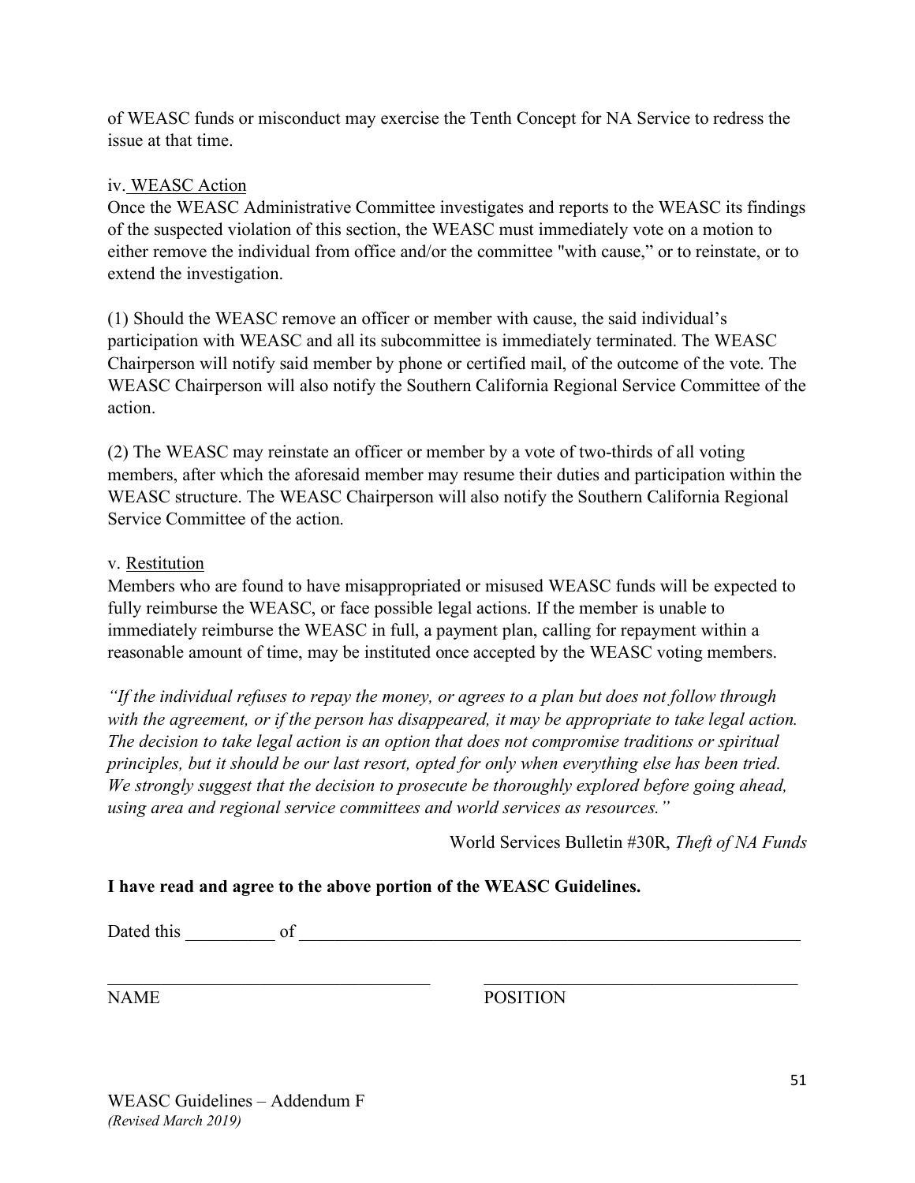of WEASC funds or misconduct may exercise the Tenth Concept for NA Service to redress the issue at that time.

iv. <u>WEASC Action</u>

Once the WEASC Administrative Committee investigates and reports to the WEASC its findings of the suspected violation of this section, the WEASC must immediately vote on a motion to either remove the individual from office and/or the committee "with cause," or to reinstate, or to extend the investigation.

(1) Should the WEASC remove an officer or member with cause, the said individual's participation with WEASC and all its subcommittee is immediately terminated. The WEASC Chairperson will notify said member by phone or certified mail, of the outcome of the vote. The WEASC Chairperson will also notify the Southern California Regional Service Committee of the action.

(2) The WEASC may reinstate an officer or member by a vote of two-thirds of all voting members, after which the aforesaid member may resume their duties and participation within the WEASC structure. The WEASC Chairperson will also notify the Southern California Regional Service Committee of the action.

v. <u>Restitution</u>

Members who are found to have misappropriated or misused WEASC funds will be expected to fully reimburse the WEASC, or face possible legal actions. If the member is unable to immediately reimburse the WEASC in full, a payment plan, calling for repayment within a reasonable amount of time, may be instituted once accepted by the WEASC voting members.

*"If the individual refuses to repay the money, or agrees to a plan but does not follow through with the agreement, or if the person has disappeared, it may be appropriate to take legal action. The decision to take legal action is an option that does not compromise traditions or spiritual principles, but it should be our last resort, opted for only when everything else has been tried. We strongly suggest that the decision to prosecute be thoroughly explored before going ahead, using area and regional service committees and world services as resources."*

World Services Bulletin #30R, *Theft of NA Funds*

**I have read and agree to the above portion of the WEASC Guidelines.**

Dated this __________ of ___________________________________________________________

____________________________________ ____________________________________

NAME POSITION

WEASC Guidelines – Addendum F
*(Revised March 2019)*